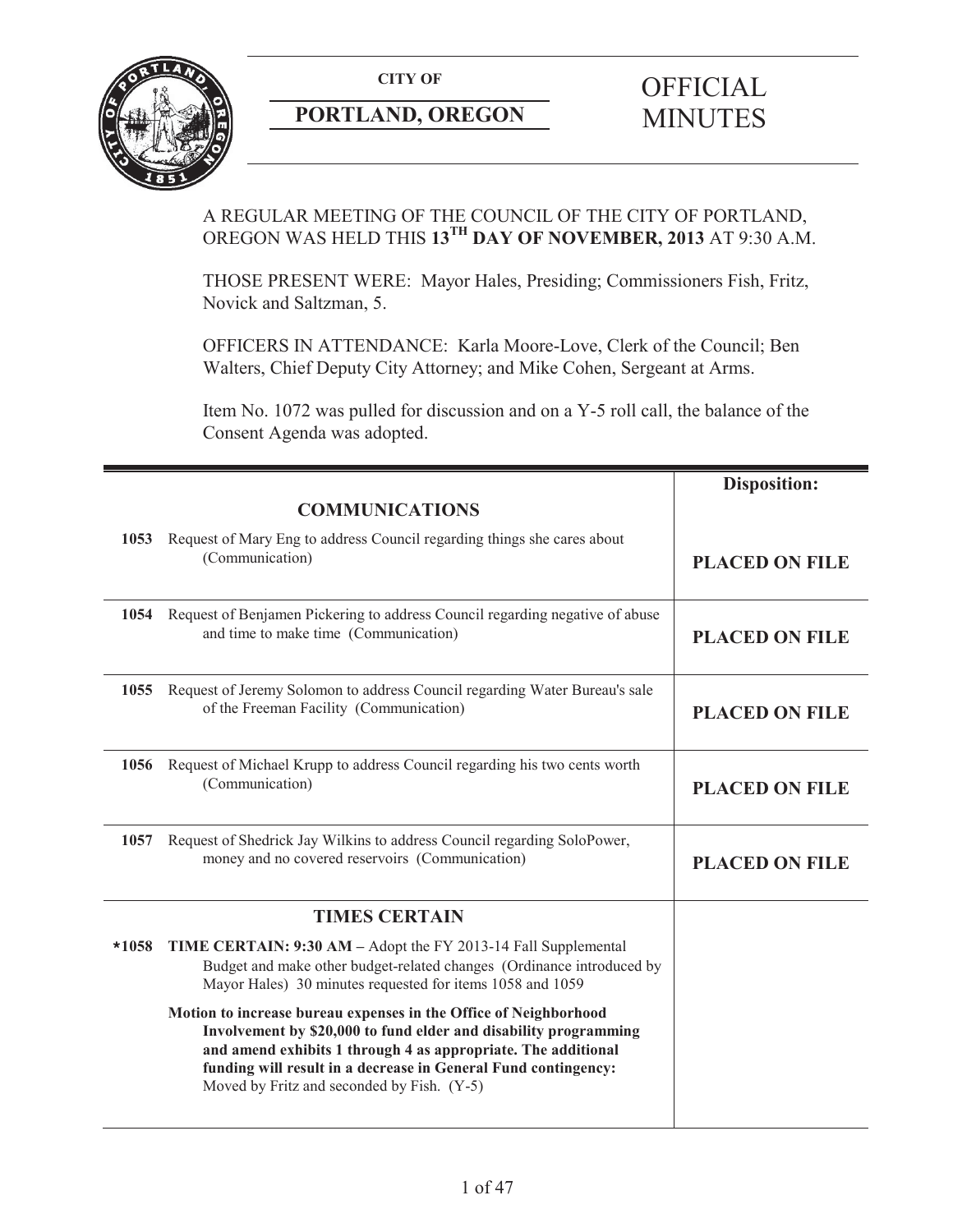**CITY OF**

**PORTLAND, OREGON**

# OFFICIAL MINUTES

A REGULAR MEETING OF THE COUNCIL OF THE CITY OF PORTLAND, OREGON WAS HELD THIS **13TH DAY OF NOVEMBER, 2013** AT 9:30 A.M.

THOSE PRESENT WERE: Mayor Hales, Presiding; Commissioners Fish, Fritz, Novick and Saltzman, 5.

OFFICERS IN ATTENDANCE: Karla Moore-Love, Clerk of the Council; Ben Walters, Chief Deputy City Attorney; and Mike Cohen, Sergeant at Arms.

Item No. 1072 was pulled for discussion and on a Y-5 roll call, the balance of the Consent Agenda was adopted.

| | | **Disposition:** |
|---|---|---|
| | **COMMUNICATIONS** | |
| **1053** | Request of Mary Eng to address Council regarding things she cares about (Communication) | **PLACED ON FILE** |
| **1054** | Request of Benjamen Pickering to address Council regarding negative of abuse and time to make time (Communication) | **PLACED ON FILE** |
| **1055** | Request of Jeremy Solomon to address Council regarding Water Bureau's sale of the Freeman Facility (Communication) | **PLACED ON FILE** |
| **1056** | Request of Michael Krupp to address Council regarding his two cents worth (Communication) | **PLACED ON FILE** |
| **1057** | Request of Shedrick Jay Wilkins to address Council regarding SoloPower, money and no covered reservoirs (Communication) | **PLACED ON FILE** |
| | **TIMES CERTAIN** | |
| ***1058** | **TIME CERTAIN: 9:30 AM –** Adopt the FY 2013-14 Fall Supplemental Budget and make other budget-related changes (Ordinance introduced by Mayor Hales) 30 minutes requested for items 1058 and 1059<br><br>**Motion to increase bureau expenses in the Office of Neighborhood Involvement by $20,000 to fund elder and disability programming and amend exhibits 1 through 4 as appropriate. The additional funding will result in a decrease in General Fund contingency:** Moved by Fritz and seconded by Fish. (Y-5) | |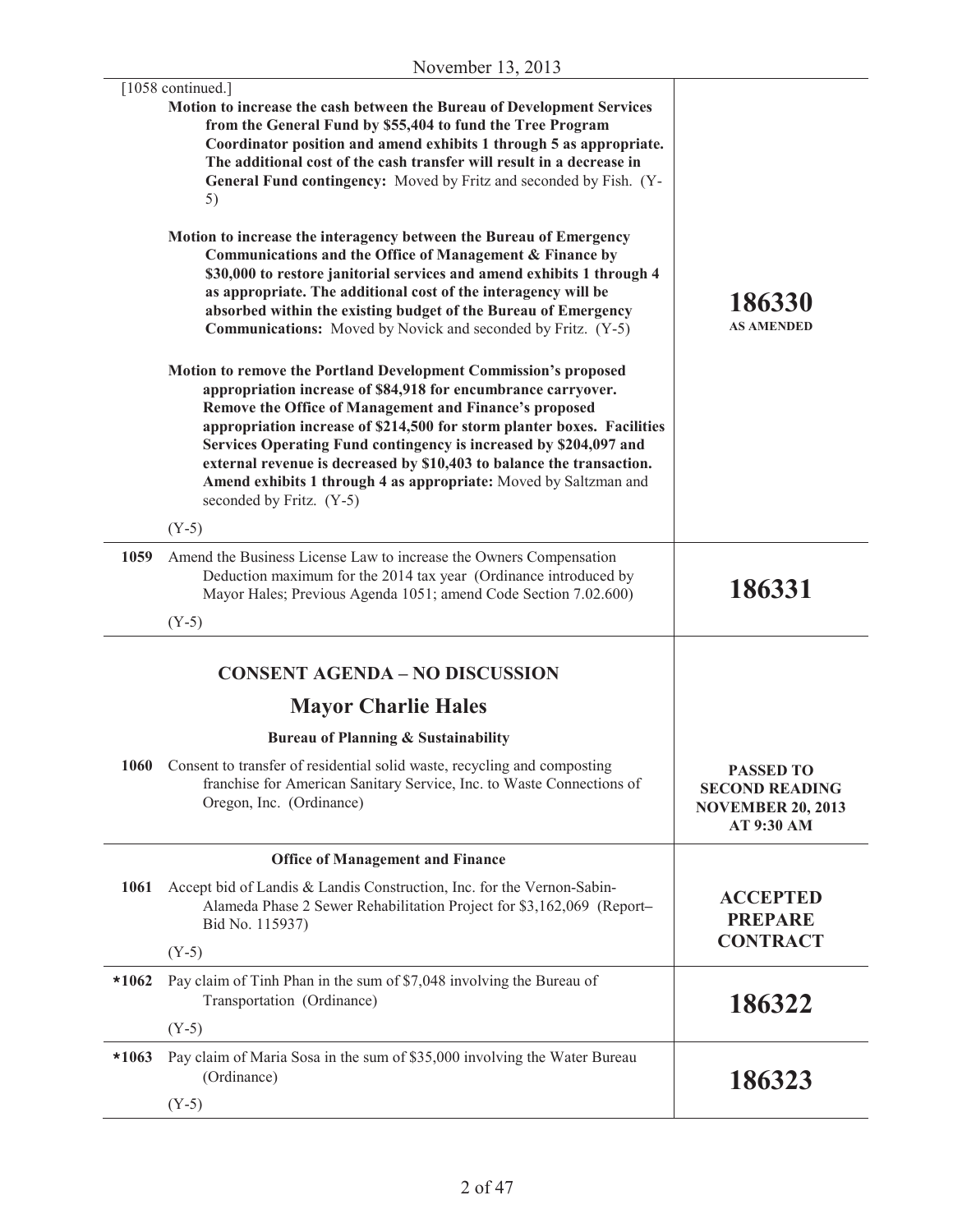November 13, 2013

| | | |
|---|---|---|
| | [1058 continued.]<br>**Motion to increase the cash between the Bureau of Development Services from the General Fund by $55,404 to fund the Tree Program Coordinator position and amend exhibits 1 through 5 as appropriate. The additional cost of the cash transfer will result in a decrease in General Fund contingency:** Moved by Fritz and seconded by Fish. (Y-5)<br><br>**Motion to increase the interagency between the Bureau of Emergency Communications and the Office of Management & Finance by $30,000 to restore janitorial services and amend exhibits 1 through 4 as appropriate. The additional cost of the interagency will be absorbed within the existing budget of the Bureau of Emergency Communications:** Moved by Novick and seconded by Fritz. (Y-5)<br><br>**Motion to remove the Portland Development Commission's proposed appropriation increase of $84,918 for encumbrance carryover. Remove the Office of Management and Finance's proposed appropriation increase of $214,500 for storm planter boxes. Facilities Services Operating Fund contingency is increased by $204,097 and external revenue is decreased by $10,403 to balance the transaction. Amend exhibits 1 through 4 as appropriate:** Moved by Saltzman and seconded by Fritz. (Y-5)<br><br>(Y-5) | **186330**<br>**AS AMENDED** |
| **1059** | Amend the Business License Law to increase the Owners Compensation Deduction maximum for the 2014 tax year (Ordinance introduced by Mayor Hales; Previous Agenda 1051; amend Code Section 7.02.600)<br><br>(Y-5) | **186331** |

## CONSENT AGENDA – NO DISCUSSION

## Mayor Charlie Hales

### Bureau of Planning & Sustainability

| | | |
|---|---|---|
| **1060** | Consent to transfer of residential solid waste, recycling and composting franchise for American Sanitary Service, Inc. to Waste Connections of Oregon, Inc. (Ordinance) | **PASSED TO SECOND READING NOVEMBER 20, 2013 AT 9:30 AM** |

### Office of Management and Finance

| | | |
|---|---|---|
| **1061** | Accept bid of Landis & Landis Construction, Inc. for the Vernon-Sabin-Alameda Phase 2 Sewer Rehabilitation Project for $3,162,069 (Report– Bid No. 115937)<br><br>(Y-5) | **ACCEPTED PREPARE CONTRACT** |
| ***1062** | Pay claim of Tinh Phan in the sum of $7,048 involving the Bureau of Transportation (Ordinance)<br><br>(Y-5) | **186322** |
| ***1063** | Pay claim of Maria Sosa in the sum of $35,000 involving the Water Bureau (Ordinance)<br><br>(Y-5) | **186323** |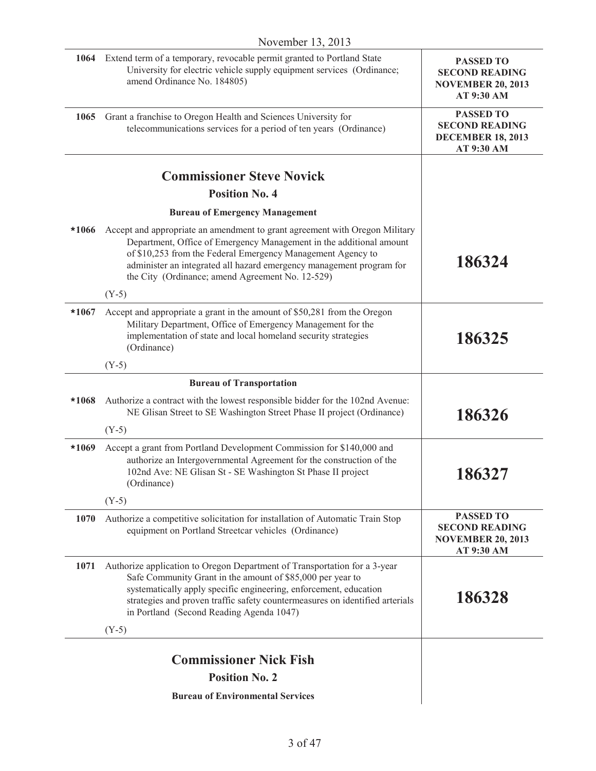November 13, 2013

| | | |
|---|---|---|
| 1064 | Extend term of a temporary, revocable permit granted to Portland State University for electric vehicle supply equipment services (Ordinance; amend Ordinance No. 184805) | **PASSED TO SECOND READING NOVEMBER 20, 2013 AT 9:30 AM** |
| 1065 | Grant a franchise to Oregon Health and Sciences University for telecommunications services for a period of ten years (Ordinance) | **PASSED TO SECOND READING DECEMBER 18, 2013 AT 9:30 AM** |

## Commissioner Steve Novick

### Position No. 4

**Bureau of Emergency Management**

| | | |
|---|---|---|
| *1066 | Accept and appropriate an amendment to grant agreement with Oregon Military Department, Office of Emergency Management in the additional amount of $10,253 from the Federal Emergency Management Agency to administer an integrated all hazard emergency management program for the City (Ordinance; amend Agreement No. 12-529)<br><br>(Y-5) | **186324** |
| *1067 | Accept and appropriate a grant in the amount of $50,281 from the Oregon Military Department, Office of Emergency Management for the implementation of state and local homeland security strategies (Ordinance)<br><br>(Y-5) | **186325** |

**Bureau of Transportation**

| | | |
|---|---|---|
| *1068 | Authorize a contract with the lowest responsible bidder for the 102nd Avenue: NE Glisan Street to SE Washington Street Phase II project (Ordinance)<br><br>(Y-5) | **186326** |
| *1069 | Accept a grant from Portland Development Commission for $140,000 and authorize an Intergovernmental Agreement for the construction of the 102nd Ave: NE Glisan St - SE Washington St Phase II project (Ordinance)<br><br>(Y-5) | **186327** |
| 1070 | Authorize a competitive solicitation for installation of Automatic Train Stop equipment on Portland Streetcar vehicles (Ordinance) | **PASSED TO SECOND READING NOVEMBER 20, 2013 AT 9:30 AM** |
| 1071 | Authorize application to Oregon Department of Transportation for a 3-year Safe Community Grant in the amount of $85,000 per year to systematically apply specific engineering, enforcement, education strategies and proven traffic safety countermeasures on identified arterials in Portland (Second Reading Agenda 1047)<br><br>(Y-5) | **186328** |

## Commissioner Nick Fish

### Position No. 2

**Bureau of Environmental Services**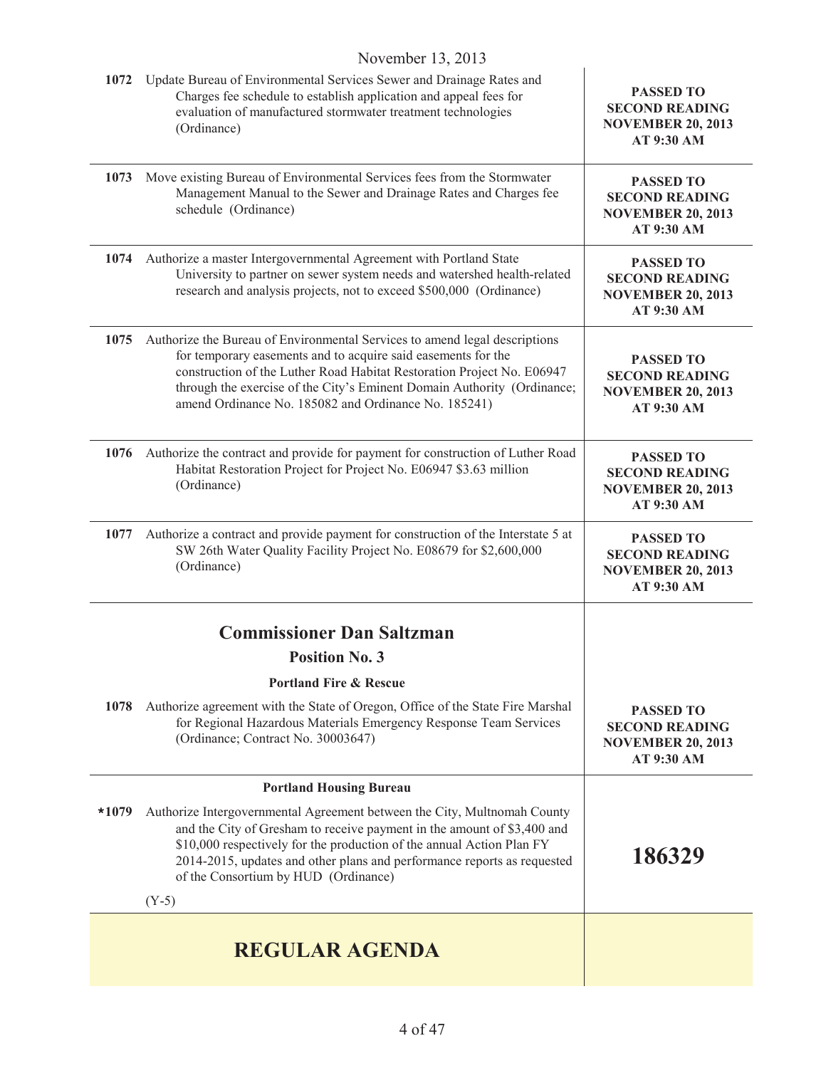November 13, 2013

| | | |
|---|---|---|
| 1072 | Update Bureau of Environmental Services Sewer and Drainage Rates and Charges fee schedule to establish application and appeal fees for evaluation of manufactured stormwater treatment technologies (Ordinance) | **PASSED TO SECOND READING NOVEMBER 20, 2013 AT 9:30 AM** |
| 1073 | Move existing Bureau of Environmental Services fees from the Stormwater Management Manual to the Sewer and Drainage Rates and Charges fee schedule (Ordinance) | **PASSED TO SECOND READING NOVEMBER 20, 2013 AT 9:30 AM** |
| 1074 | Authorize a master Intergovernmental Agreement with Portland State University to partner on sewer system needs and watershed health-related research and analysis projects, not to exceed $500,000 (Ordinance) | **PASSED TO SECOND READING NOVEMBER 20, 2013 AT 9:30 AM** |
| 1075 | Authorize the Bureau of Environmental Services to amend legal descriptions for temporary easements and to acquire said easements for the construction of the Luther Road Habitat Restoration Project No. E06947 through the exercise of the City's Eminent Domain Authority (Ordinance; amend Ordinance No. 185082 and Ordinance No. 185241) | **PASSED TO SECOND READING NOVEMBER 20, 2013 AT 9:30 AM** |
| 1076 | Authorize the contract and provide for payment for construction of Luther Road Habitat Restoration Project for Project No. E06947 $3.63 million (Ordinance) | **PASSED TO SECOND READING NOVEMBER 20, 2013 AT 9:30 AM** |
| 1077 | Authorize a contract and provide payment for construction of the Interstate 5 at SW 26th Water Quality Facility Project No. E08679 for $2,600,000 (Ordinance) | **PASSED TO SECOND READING NOVEMBER 20, 2013 AT 9:30 AM** |

## Commissioner Dan Saltzman

### Position No. 3

**Portland Fire & Rescue**

| | | |
|---|---|---|
| 1078 | Authorize agreement with the State of Oregon, Office of the State Fire Marshal for Regional Hazardous Materials Emergency Response Team Services (Ordinance; Contract No. 30003647) | **PASSED TO SECOND READING NOVEMBER 20, 2013 AT 9:30 AM** |

**Portland Housing Bureau**

| | | |
|---|---|---|
| *1079 | Authorize Intergovernmental Agreement between the City, Multnomah County and the City of Gresham to receive payment in the amount of $3,400 and $10,000 respectively for the production of the annual Action Plan FY 2014-2015, updates and other plans and performance reports as requested of the Consortium by HUD (Ordinance)<br><br>(Y-5) | **186329** |

## REGULAR AGENDA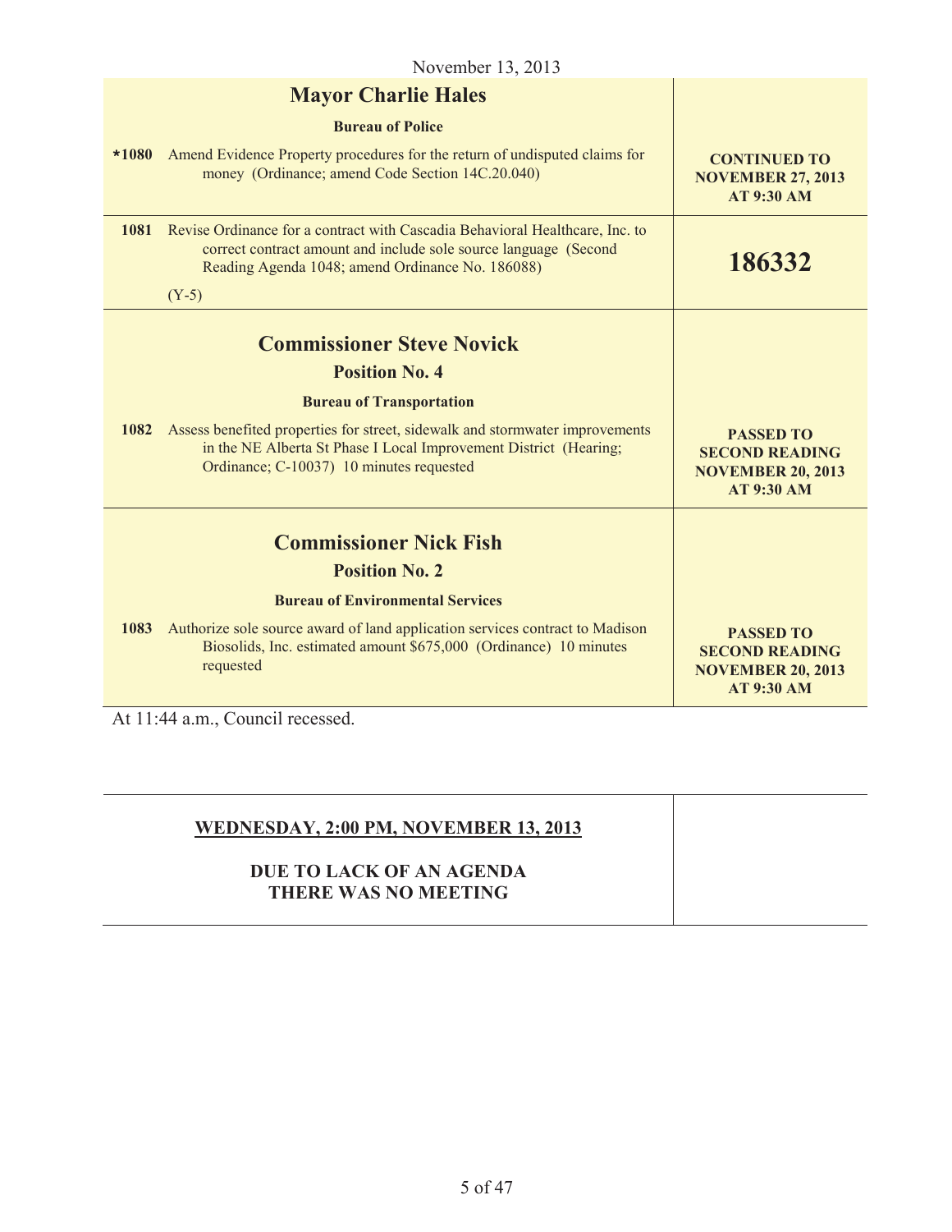November 13, 2013

| | |
|---|---|
| **Mayor Charlie Hales** | |
| **Bureau of Police** | |
| **\*1080** Amend Evidence Property procedures for the return of undisputed claims for money (Ordinance; amend Code Section 14C.20.040) | **CONTINUED TO NOVEMBER 27, 2013 AT 9:30 AM** |
| **1081** Revise Ordinance for a contract with Cascadia Behavioral Healthcare, Inc. to correct contract amount and include sole source language (Second Reading Agenda 1048; amend Ordinance No. 186088) (Y-5) | **186332** |
| **Commissioner Steve Novick** | |
| **Position No. 4** | |
| **Bureau of Transportation** | |
| **1082** Assess benefited properties for street, sidewalk and stormwater improvements in the NE Alberta St Phase I Local Improvement District (Hearing; Ordinance; C-10037) 10 minutes requested | **PASSED TO SECOND READING NOVEMBER 20, 2013 AT 9:30 AM** |
| **Commissioner Nick Fish** | |
| **Position No. 2** | |
| **Bureau of Environmental Services** | |
| **1083** Authorize sole source award of land application services contract to Madison Biosolids, Inc. estimated amount $675,000 (Ordinance) 10 minutes requested | **PASSED TO SECOND READING NOVEMBER 20, 2013 AT 9:30 AM** |

At 11:44 a.m., Council recessed.

| | |
|---|---|
| **WEDNESDAY, 2:00 PM, NOVEMBER 13, 2013** | |
| **DUE TO LACK OF AN AGENDA THERE WAS NO MEETING** | |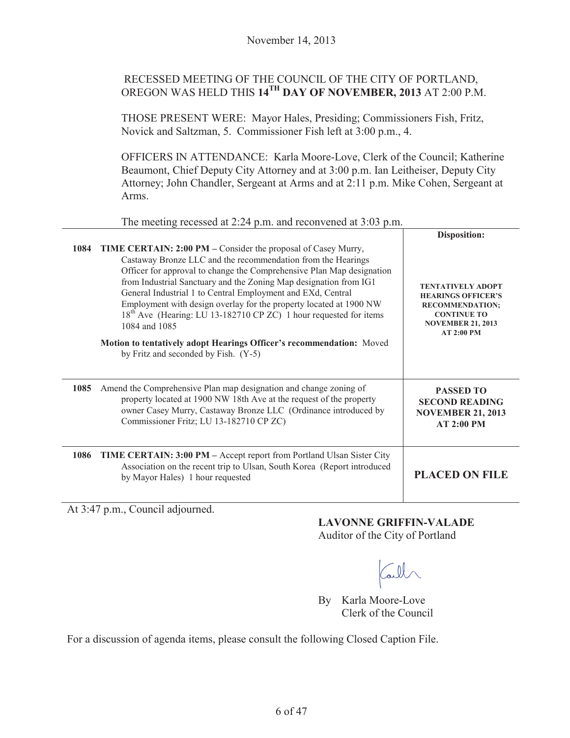November 14, 2013

RECESSED MEETING OF THE COUNCIL OF THE CITY OF PORTLAND, OREGON WAS HELD THIS **14TH DAY OF NOVEMBER, 2013** AT 2:00 P.M.

THOSE PRESENT WERE: Mayor Hales, Presiding; Commissioners Fish, Fritz, Novick and Saltzman, 5. Commissioner Fish left at 3:00 p.m., 4.

OFFICERS IN ATTENDANCE: Karla Moore-Love, Clerk of the Council; Katherine Beaumont, Chief Deputy City Attorney and at 3:00 p.m. Ian Leitheiser, Deputy City Attorney; John Chandler, Sergeant at Arms and at 2:11 p.m. Mike Cohen, Sergeant at Arms.

The meeting recessed at 2:24 p.m. and reconvened at 3:03 p.m.

| | | Disposition: |
|---|---|---|
| 1084 | **TIME CERTAIN: 2:00 PM –** Consider the proposal of Casey Murry, Castaway Bronze LLC and the recommendation from the Hearings Officer for approval to change the Comprehensive Plan Map designation from Industrial Sanctuary and the Zoning Map designation from IG1 General Industrial 1 to Central Employment and EXd, Central Employment with design overlay for the property located at 1900 NW 18th Ave (Hearing: LU 13-182710 CP ZC) 1 hour requested for items 1084 and 1085<br><br>**Motion to tentatively adopt Hearings Officer's recommendation:** Moved by Fritz and seconded by Fish. (Y-5) | **TENTATIVELY ADOPT HEARINGS OFFICER'S RECOMMENDATION; CONTINUE TO NOVEMBER 21, 2013 AT 2:00 PM** |
| 1085 | Amend the Comprehensive Plan map designation and change zoning of property located at 1900 NW 18th Ave at the request of the property owner Casey Murry, Castaway Bronze LLC (Ordinance introduced by Commissioner Fritz; LU 13-182710 CP ZC) | **PASSED TO SECOND READING NOVEMBER 21, 2013 AT 2:00 PM** |
| 1086 | **TIME CERTAIN: 3:00 PM –** Accept report from Portland Ulsan Sister City Association on the recent trip to Ulsan, South Korea (Report introduced by Mayor Hales) 1 hour requested | **PLACED ON FILE** |

At 3:47 p.m., Council adjourned.

**LAVONNE GRIFFIN-VALADE**
Auditor of the City of Portland

By Karla Moore-Love
Clerk of the Council

For a discussion of agenda items, please consult the following Closed Caption File.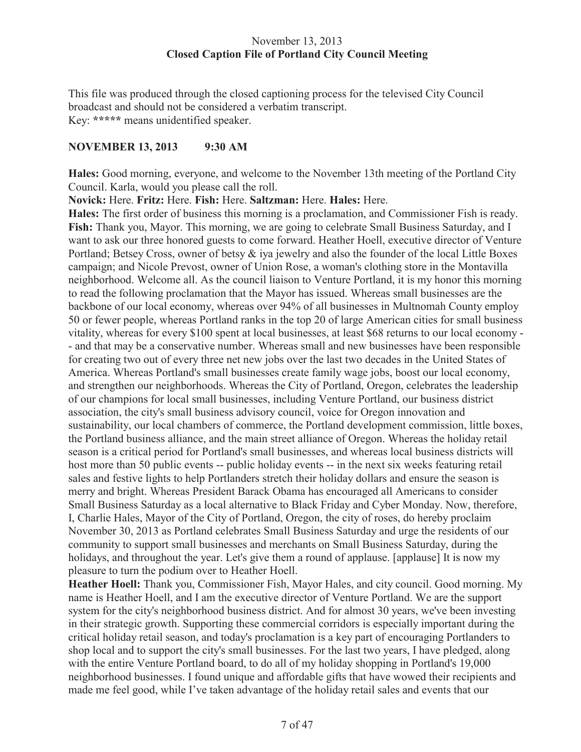November 13, 2013
**Closed Caption File of Portland City Council Meeting**

This file was produced through the closed captioning process for the televised City Council broadcast and should not be considered a verbatim transcript.
Key: **\*\*\*\*\*** means unidentified speaker.

**NOVEMBER 13, 2013 9:30 AM**

**Hales:** Good morning, everyone, and welcome to the November 13th meeting of the Portland City Council. Karla, would you please call the roll.

**Novick:** Here. **Fritz:** Here. **Fish:** Here. **Saltzman:** Here. **Hales:** Here.

**Hales:** The first order of business this morning is a proclamation, and Commissioner Fish is ready.

**Fish:** Thank you, Mayor. This morning, we are going to celebrate Small Business Saturday, and I want to ask our three honored guests to come forward. Heather Hoell, executive director of Venture Portland; Betsey Cross, owner of betsy & iya jewelry and also the founder of the local Little Boxes campaign; and Nicole Prevost, owner of Union Rose, a woman's clothing store in the Montavilla neighborhood. Welcome all. As the council liaison to Venture Portland, it is my honor this morning to read the following proclamation that the Mayor has issued. Whereas small businesses are the backbone of our local economy, whereas over 94% of all businesses in Multnomah County employ 50 or fewer people, whereas Portland ranks in the top 20 of large American cities for small business vitality, whereas for every $100 spent at local businesses, at least $68 returns to our local economy -- and that may be a conservative number. Whereas small and new businesses have been responsible for creating two out of every three net new jobs over the last two decades in the United States of America. Whereas Portland's small businesses create family wage jobs, boost our local economy, and strengthen our neighborhoods. Whereas the City of Portland, Oregon, celebrates the leadership of our champions for local small businesses, including Venture Portland, our business district association, the city's small business advisory council, voice for Oregon innovation and sustainability, our local chambers of commerce, the Portland development commission, little boxes, the Portland business alliance, and the main street alliance of Oregon. Whereas the holiday retail season is a critical period for Portland's small businesses, and whereas local business districts will host more than 50 public events -- public holiday events -- in the next six weeks featuring retail sales and festive lights to help Portlanders stretch their holiday dollars and ensure the season is merry and bright. Whereas President Barack Obama has encouraged all Americans to consider Small Business Saturday as a local alternative to Black Friday and Cyber Monday. Now, therefore, I, Charlie Hales, Mayor of the City of Portland, Oregon, the city of roses, do hereby proclaim November 30, 2013 as Portland celebrates Small Business Saturday and urge the residents of our community to support small businesses and merchants on Small Business Saturday, during the holidays, and throughout the year. Let's give them a round of applause. [applause] It is now my pleasure to turn the podium over to Heather Hoell.

**Heather Hoell:** Thank you, Commissioner Fish, Mayor Hales, and city council. Good morning. My name is Heather Hoell, and I am the executive director of Venture Portland. We are the support system for the city's neighborhood business district. And for almost 30 years, we've been investing in their strategic growth. Supporting these commercial corridors is especially important during the critical holiday retail season, and today's proclamation is a key part of encouraging Portlanders to shop local and to support the city's small businesses. For the last two years, I have pledged, along with the entire Venture Portland board, to do all of my holiday shopping in Portland's 19,000 neighborhood businesses. I found unique and affordable gifts that have wowed their recipients and made me feel good, while I've taken advantage of the holiday retail sales and events that our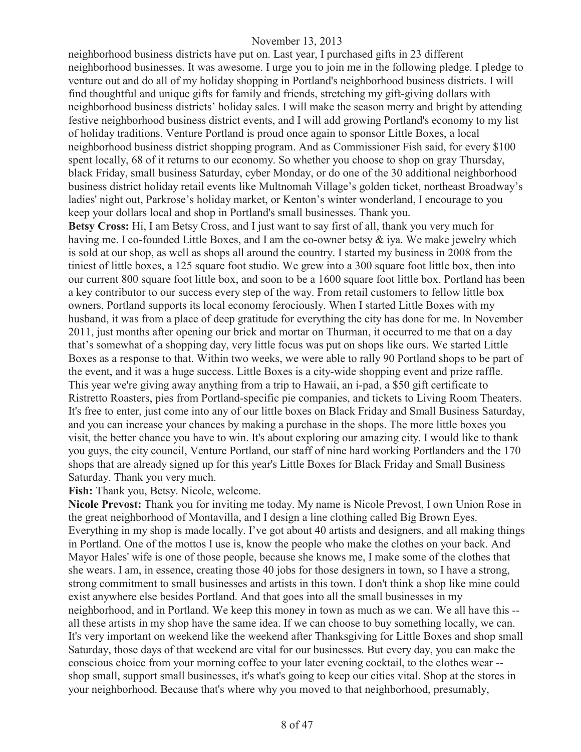neighborhood business districts have put on. Last year, I purchased gifts in 23 different neighborhood businesses. It was awesome. I urge you to join me in the following pledge. I pledge to venture out and do all of my holiday shopping in Portland's neighborhood business districts. I will find thoughtful and unique gifts for family and friends, stretching my gift-giving dollars with neighborhood business districts' holiday sales. I will make the season merry and bright by attending festive neighborhood business district events, and I will add growing Portland's economy to my list of holiday traditions. Venture Portland is proud once again to sponsor Little Boxes, a local neighborhood business district shopping program. And as Commissioner Fish said, for every $100 spent locally, 68 of it returns to our economy. So whether you choose to shop on gray Thursday, black Friday, small business Saturday, cyber Monday, or do one of the 30 additional neighborhood business district holiday retail events like Multnomah Village's golden ticket, northeast Broadway's ladies' night out, Parkrose's holiday market, or Kenton's winter wonderland, I encourage to you keep your dollars local and shop in Portland's small businesses. Thank you.

**Betsy Cross:** Hi, I am Betsy Cross, and I just want to say first of all, thank you very much for having me. I co-founded Little Boxes, and I am the co-owner betsy & iya. We make jewelry which is sold at our shop, as well as shops all around the country. I started my business in 2008 from the tiniest of little boxes, a 125 square foot studio. We grew into a 300 square foot little box, then into our current 800 square foot little box, and soon to be a 1600 square foot little box. Portland has been a key contributor to our success every step of the way. From retail customers to fellow little box owners, Portland supports its local economy ferociously. When I started Little Boxes with my husband, it was from a place of deep gratitude for everything the city has done for me. In November 2011, just months after opening our brick and mortar on Thurman, it occurred to me that on a day that's somewhat of a shopping day, very little focus was put on shops like ours. We started Little Boxes as a response to that. Within two weeks, we were able to rally 90 Portland shops to be part of the event, and it was a huge success. Little Boxes is a city-wide shopping event and prize raffle. This year we're giving away anything from a trip to Hawaii, an i-pad, a $50 gift certificate to Ristretto Roasters, pies from Portland-specific pie companies, and tickets to Living Room Theaters. It's free to enter, just come into any of our little boxes on Black Friday and Small Business Saturday, and you can increase your chances by making a purchase in the shops. The more little boxes you visit, the better chance you have to win. It's about exploring our amazing city. I would like to thank you guys, the city council, Venture Portland, our staff of nine hard working Portlanders and the 170 shops that are already signed up for this year's Little Boxes for Black Friday and Small Business Saturday. Thank you very much.

**Fish:** Thank you, Betsy. Nicole, welcome.

**Nicole Prevost:** Thank you for inviting me today. My name is Nicole Prevost, I own Union Rose in the great neighborhood of Montavilla, and I design a line clothing called Big Brown Eyes. Everything in my shop is made locally. I've got about 40 artists and designers, and all making things in Portland. One of the mottos I use is, know the people who make the clothes on your back. And Mayor Hales' wife is one of those people, because she knows me, I make some of the clothes that she wears. I am, in essence, creating those 40 jobs for those designers in town, so I have a strong, strong commitment to small businesses and artists in this town. I don't think a shop like mine could exist anywhere else besides Portland. And that goes into all the small businesses in my neighborhood, and in Portland. We keep this money in town as much as we can. We all have this -- all these artists in my shop have the same idea. If we can choose to buy something locally, we can. It's very important on weekend like the weekend after Thanksgiving for Little Boxes and shop small Saturday, those days of that weekend are vital for our businesses. But every day, you can make the conscious choice from your morning coffee to your later evening cocktail, to the clothes wear -- shop small, support small businesses, it's what's going to keep our cities vital. Shop at the stores in your neighborhood. Because that's where why you moved to that neighborhood, presumably,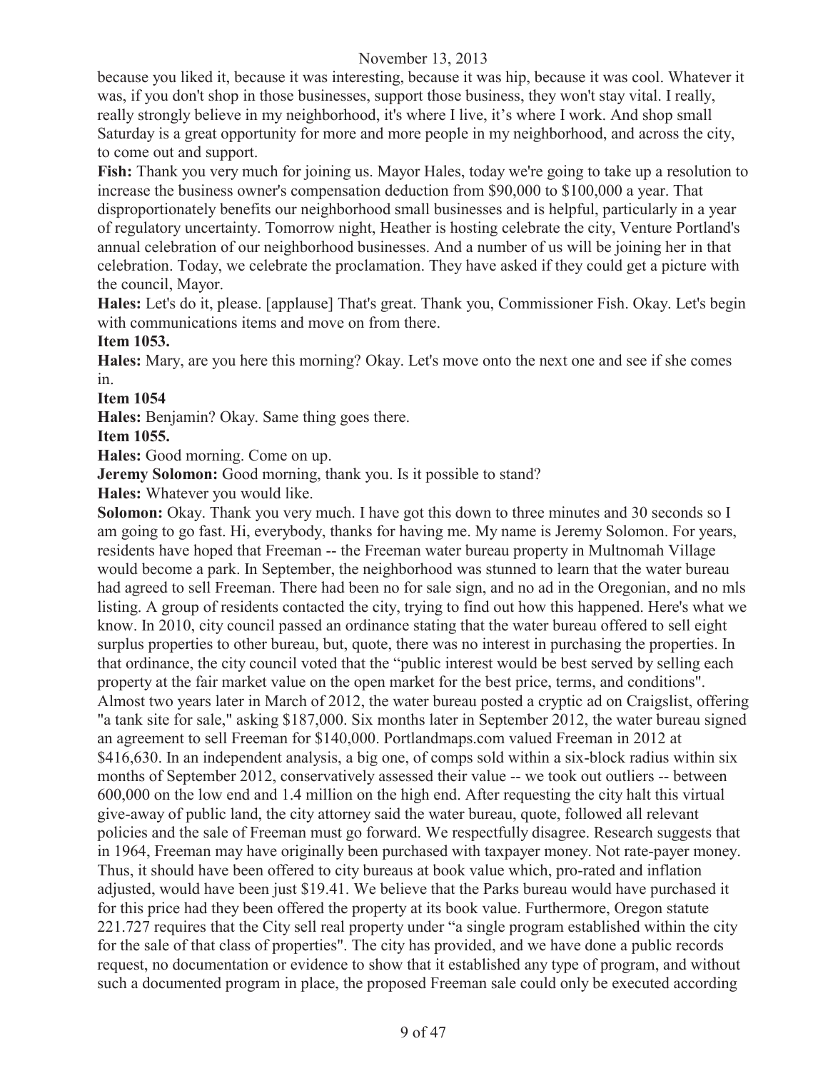because you liked it, because it was interesting, because it was hip, because it was cool. Whatever it was, if you don't shop in those businesses, support those business, they won't stay vital. I really, really strongly believe in my neighborhood, it's where I live, it’s where I work. And shop small Saturday is a great opportunity for more and more people in my neighborhood, and across the city, to come out and support.

**Fish:** Thank you very much for joining us. Mayor Hales, today we're going to take up a resolution to increase the business owner's compensation deduction from $90,000 to $100,000 a year. That disproportionately benefits our neighborhood small businesses and is helpful, particularly in a year of regulatory uncertainty. Tomorrow night, Heather is hosting celebrate the city, Venture Portland's annual celebration of our neighborhood businesses. And a number of us will be joining her in that celebration. Today, we celebrate the proclamation. They have asked if they could get a picture with the council, Mayor.

**Hales:** Let's do it, please. [applause] That's great. Thank you, Commissioner Fish. Okay. Let's begin with communications items and move on from there.

**Item 1053.**

**Hales:** Mary, are you here this morning? Okay. Let's move onto the next one and see if she comes in.

**Item 1054**

**Hales:** Benjamin? Okay. Same thing goes there.

**Item 1055.**

**Hales:** Good morning. Come on up.

**Jeremy Solomon:** Good morning, thank you. Is it possible to stand?

**Hales:** Whatever you would like.

**Solomon:** Okay. Thank you very much. I have got this down to three minutes and 30 seconds so I am going to go fast. Hi, everybody, thanks for having me. My name is Jeremy Solomon. For years, residents have hoped that Freeman -- the Freeman water bureau property in Multnomah Village would become a park. In September, the neighborhood was stunned to learn that the water bureau had agreed to sell Freeman. There had been no for sale sign, and no ad in the Oregonian, and no mls listing. A group of residents contacted the city, trying to find out how this happened. Here's what we know. In 2010, city council passed an ordinance stating that the water bureau offered to sell eight surplus properties to other bureau, but, quote, there was no interest in purchasing the properties. In that ordinance, the city council voted that the “public interest would be best served by selling each property at the fair market value on the open market for the best price, terms, and conditions". Almost two years later in March of 2012, the water bureau posted a cryptic ad on Craigslist, offering "a tank site for sale," asking $187,000. Six months later in September 2012, the water bureau signed an agreement to sell Freeman for $140,000. Portlandmaps.com valued Freeman in 2012 at $416,630. In an independent analysis, a big one, of comps sold within a six-block radius within six months of September 2012, conservatively assessed their value -- we took out outliers -- between 600,000 on the low end and 1.4 million on the high end. After requesting the city halt this virtual give-away of public land, the city attorney said the water bureau, quote, followed all relevant policies and the sale of Freeman must go forward. We respectfully disagree. Research suggests that in 1964, Freeman may have originally been purchased with taxpayer money. Not rate-payer money. Thus, it should have been offered to city bureaus at book value which, pro-rated and inflation adjusted, would have been just $19.41. We believe that the Parks bureau would have purchased it for this price had they been offered the property at its book value. Furthermore, Oregon statute 221.727 requires that the City sell real property under “a single program established within the city for the sale of that class of properties". The city has provided, and we have done a public records request, no documentation or evidence to show that it established any type of program, and without such a documented program in place, the proposed Freeman sale could only be executed according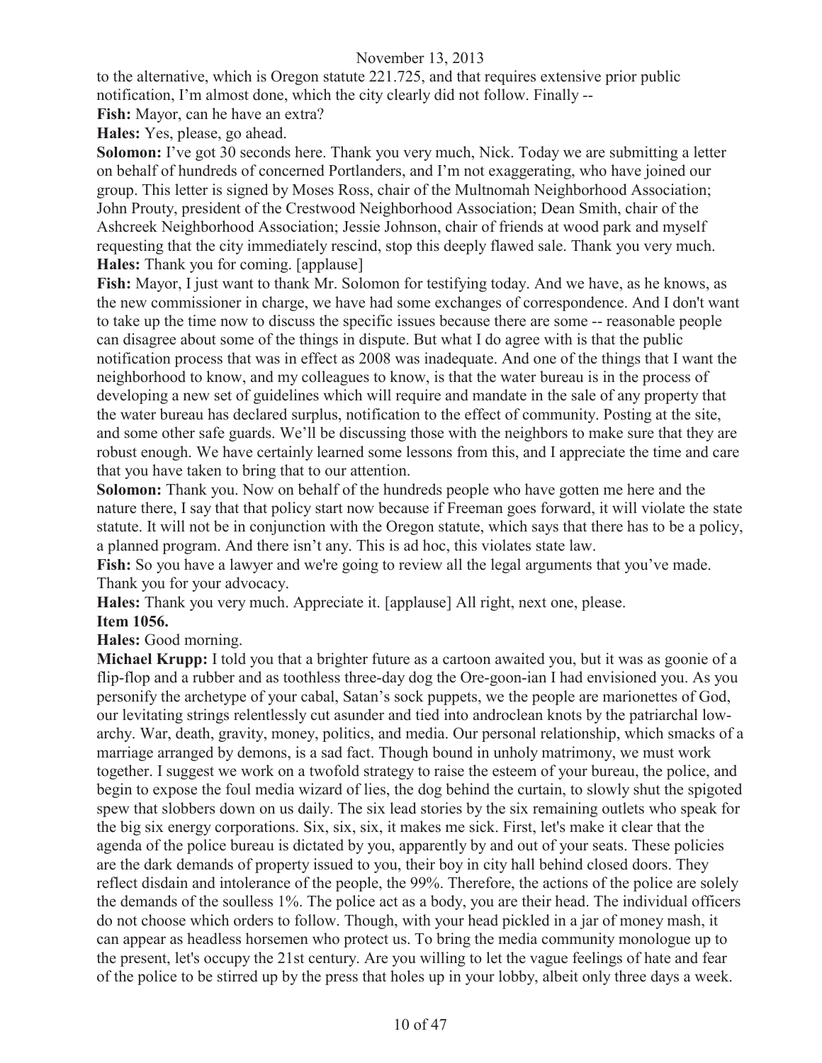to the alternative, which is Oregon statute 221.725, and that requires extensive prior public notification, I'm almost done, which the city clearly did not follow. Finally --

**Fish:** Mayor, can he have an extra?

**Hales:** Yes, please, go ahead.

**Solomon:** I've got 30 seconds here. Thank you very much, Nick. Today we are submitting a letter on behalf of hundreds of concerned Portlanders, and I'm not exaggerating, who have joined our group. This letter is signed by Moses Ross, chair of the Multnomah Neighborhood Association; John Prouty, president of the Crestwood Neighborhood Association; Dean Smith, chair of the Ashcreek Neighborhood Association; Jessie Johnson, chair of friends at wood park and myself requesting that the city immediately rescind, stop this deeply flawed sale. Thank you very much.

**Hales:** Thank you for coming. [applause]

**Fish:** Mayor, I just want to thank Mr. Solomon for testifying today. And we have, as he knows, as the new commissioner in charge, we have had some exchanges of correspondence. And I don't want to take up the time now to discuss the specific issues because there are some -- reasonable people can disagree about some of the things in dispute. But what I do agree with is that the public notification process that was in effect as 2008 was inadequate. And one of the things that I want the neighborhood to know, and my colleagues to know, is that the water bureau is in the process of developing a new set of guidelines which will require and mandate in the sale of any property that the water bureau has declared surplus, notification to the effect of community. Posting at the site, and some other safe guards. We'll be discussing those with the neighbors to make sure that they are robust enough. We have certainly learned some lessons from this, and I appreciate the time and care that you have taken to bring that to our attention.

**Solomon:** Thank you. Now on behalf of the hundreds people who have gotten me here and the nature there, I say that that policy start now because if Freeman goes forward, it will violate the state statute. It will not be in conjunction with the Oregon statute, which says that there has to be a policy, a planned program. And there isn't any. This is ad hoc, this violates state law.

**Fish:** So you have a lawyer and we're going to review all the legal arguments that you've made. Thank you for your advocacy.

**Hales:** Thank you very much. Appreciate it. [applause] All right, next one, please.

**Item 1056.**

**Hales:** Good morning.

**Michael Krupp:** I told you that a brighter future as a cartoon awaited you, but it was as goonie of a flip-flop and a rubber and as toothless three-day dog the Ore-goon-ian I had envisioned you. As you personify the archetype of your cabal, Satan's sock puppets, we the people are marionettes of God, our levitating strings relentlessly cut asunder and tied into androclean knots by the patriarchal low-archy. War, death, gravity, money, politics, and media. Our personal relationship, which smacks of a marriage arranged by demons, is a sad fact. Though bound in unholy matrimony, we must work together. I suggest we work on a twofold strategy to raise the esteem of your bureau, the police, and begin to expose the foul media wizard of lies, the dog behind the curtain, to slowly shut the spigoted spew that slobbers down on us daily. The six lead stories by the six remaining outlets who speak for the big six energy corporations. Six, six, six, it makes me sick. First, let's make it clear that the agenda of the police bureau is dictated by you, apparently by and out of your seats. These policies are the dark demands of property issued to you, their boy in city hall behind closed doors. They reflect disdain and intolerance of the people, the 99%. Therefore, the actions of the police are solely the demands of the soulless 1%. The police act as a body, you are their head. The individual officers do not choose which orders to follow. Though, with your head pickled in a jar of money mash, it can appear as headless horsemen who protect us. To bring the media community monologue up to the present, let's occupy the 21st century. Are you willing to let the vague feelings of hate and fear of the police to be stirred up by the press that holes up in your lobby, albeit only three days a week.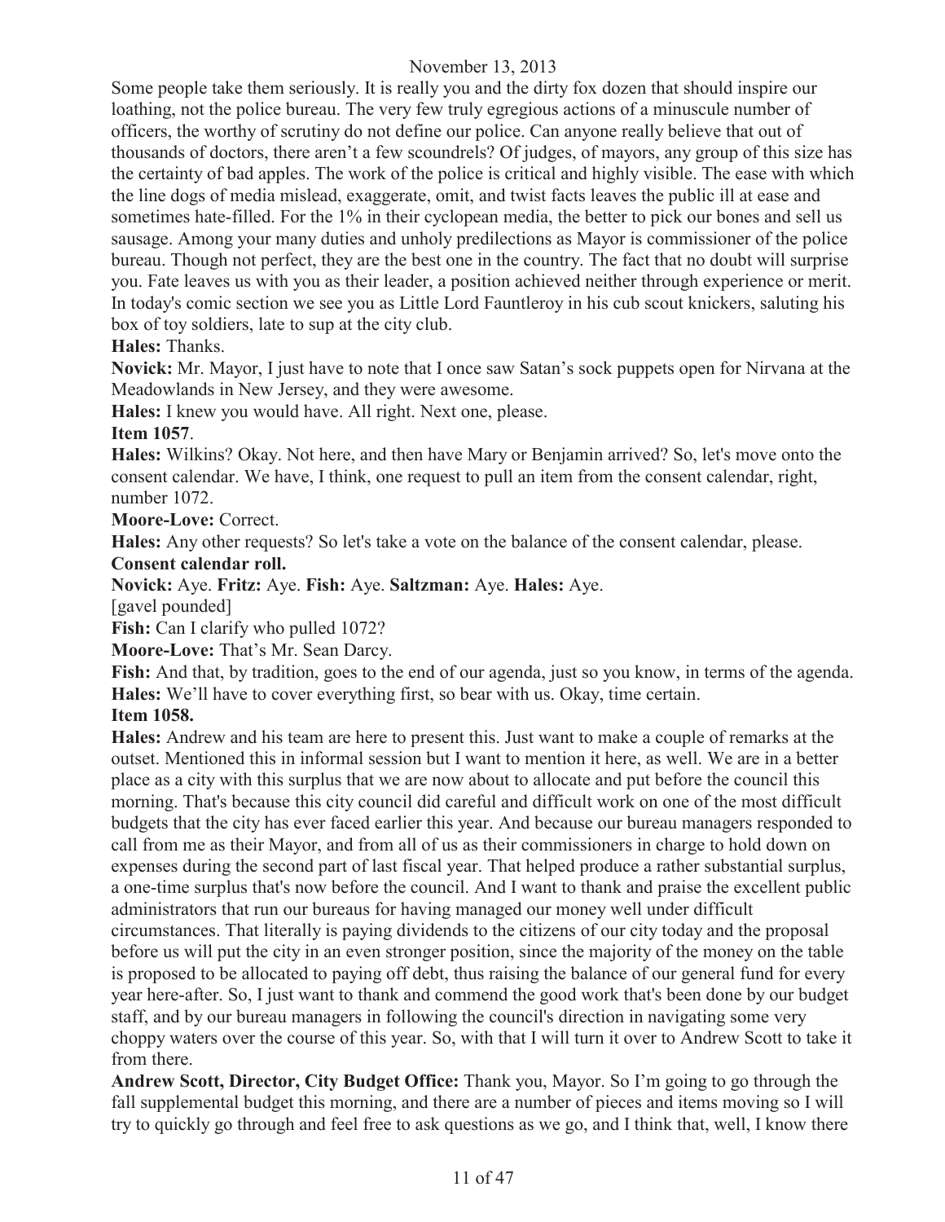Some people take them seriously. It is really you and the dirty fox dozen that should inspire our loathing, not the police bureau. The very few truly egregious actions of a minuscule number of officers, the worthy of scrutiny do not define our police. Can anyone really believe that out of thousands of doctors, there aren't a few scoundrels? Of judges, of mayors, any group of this size has the certainty of bad apples. The work of the police is critical and highly visible. The ease with which the line dogs of media mislead, exaggerate, omit, and twist facts leaves the public ill at ease and sometimes hate-filled. For the 1% in their cyclopean media, the better to pick our bones and sell us sausage. Among your many duties and unholy predilections as Mayor is commissioner of the police bureau. Though not perfect, they are the best one in the country. The fact that no doubt will surprise you. Fate leaves us with you as their leader, a position achieved neither through experience or merit. In today's comic section we see you as Little Lord Fauntleroy in his cub scout knickers, saluting his box of toy soldiers, late to sup at the city club.

**Hales:** Thanks.

**Novick:** Mr. Mayor, I just have to note that I once saw Satan's sock puppets open for Nirvana at the Meadowlands in New Jersey, and they were awesome.

**Hales:** I knew you would have. All right. Next one, please.

**Item 1057**.

**Hales:** Wilkins? Okay. Not here, and then have Mary or Benjamin arrived? So, let's move onto the consent calendar. We have, I think, one request to pull an item from the consent calendar, right, number 1072.

**Moore-Love:** Correct.

**Hales:** Any other requests? So let's take a vote on the balance of the consent calendar, please.

**Consent calendar roll.**

**Novick:** Aye. **Fritz:** Aye. **Fish:** Aye. **Saltzman:** Aye. **Hales:** Aye.

[gavel pounded]

**Fish:** Can I clarify who pulled 1072?

**Moore-Love:** That's Mr. Sean Darcy.

**Fish:** And that, by tradition, goes to the end of our agenda, just so you know, in terms of the agenda.

**Hales:** We'll have to cover everything first, so bear with us. Okay, time certain.

**Item 1058.**

**Hales:** Andrew and his team are here to present this. Just want to make a couple of remarks at the outset. Mentioned this in informal session but I want to mention it here, as well. We are in a better place as a city with this surplus that we are now about to allocate and put before the council this morning. That's because this city council did careful and difficult work on one of the most difficult budgets that the city has ever faced earlier this year. And because our bureau managers responded to call from me as their Mayor, and from all of us as their commissioners in charge to hold down on expenses during the second part of last fiscal year. That helped produce a rather substantial surplus, a one-time surplus that's now before the council. And I want to thank and praise the excellent public administrators that run our bureaus for having managed our money well under difficult circumstances. That literally is paying dividends to the citizens of our city today and the proposal before us will put the city in an even stronger position, since the majority of the money on the table is proposed to be allocated to paying off debt, thus raising the balance of our general fund for every year here-after. So, I just want to thank and commend the good work that's been done by our budget staff, and by our bureau managers in following the council's direction in navigating some very choppy waters over the course of this year. So, with that I will turn it over to Andrew Scott to take it from there.

**Andrew Scott, Director, City Budget Office:** Thank you, Mayor. So I'm going to go through the fall supplemental budget this morning, and there are a number of pieces and items moving so I will try to quickly go through and feel free to ask questions as we go, and I think that, well, I know there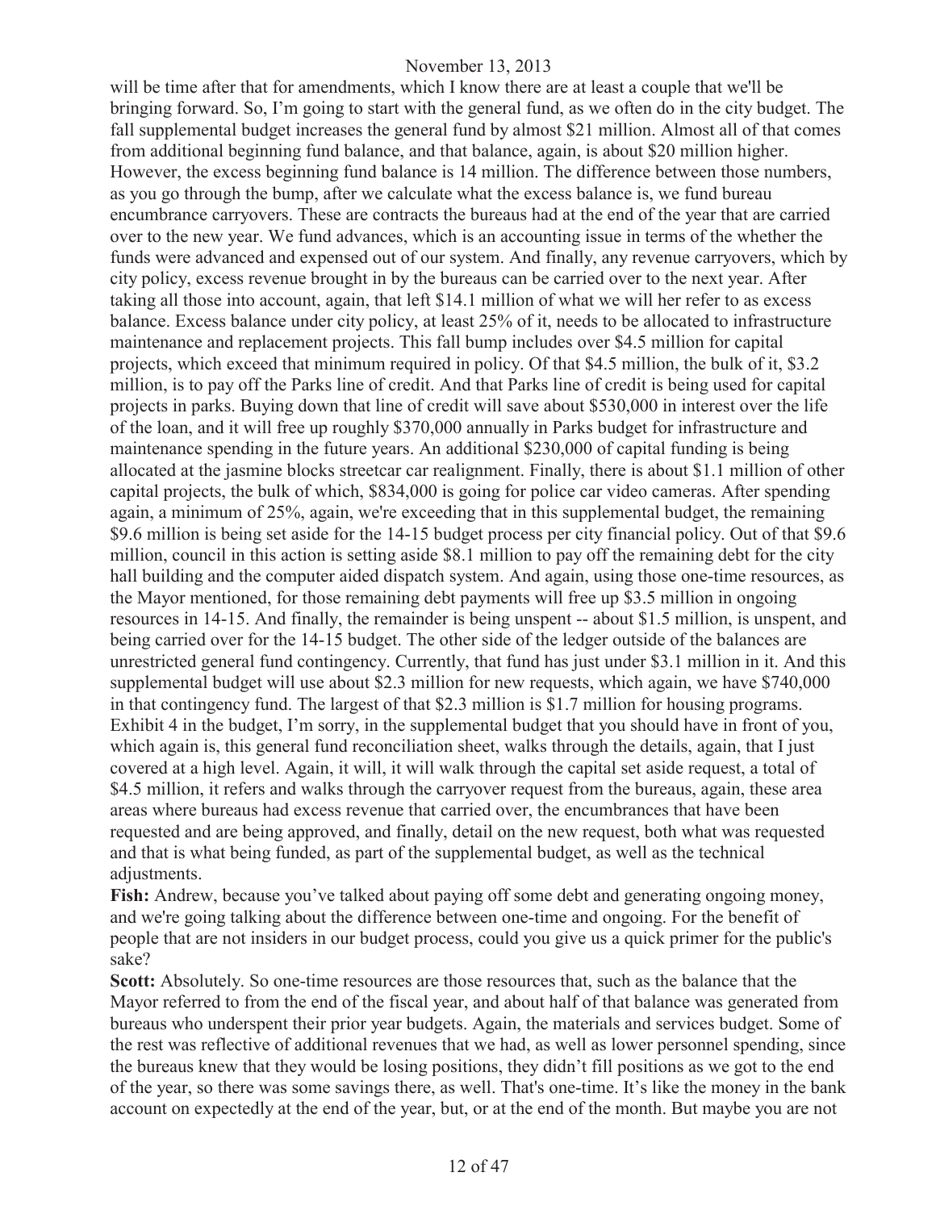will be time after that for amendments, which I know there are at least a couple that we'll be bringing forward. So, I'm going to start with the general fund, as we often do in the city budget. The fall supplemental budget increases the general fund by almost $21 million. Almost all of that comes from additional beginning fund balance, and that balance, again, is about $20 million higher. However, the excess beginning fund balance is 14 million. The difference between those numbers, as you go through the bump, after we calculate what the excess balance is, we fund bureau encumbrance carryovers. These are contracts the bureaus had at the end of the year that are carried over to the new year. We fund advances, which is an accounting issue in terms of the whether the funds were advanced and expensed out of our system. And finally, any revenue carryovers, which by city policy, excess revenue brought in by the bureaus can be carried over to the next year. After taking all those into account, again, that left $14.1 million of what we will her refer to as excess balance. Excess balance under city policy, at least 25% of it, needs to be allocated to infrastructure maintenance and replacement projects. This fall bump includes over $4.5 million for capital projects, which exceed that minimum required in policy. Of that $4.5 million, the bulk of it, $3.2 million, is to pay off the Parks line of credit. And that Parks line of credit is being used for capital projects in parks. Buying down that line of credit will save about $530,000 in interest over the life of the loan, and it will free up roughly $370,000 annually in Parks budget for infrastructure and maintenance spending in the future years. An additional $230,000 of capital funding is being allocated at the jasmine blocks streetcar car realignment. Finally, there is about $1.1 million of other capital projects, the bulk of which, $834,000 is going for police car video cameras. After spending again, a minimum of 25%, again, we're exceeding that in this supplemental budget, the remaining $9.6 million is being set aside for the 14-15 budget process per city financial policy. Out of that $9.6 million, council in this action is setting aside $8.1 million to pay off the remaining debt for the city hall building and the computer aided dispatch system. And again, using those one-time resources, as the Mayor mentioned, for those remaining debt payments will free up $3.5 million in ongoing resources in 14-15. And finally, the remainder is being unspent -- about $1.5 million, is unspent, and being carried over for the 14-15 budget. The other side of the ledger outside of the balances are unrestricted general fund contingency. Currently, that fund has just under $3.1 million in it. And this supplemental budget will use about $2.3 million for new requests, which again, we have $740,000 in that contingency fund. The largest of that $2.3 million is $1.7 million for housing programs. Exhibit 4 in the budget, I'm sorry, in the supplemental budget that you should have in front of you, which again is, this general fund reconciliation sheet, walks through the details, again, that I just covered at a high level. Again, it will, it will walk through the capital set aside request, a total of $4.5 million, it refers and walks through the carryover request from the bureaus, again, these area areas where bureaus had excess revenue that carried over, the encumbrances that have been requested and are being approved, and finally, detail on the new request, both what was requested and that is what being funded, as part of the supplemental budget, as well as the technical adjustments.

**Fish:** Andrew, because you've talked about paying off some debt and generating ongoing money, and we're going talking about the difference between one-time and ongoing. For the benefit of people that are not insiders in our budget process, could you give us a quick primer for the public's sake?

**Scott:** Absolutely. So one-time resources are those resources that, such as the balance that the Mayor referred to from the end of the fiscal year, and about half of that balance was generated from bureaus who underspent their prior year budgets. Again, the materials and services budget. Some of the rest was reflective of additional revenues that we had, as well as lower personnel spending, since the bureaus knew that they would be losing positions, they didn't fill positions as we got to the end of the year, so there was some savings there, as well. That's one-time. It's like the money in the bank account on expectedly at the end of the year, but, or at the end of the month. But maybe you are not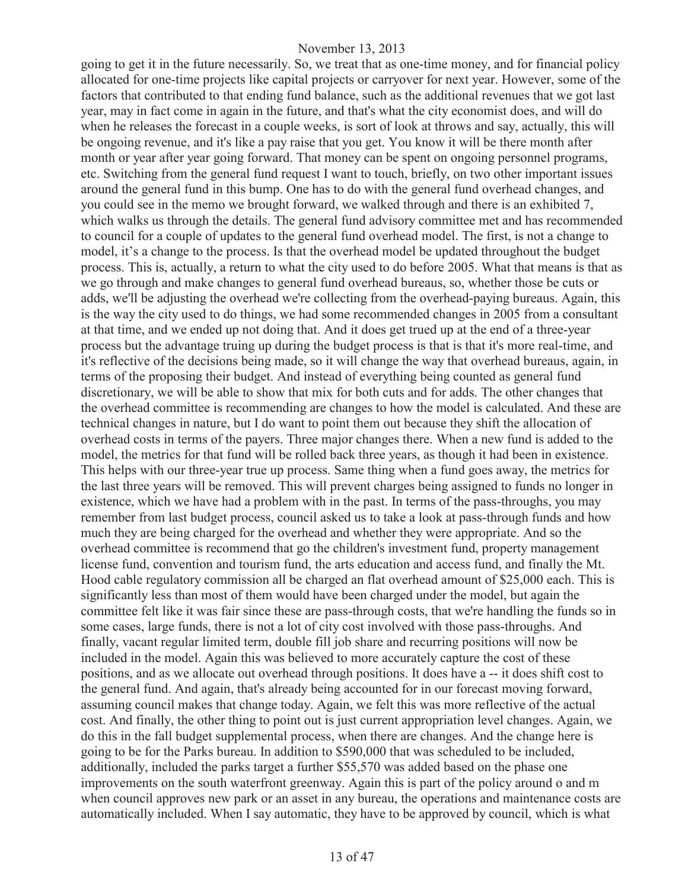going to get it in the future necessarily. So, we treat that as one-time money, and for financial policy allocated for one-time projects like capital projects or carryover for next year. However, some of the factors that contributed to that ending fund balance, such as the additional revenues that we got last year, may in fact come in again in the future, and that's what the city economist does, and will do when he releases the forecast in a couple weeks, is sort of look at throws and say, actually, this will be ongoing revenue, and it's like a pay raise that you get. You know it will be there month after month or year after year going forward. That money can be spent on ongoing personnel programs, etc. Switching from the general fund request I want to touch, briefly, on two other important issues around the general fund in this bump. One has to do with the general fund overhead changes, and you could see in the memo we brought forward, we walked through and there is an exhibited 7, which walks us through the details. The general fund advisory committee met and has recommended to council for a couple of updates to the general fund overhead model. The first, is not a change to model, it's a change to the process. Is that the overhead model be updated throughout the budget process. This is, actually, a return to what the city used to do before 2005. What that means is that as we go through and make changes to general fund overhead bureaus, so, whether those be cuts or adds, we'll be adjusting the overhead we're collecting from the overhead-paying bureaus. Again, this is the way the city used to do things, we had some recommended changes in 2005 from a consultant at that time, and we ended up not doing that. And it does get trued up at the end of a three-year process but the advantage truing up during the budget process is that is that it's more real-time, and it's reflective of the decisions being made, so it will change the way that overhead bureaus, again, in terms of the proposing their budget. And instead of everything being counted as general fund discretionary, we will be able to show that mix for both cuts and for adds. The other changes that the overhead committee is recommending are changes to how the model is calculated. And these are technical changes in nature, but I do want to point them out because they shift the allocation of overhead costs in terms of the payers. Three major changes there. When a new fund is added to the model, the metrics for that fund will be rolled back three years, as though it had been in existence. This helps with our three-year true up process. Same thing when a fund goes away, the metrics for the last three years will be removed. This will prevent charges being assigned to funds no longer in existence, which we have had a problem with in the past. In terms of the pass-throughs, you may remember from last budget process, council asked us to take a look at pass-through funds and how much they are being charged for the overhead and whether they were appropriate. And so the overhead committee is recommend that go the children's investment fund, property management license fund, convention and tourism fund, the arts education and access fund, and finally the Mt. Hood cable regulatory commission all be charged an flat overhead amount of $25,000 each. This is significantly less than most of them would have been charged under the model, but again the committee felt like it was fair since these are pass-through costs, that we're handling the funds so in some cases, large funds, there is not a lot of city cost involved with those pass-throughs. And finally, vacant regular limited term, double fill job share and recurring positions will now be included in the model. Again this was believed to more accurately capture the cost of these positions, and as we allocate out overhead through positions. It does have a -- it does shift cost to the general fund. And again, that's already being accounted for in our forecast moving forward, assuming council makes that change today. Again, we felt this was more reflective of the actual cost. And finally, the other thing to point out is just current appropriation level changes. Again, we do this in the fall budget supplemental process, when there are changes. And the change here is going to be for the Parks bureau. In addition to $590,000 that was scheduled to be included, additionally, included the parks target a further $55,570 was added based on the phase one improvements on the south waterfront greenway. Again this is part of the policy around o and m when council approves new park or an asset in any bureau, the operations and maintenance costs are automatically included. When I say automatic, they have to be approved by council, which is what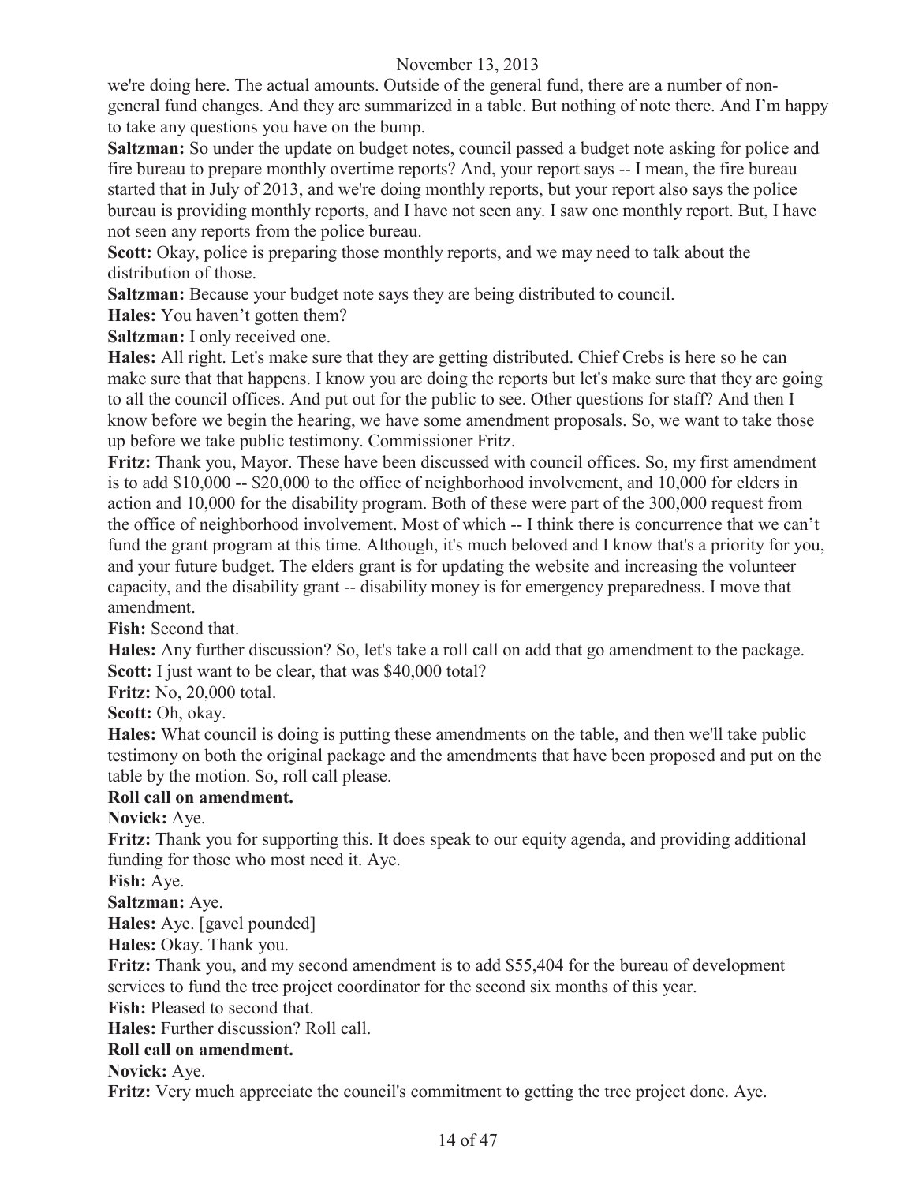we're doing here. The actual amounts. Outside of the general fund, there are a number of non-general fund changes. And they are summarized in a table. But nothing of note there. And I'm happy to take any questions you have on the bump.

**Saltzman:** So under the update on budget notes, council passed a budget note asking for police and fire bureau to prepare monthly overtime reports? And, your report says -- I mean, the fire bureau started that in July of 2013, and we're doing monthly reports, but your report also says the police bureau is providing monthly reports, and I have not seen any. I saw one monthly report. But, I have not seen any reports from the police bureau.

**Scott:** Okay, police is preparing those monthly reports, and we may need to talk about the distribution of those.

**Saltzman:** Because your budget note says they are being distributed to council.

**Hales:** You haven't gotten them?

**Saltzman:** I only received one.

**Hales:** All right. Let's make sure that they are getting distributed. Chief Crebs is here so he can make sure that that happens. I know you are doing the reports but let's make sure that they are going to all the council offices. And put out for the public to see. Other questions for staff? And then I know before we begin the hearing, we have some amendment proposals. So, we want to take those up before we take public testimony. Commissioner Fritz.

**Fritz:** Thank you, Mayor. These have been discussed with council offices. So, my first amendment is to add $10,000 -- $20,000 to the office of neighborhood involvement, and 10,000 for elders in action and 10,000 for the disability program. Both of these were part of the 300,000 request from the office of neighborhood involvement. Most of which -- I think there is concurrence that we can't fund the grant program at this time. Although, it's much beloved and I know that's a priority for you, and your future budget. The elders grant is for updating the website and increasing the volunteer capacity, and the disability grant -- disability money is for emergency preparedness. I move that amendment.

**Fish:** Second that.

**Hales:** Any further discussion? So, let's take a roll call on add that go amendment to the package.

**Scott:** I just want to be clear, that was $40,000 total?

**Fritz:** No, 20,000 total.

**Scott:** Oh, okay.

**Hales:** What council is doing is putting these amendments on the table, and then we'll take public testimony on both the original package and the amendments that have been proposed and put on the table by the motion. So, roll call please.

**Roll call on amendment.**

**Novick:** Aye.

**Fritz:** Thank you for supporting this. It does speak to our equity agenda, and providing additional funding for those who most need it. Aye.

**Fish:** Aye.

**Saltzman:** Aye.

**Hales:** Aye. [gavel pounded]

**Hales:** Okay. Thank you.

**Fritz:** Thank you, and my second amendment is to add $55,404 for the bureau of development services to fund the tree project coordinator for the second six months of this year.

**Fish:** Pleased to second that.

**Hales:** Further discussion? Roll call.

**Roll call on amendment.**

**Novick:** Aye.

**Fritz:** Very much appreciate the council's commitment to getting the tree project done. Aye.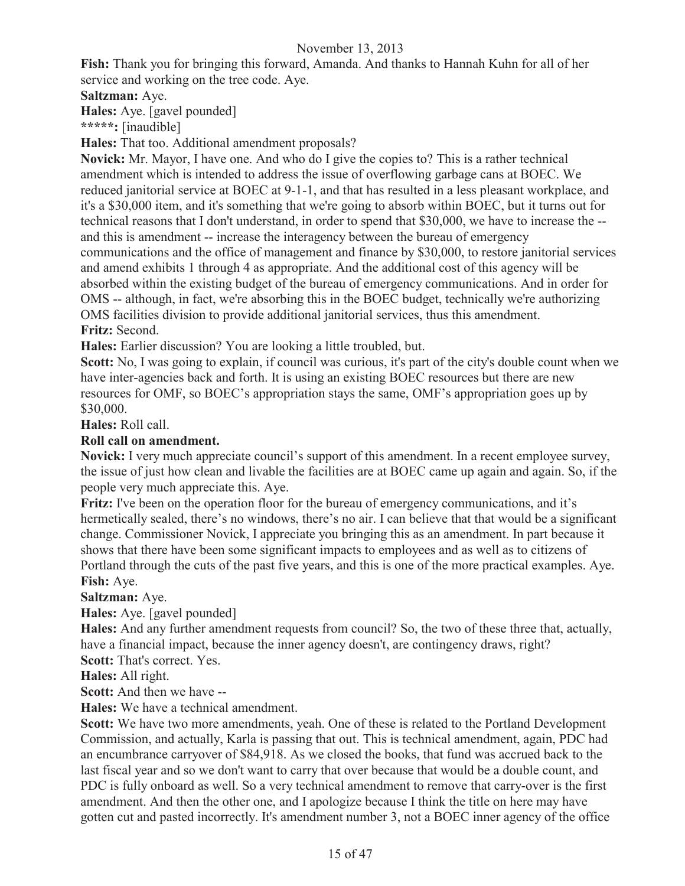**Fish:** Thank you for bringing this forward, Amanda. And thanks to Hannah Kuhn for all of her service and working on the tree code. Aye.

**Saltzman:** Aye.

**Hales:** Aye. [gavel pounded]

**\*\*\*\*\*:** [inaudible]

**Hales:** That too. Additional amendment proposals?

**Novick:** Mr. Mayor, I have one. And who do I give the copies to? This is a rather technical amendment which is intended to address the issue of overflowing garbage cans at BOEC. We reduced janitorial service at BOEC at 9-1-1, and that has resulted in a less pleasant workplace, and it's a $30,000 item, and it's something that we're going to absorb within BOEC, but it turns out for technical reasons that I don't understand, in order to spend that $30,000, we have to increase the -- and this is amendment -- increase the interagency between the bureau of emergency communications and the office of management and finance by $30,000, to restore janitorial services and amend exhibits 1 through 4 as appropriate. And the additional cost of this agency will be absorbed within the existing budget of the bureau of emergency communications. And in order for OMS -- although, in fact, we're absorbing this in the BOEC budget, technically we're authorizing OMS facilities division to provide additional janitorial services, thus this amendment.

**Fritz:** Second.

**Hales:** Earlier discussion? You are looking a little troubled, but.

**Scott:** No, I was going to explain, if council was curious, it's part of the city's double count when we have inter-agencies back and forth. It is using an existing BOEC resources but there are new resources for OMF, so BOEC's appropriation stays the same, OMF's appropriation goes up by $30,000.

**Hales:** Roll call.

**Roll call on amendment.**

**Novick:** I very much appreciate council's support of this amendment. In a recent employee survey, the issue of just how clean and livable the facilities are at BOEC came up again and again. So, if the people very much appreciate this. Aye.

**Fritz:** I've been on the operation floor for the bureau of emergency communications, and it's hermetically sealed, there's no windows, there's no air. I can believe that that would be a significant change. Commissioner Novick, I appreciate you bringing this as an amendment. In part because it shows that there have been some significant impacts to employees and as well as to citizens of Portland through the cuts of the past five years, and this is one of the more practical examples. Aye.

**Fish:** Aye.

**Saltzman:** Aye.

**Hales:** Aye. [gavel pounded]

**Hales:** And any further amendment requests from council? So, the two of these three that, actually, have a financial impact, because the inner agency doesn't, are contingency draws, right?

**Scott:** That's correct. Yes.

**Hales:** All right.

**Scott:** And then we have --

**Hales:** We have a technical amendment.

**Scott:** We have two more amendments, yeah. One of these is related to the Portland Development Commission, and actually, Karla is passing that out. This is technical amendment, again, PDC had an encumbrance carryover of $84,918. As we closed the books, that fund was accrued back to the last fiscal year and so we don't want to carry that over because that would be a double count, and PDC is fully onboard as well. So a very technical amendment to remove that carry-over is the first amendment. And then the other one, and I apologize because I think the title on here may have gotten cut and pasted incorrectly. It's amendment number 3, not a BOEC inner agency of the office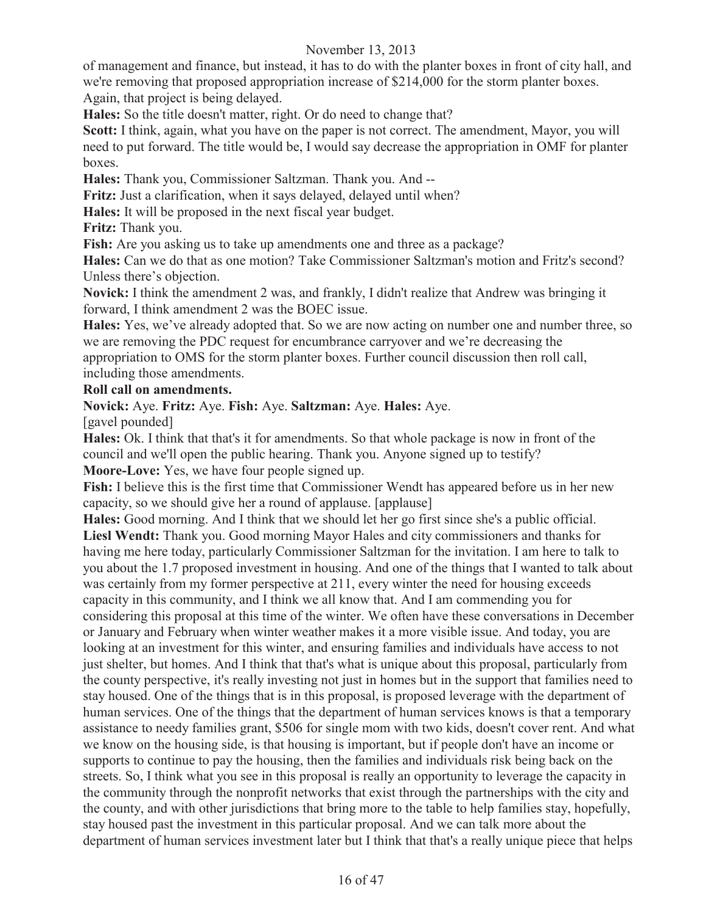of management and finance, but instead, it has to do with the planter boxes in front of city hall, and we're removing that proposed appropriation increase of $214,000 for the storm planter boxes. Again, that project is being delayed.

**Hales:** So the title doesn't matter, right. Or do need to change that?

**Scott:** I think, again, what you have on the paper is not correct. The amendment, Mayor, you will need to put forward. The title would be, I would say decrease the appropriation in OMF for planter boxes.

**Hales:** Thank you, Commissioner Saltzman. Thank you. And --

**Fritz:** Just a clarification, when it says delayed, delayed until when?

**Hales:** It will be proposed in the next fiscal year budget.

**Fritz:** Thank you.

**Fish:** Are you asking us to take up amendments one and three as a package?

**Hales:** Can we do that as one motion? Take Commissioner Saltzman's motion and Fritz's second? Unless there's objection.

**Novick:** I think the amendment 2 was, and frankly, I didn't realize that Andrew was bringing it forward, I think amendment 2 was the BOEC issue.

**Hales:** Yes, we've already adopted that. So we are now acting on number one and number three, so we are removing the PDC request for encumbrance carryover and we're decreasing the appropriation to OMS for the storm planter boxes. Further council discussion then roll call, including those amendments.

**Roll call on amendments.**

**Novick:** Aye. **Fritz:** Aye. **Fish:** Aye. **Saltzman:** Aye. **Hales:** Aye.

[gavel pounded]

**Hales:** Ok. I think that that's it for amendments. So that whole package is now in front of the council and we'll open the public hearing. Thank you. Anyone signed up to testify?

**Moore-Love:** Yes, we have four people signed up.

**Fish:** I believe this is the first time that Commissioner Wendt has appeared before us in her new capacity, so we should give her a round of applause. [applause]

**Hales:** Good morning. And I think that we should let her go first since she's a public official.

**Liesl Wendt:** Thank you. Good morning Mayor Hales and city commissioners and thanks for having me here today, particularly Commissioner Saltzman for the invitation. I am here to talk to you about the 1.7 proposed investment in housing. And one of the things that I wanted to talk about was certainly from my former perspective at 211, every winter the need for housing exceeds capacity in this community, and I think we all know that. And I am commending you for considering this proposal at this time of the winter. We often have these conversations in December or January and February when winter weather makes it a more visible issue. And today, you are looking at an investment for this winter, and ensuring families and individuals have access to not just shelter, but homes. And I think that that's what is unique about this proposal, particularly from the county perspective, it's really investing not just in homes but in the support that families need to stay housed. One of the things that is in this proposal, is proposed leverage with the department of human services. One of the things that the department of human services knows is that a temporary assistance to needy families grant, $506 for single mom with two kids, doesn't cover rent. And what we know on the housing side, is that housing is important, but if people don't have an income or supports to continue to pay the housing, then the families and individuals risk being back on the streets. So, I think what you see in this proposal is really an opportunity to leverage the capacity in the community through the nonprofit networks that exist through the partnerships with the city and the county, and with other jurisdictions that bring more to the table to help families stay, hopefully, stay housed past the investment in this particular proposal. And we can talk more about the department of human services investment later but I think that that's a really unique piece that helps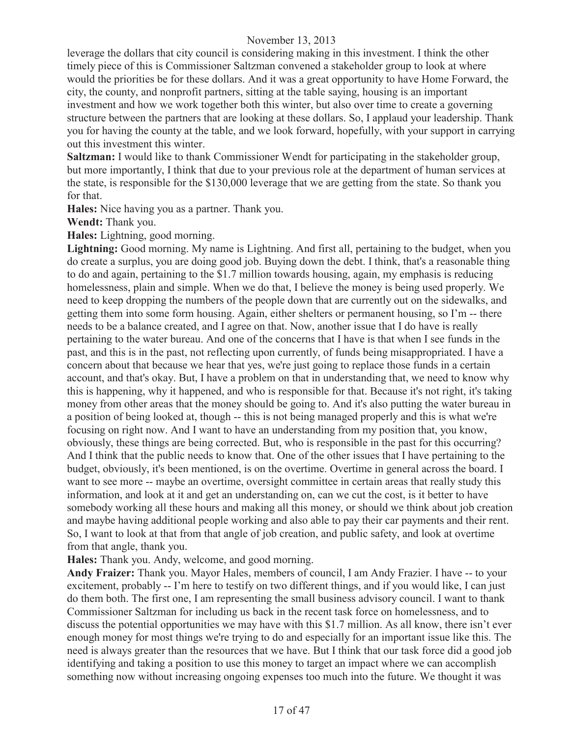leverage the dollars that city council is considering making in this investment. I think the other timely piece of this is Commissioner Saltzman convened a stakeholder group to look at where would the priorities be for these dollars. And it was a great opportunity to have Home Forward, the city, the county, and nonprofit partners, sitting at the table saying, housing is an important investment and how we work together both this winter, but also over time to create a governing structure between the partners that are looking at these dollars. So, I applaud your leadership. Thank you for having the county at the table, and we look forward, hopefully, with your support in carrying out this investment this winter.

**Saltzman:** I would like to thank Commissioner Wendt for participating in the stakeholder group, but more importantly, I think that due to your previous role at the department of human services at the state, is responsible for the $130,000 leverage that we are getting from the state. So thank you for that.

**Hales:** Nice having you as a partner. Thank you.

**Wendt:** Thank you.

**Hales:** Lightning, good morning.

**Lightning:** Good morning. My name is Lightning. And first all, pertaining to the budget, when you do create a surplus, you are doing good job. Buying down the debt. I think, that's a reasonable thing to do and again, pertaining to the $1.7 million towards housing, again, my emphasis is reducing homelessness, plain and simple. When we do that, I believe the money is being used properly. We need to keep dropping the numbers of the people down that are currently out on the sidewalks, and getting them into some form housing. Again, either shelters or permanent housing, so I'm -- there needs to be a balance created, and I agree on that. Now, another issue that I do have is really pertaining to the water bureau. And one of the concerns that I have is that when I see funds in the past, and this is in the past, not reflecting upon currently, of funds being misappropriated. I have a concern about that because we hear that yes, we're just going to replace those funds in a certain account, and that's okay. But, I have a problem on that in understanding that, we need to know why this is happening, why it happened, and who is responsible for that. Because it's not right, it's taking money from other areas that the money should be going to. And it's also putting the water bureau in a position of being looked at, though -- this is not being managed properly and this is what we're focusing on right now. And I want to have an understanding from my position that, you know, obviously, these things are being corrected. But, who is responsible in the past for this occurring? And I think that the public needs to know that. One of the other issues that I have pertaining to the budget, obviously, it's been mentioned, is on the overtime. Overtime in general across the board. I want to see more -- maybe an overtime, oversight committee in certain areas that really study this information, and look at it and get an understanding on, can we cut the cost, is it better to have somebody working all these hours and making all this money, or should we think about job creation and maybe having additional people working and also able to pay their car payments and their rent. So, I want to look at that from that angle of job creation, and public safety, and look at overtime from that angle, thank you.

**Hales:** Thank you. Andy, welcome, and good morning.

**Andy Fraizer:** Thank you. Mayor Hales, members of council, I am Andy Frazier. I have -- to your excitement, probably -- I'm here to testify on two different things, and if you would like, I can just do them both. The first one, I am representing the small business advisory council. I want to thank Commissioner Saltzman for including us back in the recent task force on homelessness, and to discuss the potential opportunities we may have with this $1.7 million. As all know, there isn't ever enough money for most things we're trying to do and especially for an important issue like this. The need is always greater than the resources that we have. But I think that our task force did a good job identifying and taking a position to use this money to target an impact where we can accomplish something now without increasing ongoing expenses too much into the future. We thought it was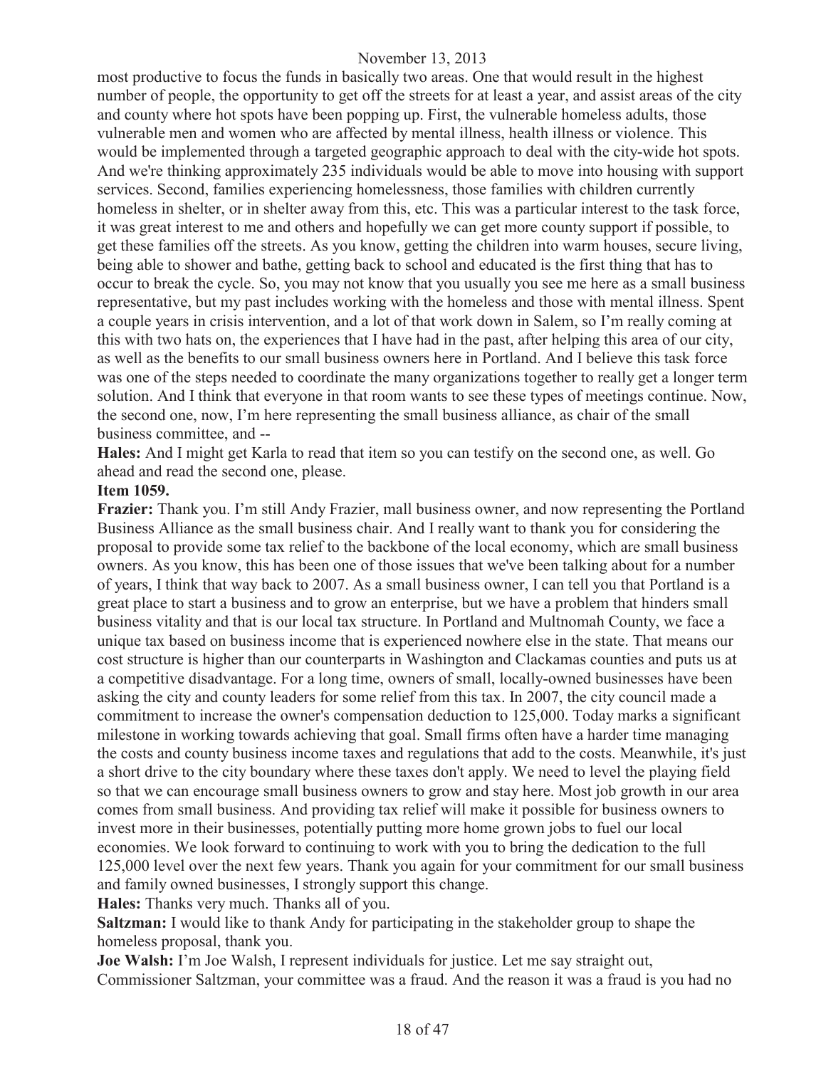most productive to focus the funds in basically two areas. One that would result in the highest number of people, the opportunity to get off the streets for at least a year, and assist areas of the city and county where hot spots have been popping up. First, the vulnerable homeless adults, those vulnerable men and women who are affected by mental illness, health illness or violence. This would be implemented through a targeted geographic approach to deal with the city-wide hot spots. And we're thinking approximately 235 individuals would be able to move into housing with support services. Second, families experiencing homelessness, those families with children currently homeless in shelter, or in shelter away from this, etc. This was a particular interest to the task force, it was great interest to me and others and hopefully we can get more county support if possible, to get these families off the streets. As you know, getting the children into warm houses, secure living, being able to shower and bathe, getting back to school and educated is the first thing that has to occur to break the cycle. So, you may not know that you usually you see me here as a small business representative, but my past includes working with the homeless and those with mental illness. Spent a couple years in crisis intervention, and a lot of that work down in Salem, so I'm really coming at this with two hats on, the experiences that I have had in the past, after helping this area of our city, as well as the benefits to our small business owners here in Portland. And I believe this task force was one of the steps needed to coordinate the many organizations together to really get a longer term solution. And I think that everyone in that room wants to see these types of meetings continue. Now, the second one, now, I'm here representing the small business alliance, as chair of the small business committee, and --

**Hales:** And I might get Karla to read that item so you can testify on the second one, as well. Go ahead and read the second one, please.

**Item 1059.**

**Frazier:** Thank you. I'm still Andy Frazier, mall business owner, and now representing the Portland Business Alliance as the small business chair. And I really want to thank you for considering the proposal to provide some tax relief to the backbone of the local economy, which are small business owners. As you know, this has been one of those issues that we've been talking about for a number of years, I think that way back to 2007. As a small business owner, I can tell you that Portland is a great place to start a business and to grow an enterprise, but we have a problem that hinders small business vitality and that is our local tax structure. In Portland and Multnomah County, we face a unique tax based on business income that is experienced nowhere else in the state. That means our cost structure is higher than our counterparts in Washington and Clackamas counties and puts us at a competitive disadvantage. For a long time, owners of small, locally-owned businesses have been asking the city and county leaders for some relief from this tax. In 2007, the city council made a commitment to increase the owner's compensation deduction to 125,000. Today marks a significant milestone in working towards achieving that goal. Small firms often have a harder time managing the costs and county business income taxes and regulations that add to the costs. Meanwhile, it's just a short drive to the city boundary where these taxes don't apply. We need to level the playing field so that we can encourage small business owners to grow and stay here. Most job growth in our area comes from small business. And providing tax relief will make it possible for business owners to invest more in their businesses, potentially putting more home grown jobs to fuel our local economies. We look forward to continuing to work with you to bring the dedication to the full 125,000 level over the next few years. Thank you again for your commitment for our small business and family owned businesses, I strongly support this change.

**Hales:** Thanks very much. Thanks all of you.

**Saltzman:** I would like to thank Andy for participating in the stakeholder group to shape the homeless proposal, thank you.

**Joe Walsh:** I'm Joe Walsh, I represent individuals for justice. Let me say straight out, Commissioner Saltzman, your committee was a fraud. And the reason it was a fraud is you had no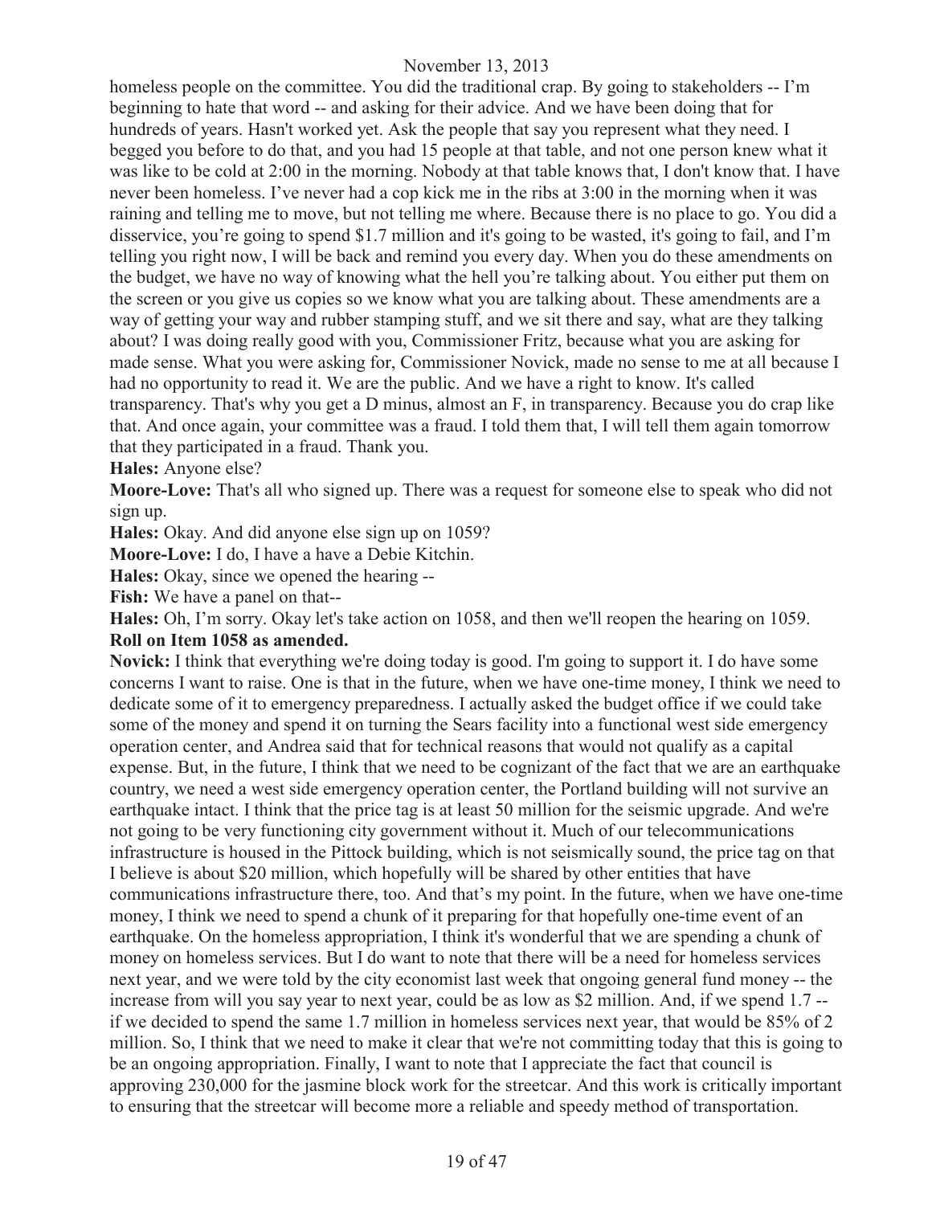homeless people on the committee. You did the traditional crap. By going to stakeholders -- I'm beginning to hate that word -- and asking for their advice. And we have been doing that for hundreds of years. Hasn't worked yet. Ask the people that say you represent what they need. I begged you before to do that, and you had 15 people at that table, and not one person knew what it was like to be cold at 2:00 in the morning. Nobody at that table knows that, I don't know that. I have never been homeless. I've never had a cop kick me in the ribs at 3:00 in the morning when it was raining and telling me to move, but not telling me where. Because there is no place to go. You did a disservice, you're going to spend $1.7 million and it's going to be wasted, it's going to fail, and I'm telling you right now, I will be back and remind you every day. When you do these amendments on the budget, we have no way of knowing what the hell you're talking about. You either put them on the screen or you give us copies so we know what you are talking about. These amendments are a way of getting your way and rubber stamping stuff, and we sit there and say, what are they talking about? I was doing really good with you, Commissioner Fritz, because what you are asking for made sense. What you were asking for, Commissioner Novick, made no sense to me at all because I had no opportunity to read it. We are the public. And we have a right to know. It's called transparency. That's why you get a D minus, almost an F, in transparency. Because you do crap like that. And once again, your committee was a fraud. I told them that, I will tell them again tomorrow that they participated in a fraud. Thank you.

**Hales:** Anyone else?

**Moore-Love:** That's all who signed up. There was a request for someone else to speak who did not sign up.

**Hales:** Okay. And did anyone else sign up on 1059?

**Moore-Love:** I do, I have a have a Debie Kitchin.

**Hales:** Okay, since we opened the hearing --

**Fish:** We have a panel on that--

**Hales:** Oh, I'm sorry. Okay let's take action on 1058, and then we'll reopen the hearing on 1059.

**Roll on Item 1058 as amended.**

**Novick:** I think that everything we're doing today is good. I'm going to support it. I do have some concerns I want to raise. One is that in the future, when we have one-time money, I think we need to dedicate some of it to emergency preparedness. I actually asked the budget office if we could take some of the money and spend it on turning the Sears facility into a functional west side emergency operation center, and Andrea said that for technical reasons that would not qualify as a capital expense. But, in the future, I think that we need to be cognizant of the fact that we are an earthquake country, we need a west side emergency operation center, the Portland building will not survive an earthquake intact. I think that the price tag is at least 50 million for the seismic upgrade. And we're not going to be very functioning city government without it. Much of our telecommunications infrastructure is housed in the Pittock building, which is not seismically sound, the price tag on that I believe is about $20 million, which hopefully will be shared by other entities that have communications infrastructure there, too. And that's my point. In the future, when we have one-time money, I think we need to spend a chunk of it preparing for that hopefully one-time event of an earthquake. On the homeless appropriation, I think it's wonderful that we are spending a chunk of money on homeless services. But I do want to note that there will be a need for homeless services next year, and we were told by the city economist last week that ongoing general fund money -- the increase from will you say year to next year, could be as low as $2 million. And, if we spend 1.7 -- if we decided to spend the same 1.7 million in homeless services next year, that would be 85% of 2 million. So, I think that we need to make it clear that we're not committing today that this is going to be an ongoing appropriation. Finally, I want to note that I appreciate the fact that council is approving 230,000 for the jasmine block work for the streetcar. And this work is critically important to ensuring that the streetcar will become more a reliable and speedy method of transportation.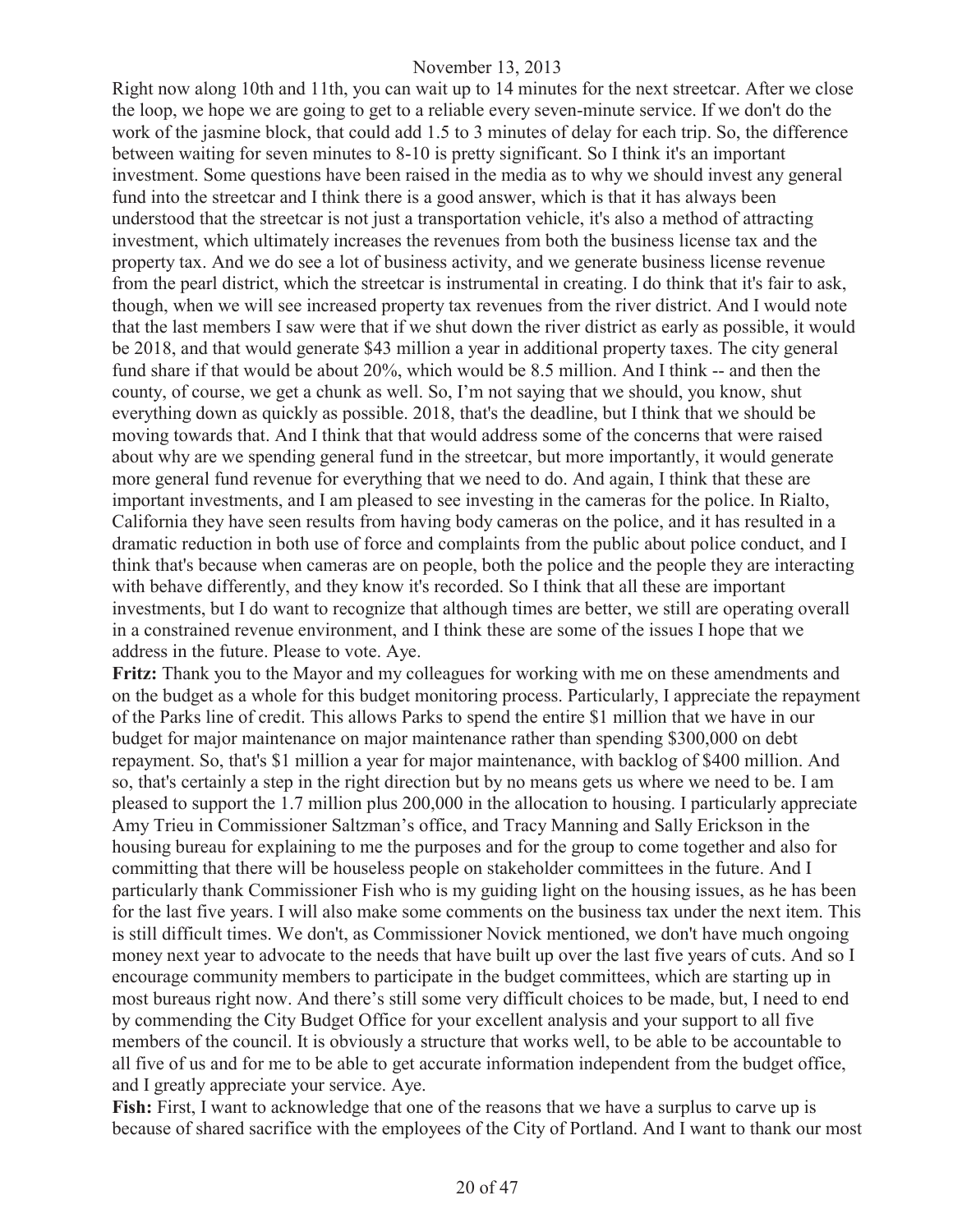Right now along 10th and 11th, you can wait up to 14 minutes for the next streetcar. After we close the loop, we hope we are going to get to a reliable every seven-minute service. If we don't do the work of the jasmine block, that could add 1.5 to 3 minutes of delay for each trip. So, the difference between waiting for seven minutes to 8-10 is pretty significant. So I think it's an important investment. Some questions have been raised in the media as to why we should invest any general fund into the streetcar and I think there is a good answer, which is that it has always been understood that the streetcar is not just a transportation vehicle, it's also a method of attracting investment, which ultimately increases the revenues from both the business license tax and the property tax. And we do see a lot of business activity, and we generate business license revenue from the pearl district, which the streetcar is instrumental in creating. I do think that it's fair to ask, though, when we will see increased property tax revenues from the river district. And I would note that the last members I saw were that if we shut down the river district as early as possible, it would be 2018, and that would generate $43 million a year in additional property taxes. The city general fund share if that would be about 20%, which would be 8.5 million. And I think -- and then the county, of course, we get a chunk as well. So, I'm not saying that we should, you know, shut everything down as quickly as possible. 2018, that's the deadline, but I think that we should be moving towards that. And I think that that would address some of the concerns that were raised about why are we spending general fund in the streetcar, but more importantly, it would generate more general fund revenue for everything that we need to do. And again, I think that these are important investments, and I am pleased to see investing in the cameras for the police. In Rialto, California they have seen results from having body cameras on the police, and it has resulted in a dramatic reduction in both use of force and complaints from the public about police conduct, and I think that's because when cameras are on people, both the police and the people they are interacting with behave differently, and they know it's recorded. So I think that all these are important investments, but I do want to recognize that although times are better, we still are operating overall in a constrained revenue environment, and I think these are some of the issues I hope that we address in the future. Please to vote. Aye.

**Fritz:** Thank you to the Mayor and my colleagues for working with me on these amendments and on the budget as a whole for this budget monitoring process. Particularly, I appreciate the repayment of the Parks line of credit. This allows Parks to spend the entire $1 million that we have in our budget for major maintenance on major maintenance rather than spending $300,000 on debt repayment. So, that's $1 million a year for major maintenance, with backlog of $400 million. And so, that's certainly a step in the right direction but by no means gets us where we need to be. I am pleased to support the 1.7 million plus 200,000 in the allocation to housing. I particularly appreciate Amy Trieu in Commissioner Saltzman's office, and Tracy Manning and Sally Erickson in the housing bureau for explaining to me the purposes and for the group to come together and also for committing that there will be houseless people on stakeholder committees in the future. And I particularly thank Commissioner Fish who is my guiding light on the housing issues, as he has been for the last five years. I will also make some comments on the business tax under the next item. This is still difficult times. We don't, as Commissioner Novick mentioned, we don't have much ongoing money next year to advocate to the needs that have built up over the last five years of cuts. And so I encourage community members to participate in the budget committees, which are starting up in most bureaus right now. And there's still some very difficult choices to be made, but, I need to end by commending the City Budget Office for your excellent analysis and your support to all five members of the council. It is obviously a structure that works well, to be able to be accountable to all five of us and for me to be able to get accurate information independent from the budget office, and I greatly appreciate your service. Aye.

**Fish:** First, I want to acknowledge that one of the reasons that we have a surplus to carve up is because of shared sacrifice with the employees of the City of Portland. And I want to thank our most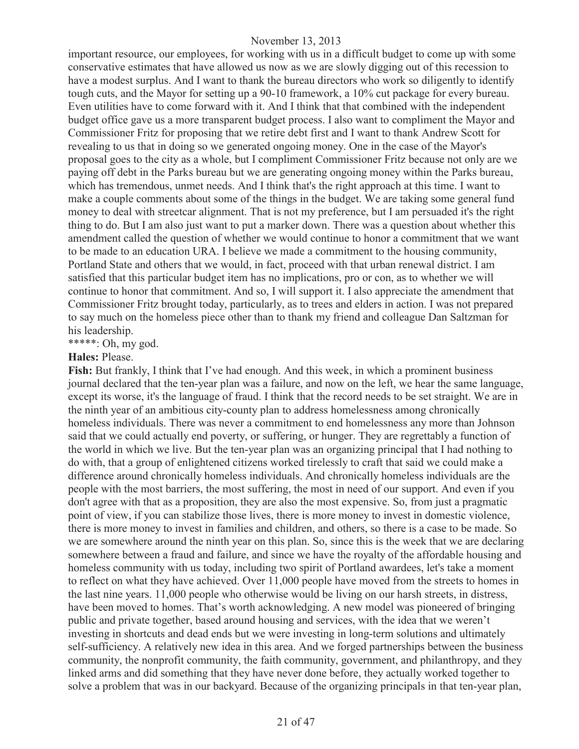important resource, our employees, for working with us in a difficult budget to come up with some conservative estimates that have allowed us now as we are slowly digging out of this recession to have a modest surplus. And I want to thank the bureau directors who work so diligently to identify tough cuts, and the Mayor for setting up a 90-10 framework, a 10% cut package for every bureau. Even utilities have to come forward with it. And I think that that combined with the independent budget office gave us a more transparent budget process. I also want to compliment the Mayor and Commissioner Fritz for proposing that we retire debt first and I want to thank Andrew Scott for revealing to us that in doing so we generated ongoing money. One in the case of the Mayor's proposal goes to the city as a whole, but I compliment Commissioner Fritz because not only are we paying off debt in the Parks bureau but we are generating ongoing money within the Parks bureau, which has tremendous, unmet needs. And I think that's the right approach at this time. I want to make a couple comments about some of the things in the budget. We are taking some general fund money to deal with streetcar alignment. That is not my preference, but I am persuaded it's the right thing to do. But I am also just want to put a marker down. There was a question about whether this amendment called the question of whether we would continue to honor a commitment that we want to be made to an education URA. I believe we made a commitment to the housing community, Portland State and others that we would, in fact, proceed with that urban renewal district. I am satisfied that this particular budget item has no implications, pro or con, as to whether we will continue to honor that commitment. And so, I will support it. I also appreciate the amendment that Commissioner Fritz brought today, particularly, as to trees and elders in action. I was not prepared to say much on the homeless piece other than to thank my friend and colleague Dan Saltzman for his leadership.

*****: Oh, my god.

**Hales:** Please.

**Fish:** But frankly, I think that I've had enough. And this week, in which a prominent business journal declared that the ten-year plan was a failure, and now on the left, we hear the same language, except its worse, it's the language of fraud. I think that the record needs to be set straight. We are in the ninth year of an ambitious city-county plan to address homelessness among chronically homeless individuals. There was never a commitment to end homelessness any more than Johnson said that we could actually end poverty, or suffering, or hunger. They are regrettably a function of the world in which we live. But the ten-year plan was an organizing principal that I had nothing to do with, that a group of enlightened citizens worked tirelessly to craft that said we could make a difference around chronically homeless individuals. And chronically homeless individuals are the people with the most barriers, the most suffering, the most in need of our support. And even if you don't agree with that as a proposition, they are also the most expensive. So, from just a pragmatic point of view, if you can stabilize those lives, there is more money to invest in domestic violence, there is more money to invest in families and children, and others, so there is a case to be made. So we are somewhere around the ninth year on this plan. So, since this is the week that we are declaring somewhere between a fraud and failure, and since we have the royalty of the affordable housing and homeless community with us today, including two spirit of Portland awardees, let's take a moment to reflect on what they have achieved. Over 11,000 people have moved from the streets to homes in the last nine years. 11,000 people who otherwise would be living on our harsh streets, in distress, have been moved to homes. That's worth acknowledging. A new model was pioneered of bringing public and private together, based around housing and services, with the idea that we weren't investing in shortcuts and dead ends but we were investing in long-term solutions and ultimately self-sufficiency. A relatively new idea in this area. And we forged partnerships between the business community, the nonprofit community, the faith community, government, and philanthropy, and they linked arms and did something that they have never done before, they actually worked together to solve a problem that was in our backyard. Because of the organizing principals in that ten-year plan,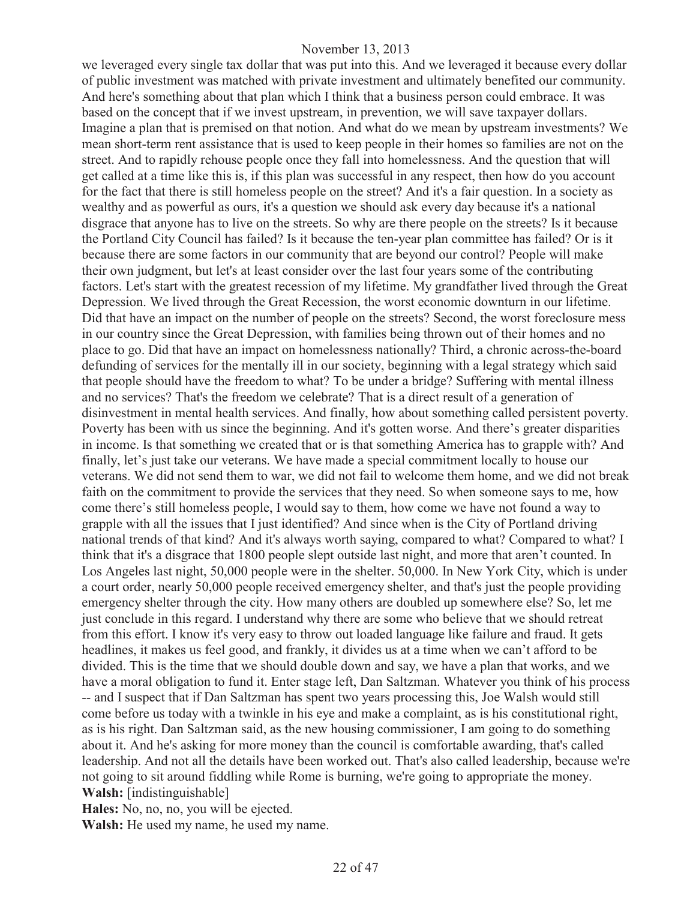we leveraged every single tax dollar that was put into this. And we leveraged it because every dollar of public investment was matched with private investment and ultimately benefited our community. And here's something about that plan which I think that a business person could embrace. It was based on the concept that if we invest upstream, in prevention, we will save taxpayer dollars. Imagine a plan that is premised on that notion. And what do we mean by upstream investments? We mean short-term rent assistance that is used to keep people in their homes so families are not on the street. And to rapidly rehouse people once they fall into homelessness. And the question that will get called at a time like this is, if this plan was successful in any respect, then how do you account for the fact that there is still homeless people on the street? And it's a fair question. In a society as wealthy and as powerful as ours, it's a question we should ask every day because it's a national disgrace that anyone has to live on the streets. So why are there people on the streets? Is it because the Portland City Council has failed? Is it because the ten-year plan committee has failed? Or is it because there are some factors in our community that are beyond our control? People will make their own judgment, but let's at least consider over the last four years some of the contributing factors. Let's start with the greatest recession of my lifetime. My grandfather lived through the Great Depression. We lived through the Great Recession, the worst economic downturn in our lifetime. Did that have an impact on the number of people on the streets? Second, the worst foreclosure mess in our country since the Great Depression, with families being thrown out of their homes and no place to go. Did that have an impact on homelessness nationally? Third, a chronic across-the-board defunding of services for the mentally ill in our society, beginning with a legal strategy which said that people should have the freedom to what? To be under a bridge? Suffering with mental illness and no services? That's the freedom we celebrate? That is a direct result of a generation of disinvestment in mental health services. And finally, how about something called persistent poverty. Poverty has been with us since the beginning. And it's gotten worse. And there's greater disparities in income. Is that something we created that or is that something America has to grapple with? And finally, let's just take our veterans. We have made a special commitment locally to house our veterans. We did not send them to war, we did not fail to welcome them home, and we did not break faith on the commitment to provide the services that they need. So when someone says to me, how come there's still homeless people, I would say to them, how come we have not found a way to grapple with all the issues that I just identified? And since when is the City of Portland driving national trends of that kind? And it's always worth saying, compared to what? Compared to what? I think that it's a disgrace that 1800 people slept outside last night, and more that aren't counted. In Los Angeles last night, 50,000 people were in the shelter. 50,000. In New York City, which is under a court order, nearly 50,000 people received emergency shelter, and that's just the people providing emergency shelter through the city. How many others are doubled up somewhere else? So, let me just conclude in this regard. I understand why there are some who believe that we should retreat from this effort. I know it's very easy to throw out loaded language like failure and fraud. It gets headlines, it makes us feel good, and frankly, it divides us at a time when we can't afford to be divided. This is the time that we should double down and say, we have a plan that works, and we have a moral obligation to fund it. Enter stage left, Dan Saltzman. Whatever you think of his process -- and I suspect that if Dan Saltzman has spent two years processing this, Joe Walsh would still come before us today with a twinkle in his eye and make a complaint, as is his constitutional right, as is his right. Dan Saltzman said, as the new housing commissioner, I am going to do something about it. And he's asking for more money than the council is comfortable awarding, that's called leadership. And not all the details have been worked out. That's also called leadership, because we're not going to sit around fiddling while Rome is burning, we're going to appropriate the money.

**Walsh:** [indistinguishable]

**Hales:** No, no, no, you will be ejected.

**Walsh:** He used my name, he used my name.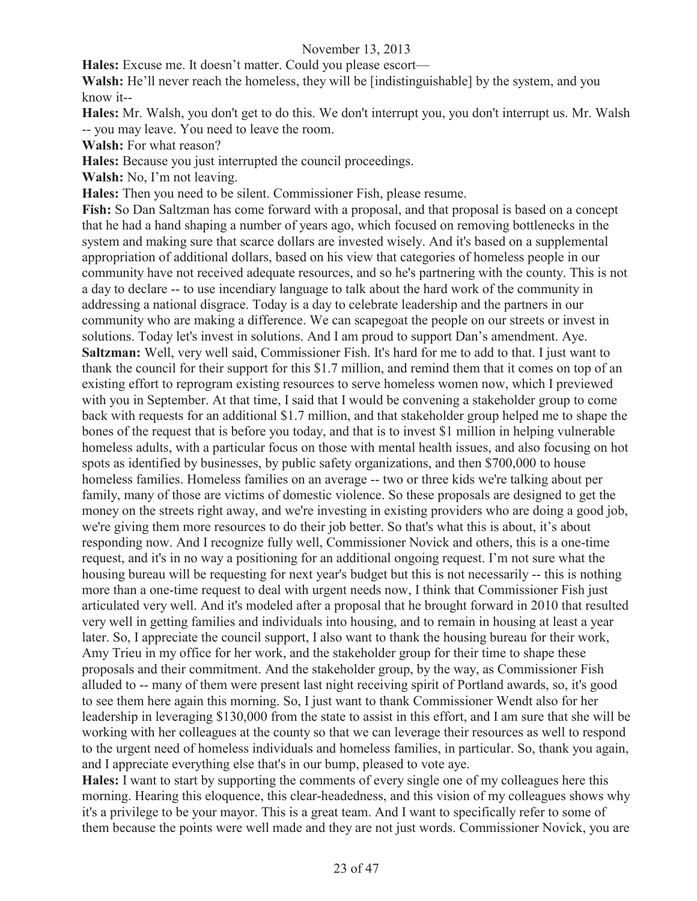**Hales:** Excuse me. It doesn't matter. Could you please escort—

**Walsh:** He'll never reach the homeless, they will be [indistinguishable] by the system, and you know it--

**Hales:** Mr. Walsh, you don't get to do this. We don't interrupt you, you don't interrupt us. Mr. Walsh -- you may leave. You need to leave the room.

**Walsh:** For what reason?

**Hales:** Because you just interrupted the council proceedings.

**Walsh:** No, I'm not leaving.

**Hales:** Then you need to be silent. Commissioner Fish, please resume.

**Fish:** So Dan Saltzman has come forward with a proposal, and that proposal is based on a concept that he had a hand shaping a number of years ago, which focused on removing bottlenecks in the system and making sure that scarce dollars are invested wisely. And it's based on a supplemental appropriation of additional dollars, based on his view that categories of homeless people in our community have not received adequate resources, and so he's partnering with the county. This is not a day to declare -- to use incendiary language to talk about the hard work of the community in addressing a national disgrace. Today is a day to celebrate leadership and the partners in our community who are making a difference. We can scapegoat the people on our streets or invest in solutions. Today let's invest in solutions. And I am proud to support Dan's amendment. Aye.

**Saltzman:** Well, very well said, Commissioner Fish. It's hard for me to add to that. I just want to thank the council for their support for this $1.7 million, and remind them that it comes on top of an existing effort to reprogram existing resources to serve homeless women now, which I previewed with you in September. At that time, I said that I would be convening a stakeholder group to come back with requests for an additional $1.7 million, and that stakeholder group helped me to shape the bones of the request that is before you today, and that is to invest $1 million in helping vulnerable homeless adults, with a particular focus on those with mental health issues, and also focusing on hot spots as identified by businesses, by public safety organizations, and then $700,000 to house homeless families. Homeless families on an average -- two or three kids we're talking about per family, many of those are victims of domestic violence. So these proposals are designed to get the money on the streets right away, and we're investing in existing providers who are doing a good job, we're giving them more resources to do their job better. So that's what this is about, it's about responding now. And I recognize fully well, Commissioner Novick and others, this is a one-time request, and it's in no way a positioning for an additional ongoing request. I'm not sure what the housing bureau will be requesting for next year's budget but this is not necessarily -- this is nothing more than a one-time request to deal with urgent needs now, I think that Commissioner Fish just articulated very well. And it's modeled after a proposal that he brought forward in 2010 that resulted very well in getting families and individuals into housing, and to remain in housing at least a year later. So, I appreciate the council support, I also want to thank the housing bureau for their work, Amy Trieu in my office for her work, and the stakeholder group for their time to shape these proposals and their commitment. And the stakeholder group, by the way, as Commissioner Fish alluded to -- many of them were present last night receiving spirit of Portland awards, so, it's good to see them here again this morning. So, I just want to thank Commissioner Wendt also for her leadership in leveraging $130,000 from the state to assist in this effort, and I am sure that she will be working with her colleagues at the county so that we can leverage their resources as well to respond to the urgent need of homeless individuals and homeless families, in particular. So, thank you again, and I appreciate everything else that's in our bump, pleased to vote aye.

**Hales:** I want to start by supporting the comments of every single one of my colleagues here this morning. Hearing this eloquence, this clear-headedness, and this vision of my colleagues shows why it's a privilege to be your mayor. This is a great team. And I want to specifically refer to some of them because the points were well made and they are not just words. Commissioner Novick, you are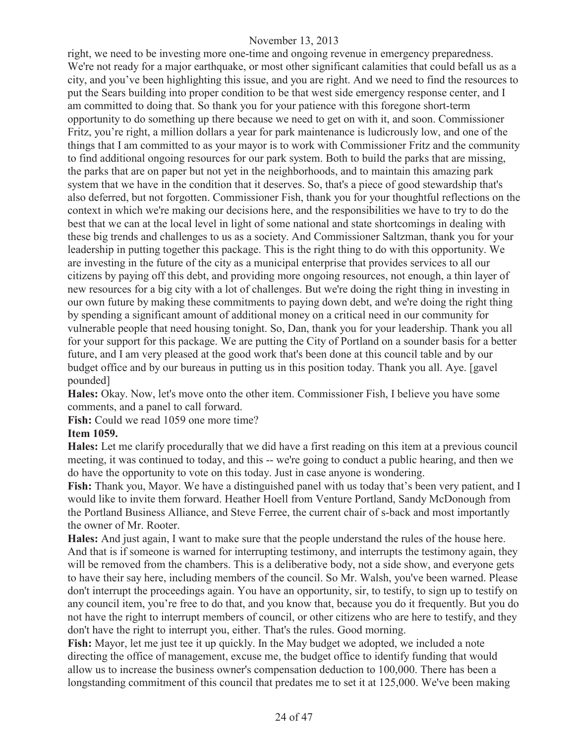right, we need to be investing more one-time and ongoing revenue in emergency preparedness. We're not ready for a major earthquake, or most other significant calamities that could befall us as a city, and you've been highlighting this issue, and you are right. And we need to find the resources to put the Sears building into proper condition to be that west side emergency response center, and I am committed to doing that. So thank you for your patience with this foregone short-term opportunity to do something up there because we need to get on with it, and soon. Commissioner Fritz, you're right, a million dollars a year for park maintenance is ludicrously low, and one of the things that I am committed to as your mayor is to work with Commissioner Fritz and the community to find additional ongoing resources for our park system. Both to build the parks that are missing, the parks that are on paper but not yet in the neighborhoods, and to maintain this amazing park system that we have in the condition that it deserves. So, that's a piece of good stewardship that's also deferred, but not forgotten. Commissioner Fish, thank you for your thoughtful reflections on the context in which we're making our decisions here, and the responsibilities we have to try to do the best that we can at the local level in light of some national and state shortcomings in dealing with these big trends and challenges to us as a society. And Commissioner Saltzman, thank you for your leadership in putting together this package. This is the right thing to do with this opportunity. We are investing in the future of the city as a municipal enterprise that provides services to all our citizens by paying off this debt, and providing more ongoing resources, not enough, a thin layer of new resources for a big city with a lot of challenges. But we're doing the right thing in investing in our own future by making these commitments to paying down debt, and we're doing the right thing by spending a significant amount of additional money on a critical need in our community for vulnerable people that need housing tonight. So, Dan, thank you for your leadership. Thank you all for your support for this package. We are putting the City of Portland on a sounder basis for a better future, and I am very pleased at the good work that's been done at this council table and by our budget office and by our bureaus in putting us in this position today. Thank you all. Aye. [gavel pounded]

**Hales:** Okay. Now, let's move onto the other item. Commissioner Fish, I believe you have some comments, and a panel to call forward.

**Fish:** Could we read 1059 one more time?

**Item 1059.**

**Hales:** Let me clarify procedurally that we did have a first reading on this item at a previous council meeting, it was continued to today, and this -- we're going to conduct a public hearing, and then we do have the opportunity to vote on this today. Just in case anyone is wondering.

**Fish:** Thank you, Mayor. We have a distinguished panel with us today that's been very patient, and I would like to invite them forward. Heather Hoell from Venture Portland, Sandy McDonough from the Portland Business Alliance, and Steve Ferree, the current chair of s-back and most importantly the owner of Mr. Rooter.

**Hales:** And just again, I want to make sure that the people understand the rules of the house here. And that is if someone is warned for interrupting testimony, and interrupts the testimony again, they will be removed from the chambers. This is a deliberative body, not a side show, and everyone gets to have their say here, including members of the council. So Mr. Walsh, you've been warned. Please don't interrupt the proceedings again. You have an opportunity, sir, to testify, to sign up to testify on any council item, you're free to do that, and you know that, because you do it frequently. But you do not have the right to interrupt members of council, or other citizens who are here to testify, and they don't have the right to interrupt you, either. That's the rules. Good morning.

**Fish:** Mayor, let me just tee it up quickly. In the May budget we adopted, we included a note directing the office of management, excuse me, the budget office to identify funding that would allow us to increase the business owner's compensation deduction to 100,000. There has been a longstanding commitment of this council that predates me to set it at 125,000. We've been making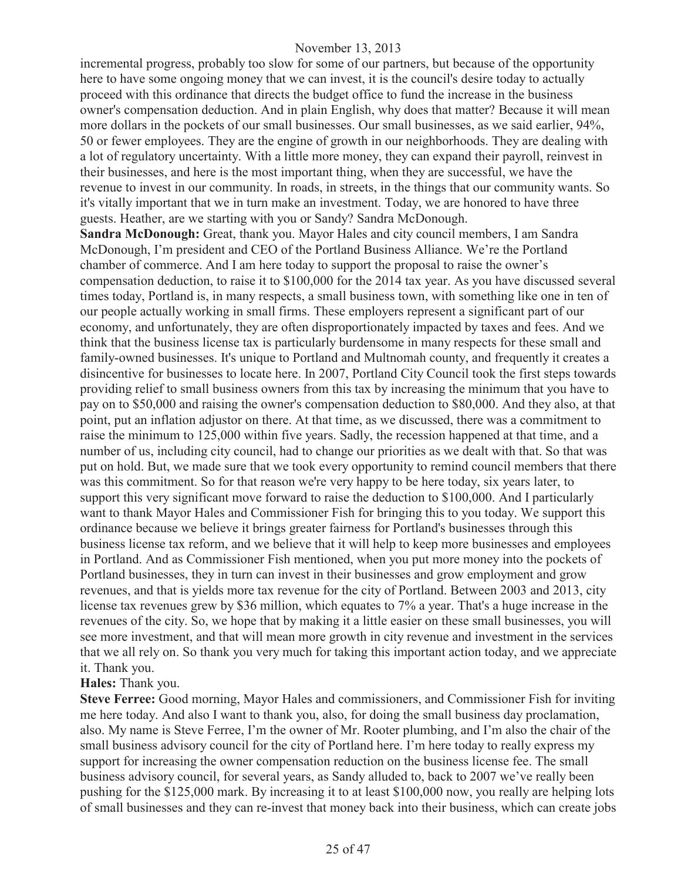incremental progress, probably too slow for some of our partners, but because of the opportunity here to have some ongoing money that we can invest, it is the council's desire today to actually proceed with this ordinance that directs the budget office to fund the increase in the business owner's compensation deduction. And in plain English, why does that matter? Because it will mean more dollars in the pockets of our small businesses. Our small businesses, as we said earlier, 94%, 50 or fewer employees. They are the engine of growth in our neighborhoods. They are dealing with a lot of regulatory uncertainty. With a little more money, they can expand their payroll, reinvest in their businesses, and here is the most important thing, when they are successful, we have the revenue to invest in our community. In roads, in streets, in the things that our community wants. So it's vitally important that we in turn make an investment. Today, we are honored to have three guests. Heather, are we starting with you or Sandy? Sandra McDonough.

**Sandra McDonough:** Great, thank you. Mayor Hales and city council members, I am Sandra McDonough, I'm president and CEO of the Portland Business Alliance. We're the Portland chamber of commerce. And I am here today to support the proposal to raise the owner's compensation deduction, to raise it to $100,000 for the 2014 tax year. As you have discussed several times today, Portland is, in many respects, a small business town, with something like one in ten of our people actually working in small firms. These employers represent a significant part of our economy, and unfortunately, they are often disproportionately impacted by taxes and fees. And we think that the business license tax is particularly burdensome in many respects for these small and family-owned businesses. It's unique to Portland and Multnomah county, and frequently it creates a disincentive for businesses to locate here. In 2007, Portland City Council took the first steps towards providing relief to small business owners from this tax by increasing the minimum that you have to pay on to $50,000 and raising the owner's compensation deduction to $80,000. And they also, at that point, put an inflation adjustor on there. At that time, as we discussed, there was a commitment to raise the minimum to 125,000 within five years. Sadly, the recession happened at that time, and a number of us, including city council, had to change our priorities as we dealt with that. So that was put on hold. But, we made sure that we took every opportunity to remind council members that there was this commitment. So for that reason we're very happy to be here today, six years later, to support this very significant move forward to raise the deduction to $100,000. And I particularly want to thank Mayor Hales and Commissioner Fish for bringing this to you today. We support this ordinance because we believe it brings greater fairness for Portland's businesses through this business license tax reform, and we believe that it will help to keep more businesses and employees in Portland. And as Commissioner Fish mentioned, when you put more money into the pockets of Portland businesses, they in turn can invest in their businesses and grow employment and grow revenues, and that is yields more tax revenue for the city of Portland. Between 2003 and 2013, city license tax revenues grew by $36 million, which equates to 7% a year. That's a huge increase in the revenues of the city. So, we hope that by making it a little easier on these small businesses, you will see more investment, and that will mean more growth in city revenue and investment in the services that we all rely on. So thank you very much for taking this important action today, and we appreciate it. Thank you.

**Hales:** Thank you.

**Steve Ferree:** Good morning, Mayor Hales and commissioners, and Commissioner Fish for inviting me here today. And also I want to thank you, also, for doing the small business day proclamation, also. My name is Steve Ferree, I'm the owner of Mr. Rooter plumbing, and I'm also the chair of the small business advisory council for the city of Portland here. I'm here today to really express my support for increasing the owner compensation reduction on the business license fee. The small business advisory council, for several years, as Sandy alluded to, back to 2007 we've really been pushing for the $125,000 mark. By increasing it to at least $100,000 now, you really are helping lots of small businesses and they can re-invest that money back into their business, which can create jobs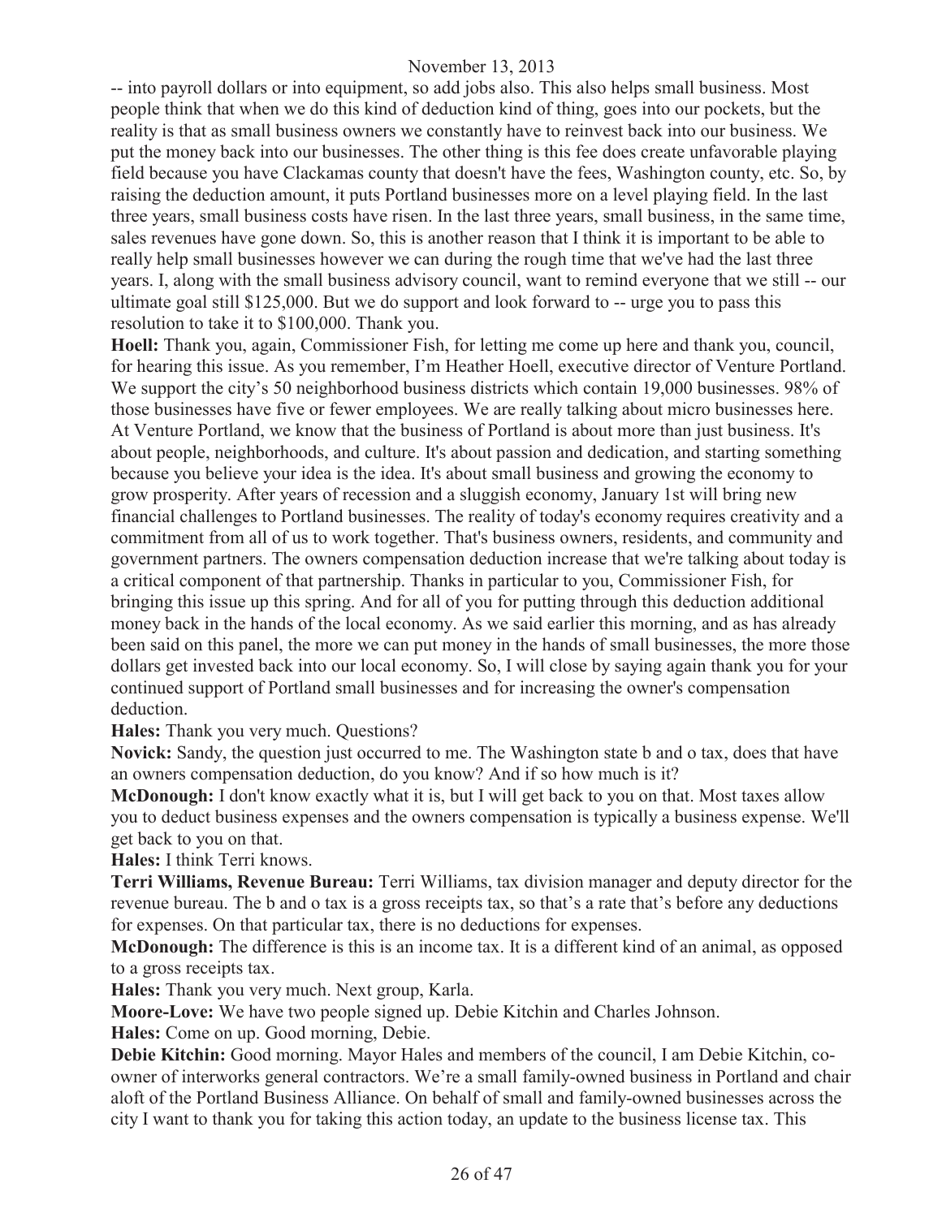-- into payroll dollars or into equipment, so add jobs also. This also helps small business. Most people think that when we do this kind of deduction kind of thing, goes into our pockets, but the reality is that as small business owners we constantly have to reinvest back into our business. We put the money back into our businesses. The other thing is this fee does create unfavorable playing field because you have Clackamas county that doesn't have the fees, Washington county, etc. So, by raising the deduction amount, it puts Portland businesses more on a level playing field. In the last three years, small business costs have risen. In the last three years, small business, in the same time, sales revenues have gone down. So, this is another reason that I think it is important to be able to really help small businesses however we can during the rough time that we've had the last three years. I, along with the small business advisory council, want to remind everyone that we still -- our ultimate goal still $125,000. But we do support and look forward to -- urge you to pass this resolution to take it to $100,000. Thank you.

**Hoell:** Thank you, again, Commissioner Fish, for letting me come up here and thank you, council, for hearing this issue. As you remember, I'm Heather Hoell, executive director of Venture Portland. We support the city's 50 neighborhood business districts which contain 19,000 businesses. 98% of those businesses have five or fewer employees. We are really talking about micro businesses here. At Venture Portland, we know that the business of Portland is about more than just business. It's about people, neighborhoods, and culture. It's about passion and dedication, and starting something because you believe your idea is the idea. It's about small business and growing the economy to grow prosperity. After years of recession and a sluggish economy, January 1st will bring new financial challenges to Portland businesses. The reality of today's economy requires creativity and a commitment from all of us to work together. That's business owners, residents, and community and government partners. The owners compensation deduction increase that we're talking about today is a critical component of that partnership. Thanks in particular to you, Commissioner Fish, for bringing this issue up this spring. And for all of you for putting through this deduction additional money back in the hands of the local economy. As we said earlier this morning, and as has already been said on this panel, the more we can put money in the hands of small businesses, the more those dollars get invested back into our local economy. So, I will close by saying again thank you for your continued support of Portland small businesses and for increasing the owner's compensation deduction.

**Hales:** Thank you very much. Questions?

**Novick:** Sandy, the question just occurred to me. The Washington state b and o tax, does that have an owners compensation deduction, do you know? And if so how much is it?

**McDonough:** I don't know exactly what it is, but I will get back to you on that. Most taxes allow you to deduct business expenses and the owners compensation is typically a business expense. We'll get back to you on that.

**Hales:** I think Terri knows.

**Terri Williams, Revenue Bureau:** Terri Williams, tax division manager and deputy director for the revenue bureau. The b and o tax is a gross receipts tax, so that's a rate that's before any deductions for expenses. On that particular tax, there is no deductions for expenses.

**McDonough:** The difference is this is an income tax. It is a different kind of an animal, as opposed to a gross receipts tax.

**Hales:** Thank you very much. Next group, Karla.

**Moore-Love:** We have two people signed up. Debie Kitchin and Charles Johnson.

**Hales:** Come on up. Good morning, Debie.

**Debie Kitchin:** Good morning. Mayor Hales and members of the council, I am Debie Kitchin, co-owner of interworks general contractors. We're a small family-owned business in Portland and chair aloft of the Portland Business Alliance. On behalf of small and family-owned businesses across the city I want to thank you for taking this action today, an update to the business license tax. This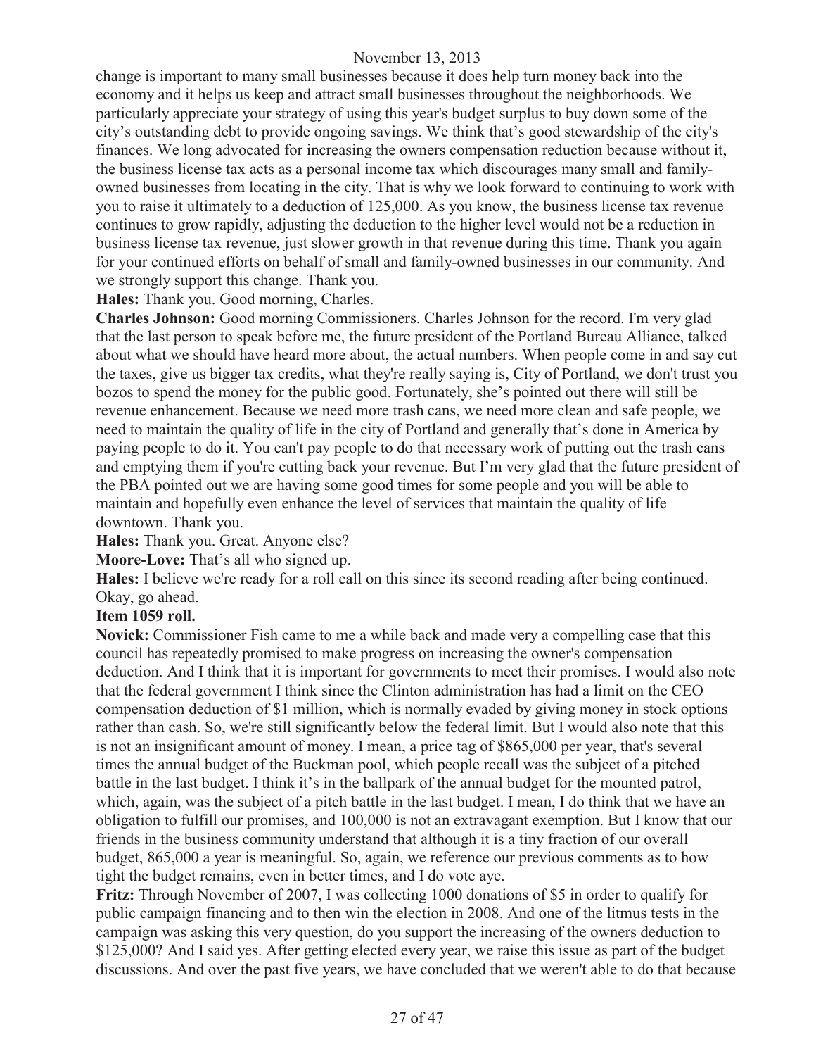change is important to many small businesses because it does help turn money back into the economy and it helps us keep and attract small businesses throughout the neighborhoods. We particularly appreciate your strategy of using this year's budget surplus to buy down some of the city's outstanding debt to provide ongoing savings. We think that's good stewardship of the city's finances. We long advocated for increasing the owners compensation reduction because without it, the business license tax acts as a personal income tax which discourages many small and family-owned businesses from locating in the city. That is why we look forward to continuing to work with you to raise it ultimately to a deduction of 125,000. As you know, the business license tax revenue continues to grow rapidly, adjusting the deduction to the higher level would not be a reduction in business license tax revenue, just slower growth in that revenue during this time. Thank you again for your continued efforts on behalf of small and family-owned businesses in our community. And we strongly support this change. Thank you.

**Hales:** Thank you. Good morning, Charles.

**Charles Johnson:** Good morning Commissioners. Charles Johnson for the record. I'm very glad that the last person to speak before me, the future president of the Portland Bureau Alliance, talked about what we should have heard more about, the actual numbers. When people come in and say cut the taxes, give us bigger tax credits, what they're really saying is, City of Portland, we don't trust you bozos to spend the money for the public good. Fortunately, she's pointed out there will still be revenue enhancement. Because we need more trash cans, we need more clean and safe people, we need to maintain the quality of life in the city of Portland and generally that's done in America by paying people to do it. You can't pay people to do that necessary work of putting out the trash cans and emptying them if you're cutting back your revenue. But I'm very glad that the future president of the PBA pointed out we are having some good times for some people and you will be able to maintain and hopefully even enhance the level of services that maintain the quality of life downtown. Thank you.

**Hales:** Thank you. Great. Anyone else?

**Moore-Love:** That's all who signed up.

**Hales:** I believe we're ready for a roll call on this since its second reading after being continued. Okay, go ahead.

**Item 1059 roll.**

**Novick:** Commissioner Fish came to me a while back and made very a compelling case that this council has repeatedly promised to make progress on increasing the owner's compensation deduction. And I think that it is important for governments to meet their promises. I would also note that the federal government I think since the Clinton administration has had a limit on the CEO compensation deduction of $1 million, which is normally evaded by giving money in stock options rather than cash. So, we're still significantly below the federal limit. But I would also note that this is not an insignificant amount of money. I mean, a price tag of $865,000 per year, that's several times the annual budget of the Buckman pool, which people recall was the subject of a pitched battle in the last budget. I think it's in the ballpark of the annual budget for the mounted patrol, which, again, was the subject of a pitch battle in the last budget. I mean, I do think that we have an obligation to fulfill our promises, and 100,000 is not an extravagant exemption. But I know that our friends in the business community understand that although it is a tiny fraction of our overall budget, 865,000 a year is meaningful. So, again, we reference our previous comments as to how tight the budget remains, even in better times, and I do vote aye.

**Fritz:** Through November of 2007, I was collecting 1000 donations of $5 in order to qualify for public campaign financing and to then win the election in 2008. And one of the litmus tests in the campaign was asking this very question, do you support the increasing of the owners deduction to $125,000? And I said yes. After getting elected every year, we raise this issue as part of the budget discussions. And over the past five years, we have concluded that we weren't able to do that because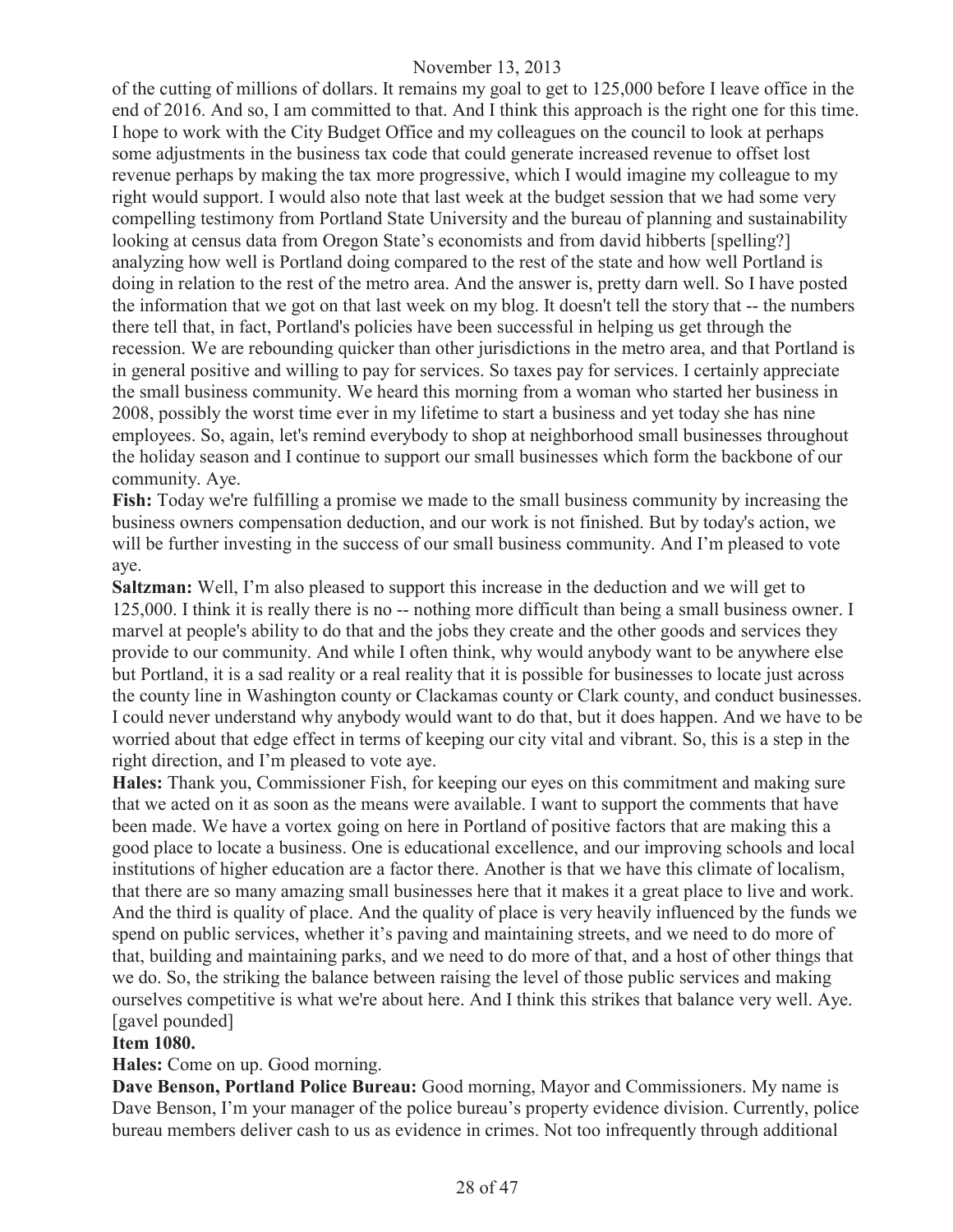of the cutting of millions of dollars. It remains my goal to get to 125,000 before I leave office in the end of 2016. And so, I am committed to that. And I think this approach is the right one for this time. I hope to work with the City Budget Office and my colleagues on the council to look at perhaps some adjustments in the business tax code that could generate increased revenue to offset lost revenue perhaps by making the tax more progressive, which I would imagine my colleague to my right would support. I would also note that last week at the budget session that we had some very compelling testimony from Portland State University and the bureau of planning and sustainability looking at census data from Oregon State's economists and from david hibberts [spelling?] analyzing how well is Portland doing compared to the rest of the state and how well Portland is doing in relation to the rest of the metro area. And the answer is, pretty darn well. So I have posted the information that we got on that last week on my blog. It doesn't tell the story that -- the numbers there tell that, in fact, Portland's policies have been successful in helping us get through the recession. We are rebounding quicker than other jurisdictions in the metro area, and that Portland is in general positive and willing to pay for services. So taxes pay for services. I certainly appreciate the small business community. We heard this morning from a woman who started her business in 2008, possibly the worst time ever in my lifetime to start a business and yet today she has nine employees. So, again, let's remind everybody to shop at neighborhood small businesses throughout the holiday season and I continue to support our small businesses which form the backbone of our community. Aye.

**Fish:** Today we're fulfilling a promise we made to the small business community by increasing the business owners compensation deduction, and our work is not finished. But by today's action, we will be further investing in the success of our small business community. And I'm pleased to vote aye.

**Saltzman:** Well, I'm also pleased to support this increase in the deduction and we will get to 125,000. I think it is really there is no -- nothing more difficult than being a small business owner. I marvel at people's ability to do that and the jobs they create and the other goods and services they provide to our community. And while I often think, why would anybody want to be anywhere else but Portland, it is a sad reality or a real reality that it is possible for businesses to locate just across the county line in Washington county or Clackamas county or Clark county, and conduct businesses. I could never understand why anybody would want to do that, but it does happen. And we have to be worried about that edge effect in terms of keeping our city vital and vibrant. So, this is a step in the right direction, and I'm pleased to vote aye.

**Hales:** Thank you, Commissioner Fish, for keeping our eyes on this commitment and making sure that we acted on it as soon as the means were available. I want to support the comments that have been made. We have a vortex going on here in Portland of positive factors that are making this a good place to locate a business. One is educational excellence, and our improving schools and local institutions of higher education are a factor there. Another is that we have this climate of localism, that there are so many amazing small businesses here that it makes it a great place to live and work. And the third is quality of place. And the quality of place is very heavily influenced by the funds we spend on public services, whether it's paving and maintaining streets, and we need to do more of that, building and maintaining parks, and we need to do more of that, and a host of other things that we do. So, the striking the balance between raising the level of those public services and making ourselves competitive is what we're about here. And I think this strikes that balance very well. Aye. [gavel pounded]

**Item 1080.**

**Hales:** Come on up. Good morning.

**Dave Benson, Portland Police Bureau:** Good morning, Mayor and Commissioners. My name is Dave Benson, I'm your manager of the police bureau's property evidence division. Currently, police bureau members deliver cash to us as evidence in crimes. Not too infrequently through additional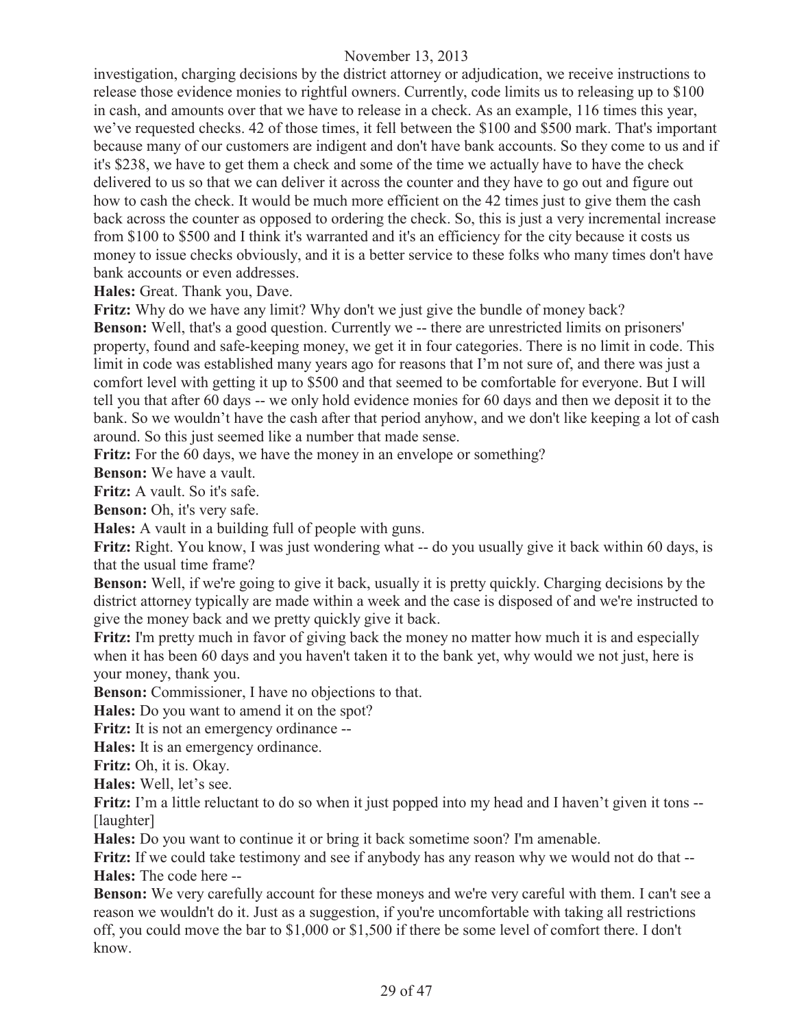investigation, charging decisions by the district attorney or adjudication, we receive instructions to release those evidence monies to rightful owners. Currently, code limits us to releasing up to $100 in cash, and amounts over that we have to release in a check. As an example, 116 times this year, we've requested checks. 42 of those times, it fell between the $100 and $500 mark. That's important because many of our customers are indigent and don't have bank accounts. So they come to us and if it's $238, we have to get them a check and some of the time we actually have to have the check delivered to us so that we can deliver it across the counter and they have to go out and figure out how to cash the check. It would be much more efficient on the 42 times just to give them the cash back across the counter as opposed to ordering the check. So, this is just a very incremental increase from $100 to $500 and I think it's warranted and it's an efficiency for the city because it costs us money to issue checks obviously, and it is a better service to these folks who many times don't have bank accounts or even addresses.

**Hales:** Great. Thank you, Dave.

**Fritz:** Why do we have any limit? Why don't we just give the bundle of money back?

**Benson:** Well, that's a good question. Currently we -- there are unrestricted limits on prisoners' property, found and safe-keeping money, we get it in four categories. There is no limit in code. This limit in code was established many years ago for reasons that I'm not sure of, and there was just a comfort level with getting it up to $500 and that seemed to be comfortable for everyone. But I will tell you that after 60 days -- we only hold evidence monies for 60 days and then we deposit it to the bank. So we wouldn't have the cash after that period anyhow, and we don't like keeping a lot of cash around. So this just seemed like a number that made sense.

**Fritz:** For the 60 days, we have the money in an envelope or something?

**Benson:** We have a vault.

**Fritz:** A vault. So it's safe.

**Benson:** Oh, it's very safe.

**Hales:** A vault in a building full of people with guns.

**Fritz:** Right. You know, I was just wondering what -- do you usually give it back within 60 days, is that the usual time frame?

**Benson:** Well, if we're going to give it back, usually it is pretty quickly. Charging decisions by the district attorney typically are made within a week and the case is disposed of and we're instructed to give the money back and we pretty quickly give it back.

**Fritz:** I'm pretty much in favor of giving back the money no matter how much it is and especially when it has been 60 days and you haven't taken it to the bank yet, why would we not just, here is your money, thank you.

**Benson:** Commissioner, I have no objections to that.

**Hales:** Do you want to amend it on the spot?

**Fritz:** It is not an emergency ordinance --

**Hales:** It is an emergency ordinance.

**Fritz:** Oh, it is. Okay.

**Hales:** Well, let's see.

**Fritz:** I'm a little reluctant to do so when it just popped into my head and I haven't given it tons -- [laughter]

**Hales:** Do you want to continue it or bring it back sometime soon? I'm amenable.

**Fritz:** If we could take testimony and see if anybody has any reason why we would not do that --

**Hales:** The code here --

**Benson:** We very carefully account for these moneys and we're very careful with them. I can't see a reason we wouldn't do it. Just as a suggestion, if you're uncomfortable with taking all restrictions off, you could move the bar to $1,000 or $1,500 if there be some level of comfort there. I don't know.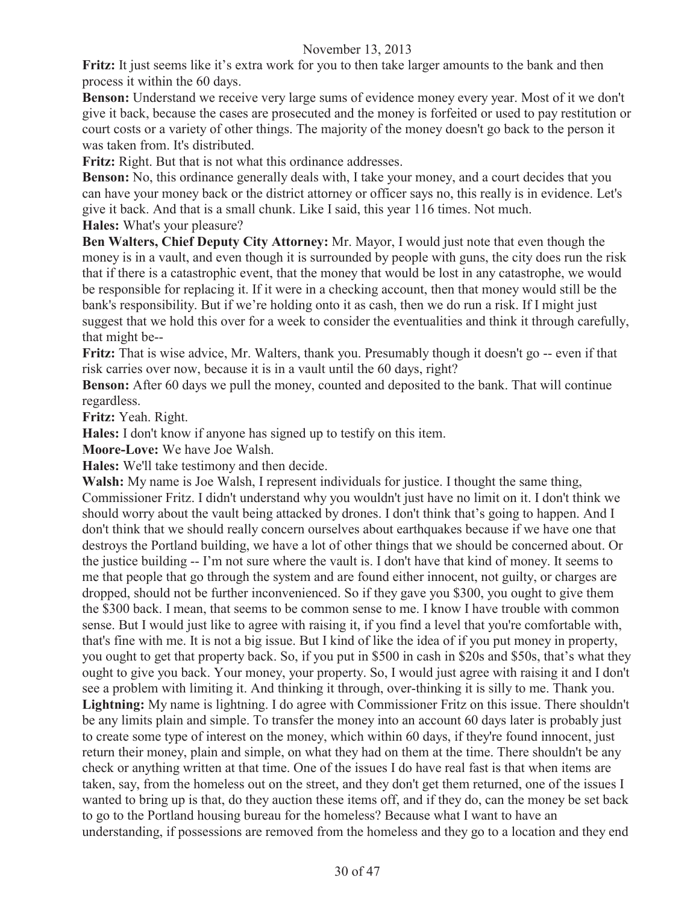**Fritz:** It just seems like it's extra work for you to then take larger amounts to the bank and then process it within the 60 days.

**Benson:** Understand we receive very large sums of evidence money every year. Most of it we don't give it back, because the cases are prosecuted and the money is forfeited or used to pay restitution or court costs or a variety of other things. The majority of the money doesn't go back to the person it was taken from. It's distributed.

**Fritz:** Right. But that is not what this ordinance addresses.

**Benson:** No, this ordinance generally deals with, I take your money, and a court decides that you can have your money back or the district attorney or officer says no, this really is in evidence. Let's give it back. And that is a small chunk. Like I said, this year 116 times. Not much.

**Hales:** What's your pleasure?

**Ben Walters, Chief Deputy City Attorney:** Mr. Mayor, I would just note that even though the money is in a vault, and even though it is surrounded by people with guns, the city does run the risk that if there is a catastrophic event, that the money that would be lost in any catastrophe, we would be responsible for replacing it. If it were in a checking account, then that money would still be the bank's responsibility. But if we're holding onto it as cash, then we do run a risk. If I might just suggest that we hold this over for a week to consider the eventualities and think it through carefully, that might be--

**Fritz:** That is wise advice, Mr. Walters, thank you. Presumably though it doesn't go -- even if that risk carries over now, because it is in a vault until the 60 days, right?

**Benson:** After 60 days we pull the money, counted and deposited to the bank. That will continue regardless.

**Fritz:** Yeah. Right.

**Hales:** I don't know if anyone has signed up to testify on this item.

**Moore-Love:** We have Joe Walsh.

**Hales:** We'll take testimony and then decide.

**Walsh:** My name is Joe Walsh, I represent individuals for justice. I thought the same thing, Commissioner Fritz. I didn't understand why you wouldn't just have no limit on it. I don't think we should worry about the vault being attacked by drones. I don't think that's going to happen. And I don't think that we should really concern ourselves about earthquakes because if we have one that destroys the Portland building, we have a lot of other things that we should be concerned about. Or the justice building -- I'm not sure where the vault is. I don't have that kind of money. It seems to me that people that go through the system and are found either innocent, not guilty, or charges are dropped, should not be further inconvenienced. So if they gave you $300, you ought to give them the $300 back. I mean, that seems to be common sense to me. I know I have trouble with common sense. But I would just like to agree with raising it, if you find a level that you're comfortable with, that's fine with me. It is not a big issue. But I kind of like the idea of if you put money in property, you ought to get that property back. So, if you put in $500 in cash in $20s and $50s, that's what they ought to give you back. Your money, your property. So, I would just agree with raising it and I don't see a problem with limiting it. And thinking it through, over-thinking it is silly to me. Thank you.

**Lightning:** My name is lightning. I do agree with Commissioner Fritz on this issue. There shouldn't be any limits plain and simple. To transfer the money into an account 60 days later is probably just to create some type of interest on the money, which within 60 days, if they're found innocent, just return their money, plain and simple, on what they had on them at the time. There shouldn't be any check or anything written at that time. One of the issues I do have real fast is that when items are taken, say, from the homeless out on the street, and they don't get them returned, one of the issues I wanted to bring up is that, do they auction these items off, and if they do, can the money be set back to go to the Portland housing bureau for the homeless? Because what I want to have an understanding, if possessions are removed from the homeless and they go to a location and they end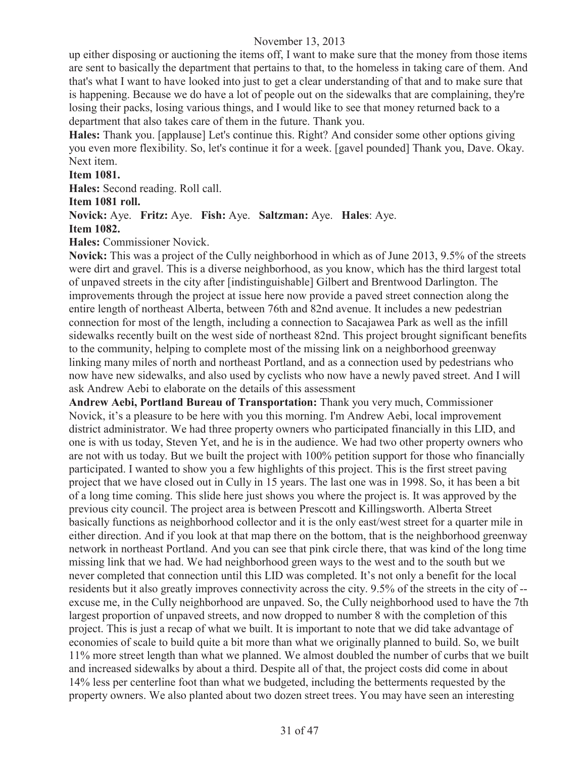up either disposing or auctioning the items off, I want to make sure that the money from those items are sent to basically the department that pertains to that, to the homeless in taking care of them. And that's what I want to have looked into just to get a clear understanding of that and to make sure that is happening. Because we do have a lot of people out on the sidewalks that are complaining, they're losing their packs, losing various things, and I would like to see that money returned back to a department that also takes care of them in the future. Thank you.

**Hales:** Thank you. [applause] Let's continue this. Right? And consider some other options giving you even more flexibility. So, let's continue it for a week. [gavel pounded] Thank you, Dave. Okay. Next item.

**Item 1081.**

**Hales:** Second reading. Roll call.

**Item 1081 roll.**

**Novick:** Aye. **Fritz:** Aye. **Fish:** Aye. **Saltzman:** Aye. **Hales**: Aye.

**Item 1082.**

**Hales:** Commissioner Novick.

**Novick:** This was a project of the Cully neighborhood in which as of June 2013, 9.5% of the streets were dirt and gravel. This is a diverse neighborhood, as you know, which has the third largest total of unpaved streets in the city after [indistinguishable] Gilbert and Brentwood Darlington. The improvements through the project at issue here now provide a paved street connection along the entire length of northeast Alberta, between 76th and 82nd avenue. It includes a new pedestrian connection for most of the length, including a connection to Sacajawea Park as well as the infill sidewalks recently built on the west side of northeast 82nd. This project brought significant benefits to the community, helping to complete most of the missing link on a neighborhood greenway linking many miles of north and northeast Portland, and as a connection used by pedestrians who now have new sidewalks, and also used by cyclists who now have a newly paved street. And I will ask Andrew Aebi to elaborate on the details of this assessment

**Andrew Aebi, Portland Bureau of Transportation:** Thank you very much, Commissioner Novick, it's a pleasure to be here with you this morning. I'm Andrew Aebi, local improvement district administrator. We had three property owners who participated financially in this LID, and one is with us today, Steven Yet, and he is in the audience. We had two other property owners who are not with us today. But we built the project with 100% petition support for those who financially participated. I wanted to show you a few highlights of this project. This is the first street paving project that we have closed out in Cully in 15 years. The last one was in 1998. So, it has been a bit of a long time coming. This slide here just shows you where the project is. It was approved by the previous city council. The project area is between Prescott and Killingsworth. Alberta Street basically functions as neighborhood collector and it is the only east/west street for a quarter mile in either direction. And if you look at that map there on the bottom, that is the neighborhood greenway network in northeast Portland. And you can see that pink circle there, that was kind of the long time missing link that we had. We had neighborhood green ways to the west and to the south but we never completed that connection until this LID was completed. It's not only a benefit for the local residents but it also greatly improves connectivity across the city. 9.5% of the streets in the city of -- excuse me, in the Cully neighborhood are unpaved. So, the Cully neighborhood used to have the 7th largest proportion of unpaved streets, and now dropped to number 8 with the completion of this project. This is just a recap of what we built. It is important to note that we did take advantage of economies of scale to build quite a bit more than what we originally planned to build. So, we built 11% more street length than what we planned. We almost doubled the number of curbs that we built and increased sidewalks by about a third. Despite all of that, the project costs did come in about 14% less per centerline foot than what we budgeted, including the betterments requested by the property owners. We also planted about two dozen street trees. You may have seen an interesting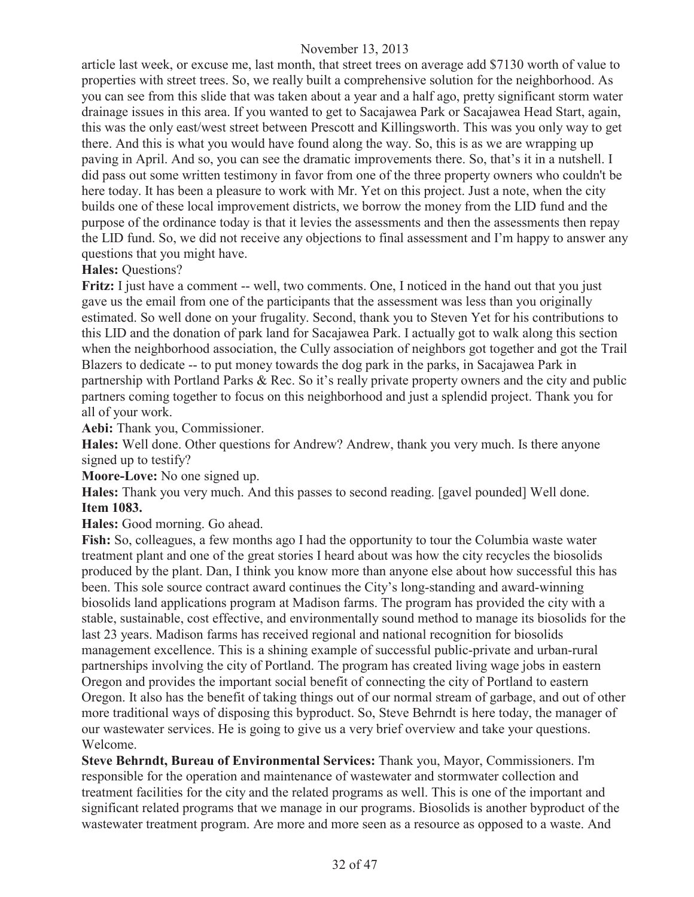article last week, or excuse me, last month, that street trees on average add $7130 worth of value to properties with street trees. So, we really built a comprehensive solution for the neighborhood. As you can see from this slide that was taken about a year and a half ago, pretty significant storm water drainage issues in this area. If you wanted to get to Sacajawea Park or Sacajawea Head Start, again, this was the only east/west street between Prescott and Killingsworth. This was you only way to get there. And this is what you would have found along the way. So, this is as we are wrapping up paving in April. And so, you can see the dramatic improvements there. So, that's it in a nutshell. I did pass out some written testimony in favor from one of the three property owners who couldn't be here today. It has been a pleasure to work with Mr. Yet on this project. Just a note, when the city builds one of these local improvement districts, we borrow the money from the LID fund and the purpose of the ordinance today is that it levies the assessments and then the assessments then repay the LID fund. So, we did not receive any objections to final assessment and I'm happy to answer any questions that you might have.

**Hales:** Questions?

**Fritz:** I just have a comment -- well, two comments. One, I noticed in the hand out that you just gave us the email from one of the participants that the assessment was less than you originally estimated. So well done on your frugality. Second, thank you to Steven Yet for his contributions to this LID and the donation of park land for Sacajawea Park. I actually got to walk along this section when the neighborhood association, the Cully association of neighbors got together and got the Trail Blazers to dedicate -- to put money towards the dog park in the parks, in Sacajawea Park in partnership with Portland Parks & Rec. So it's really private property owners and the city and public partners coming together to focus on this neighborhood and just a splendid project. Thank you for all of your work.

**Aebi:** Thank you, Commissioner.

**Hales:** Well done. Other questions for Andrew? Andrew, thank you very much. Is there anyone signed up to testify?

**Moore-Love:** No one signed up.

**Hales:** Thank you very much. And this passes to second reading. [gavel pounded] Well done.

**Item 1083.**

**Hales:** Good morning. Go ahead.

**Fish:** So, colleagues, a few months ago I had the opportunity to tour the Columbia waste water treatment plant and one of the great stories I heard about was how the city recycles the biosolids produced by the plant. Dan, I think you know more than anyone else about how successful this has been. This sole source contract award continues the City's long-standing and award-winning biosolids land applications program at Madison farms. The program has provided the city with a stable, sustainable, cost effective, and environmentally sound method to manage its biosolids for the last 23 years. Madison farms has received regional and national recognition for biosolids management excellence. This is a shining example of successful public-private and urban-rural partnerships involving the city of Portland. The program has created living wage jobs in eastern Oregon and provides the important social benefit of connecting the city of Portland to eastern Oregon. It also has the benefit of taking things out of our normal stream of garbage, and out of other more traditional ways of disposing this byproduct. So, Steve Behrndt is here today, the manager of our wastewater services. He is going to give us a very brief overview and take your questions. Welcome.

**Steve Behrndt, Bureau of Environmental Services:** Thank you, Mayor, Commissioners. I'm responsible for the operation and maintenance of wastewater and stormwater collection and treatment facilities for the city and the related programs as well. This is one of the important and significant related programs that we manage in our programs. Biosolids is another byproduct of the wastewater treatment program. Are more and more seen as a resource as opposed to a waste. And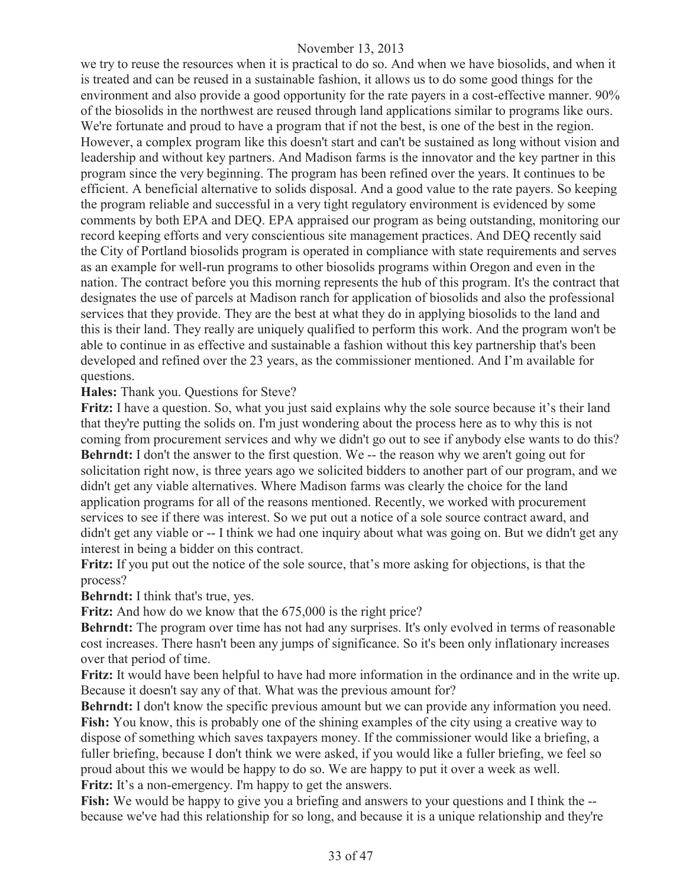we try to reuse the resources when it is practical to do so. And when we have biosolids, and when it is treated and can be reused in a sustainable fashion, it allows us to do some good things for the environment and also provide a good opportunity for the rate payers in a cost-effective manner. 90% of the biosolids in the northwest are reused through land applications similar to programs like ours. We're fortunate and proud to have a program that if not the best, is one of the best in the region. However, a complex program like this doesn't start and can't be sustained as long without vision and leadership and without key partners. And Madison farms is the innovator and the key partner in this program since the very beginning. The program has been refined over the years. It continues to be efficient. A beneficial alternative to solids disposal. And a good value to the rate payers. So keeping the program reliable and successful in a very tight regulatory environment is evidenced by some comments by both EPA and DEQ. EPA appraised our program as being outstanding, monitoring our record keeping efforts and very conscientious site management practices. And DEQ recently said the City of Portland biosolids program is operated in compliance with state requirements and serves as an example for well-run programs to other biosolids programs within Oregon and even in the nation. The contract before you this morning represents the hub of this program. It's the contract that designates the use of parcels at Madison ranch for application of biosolids and also the professional services that they provide. They are the best at what they do in applying biosolids to the land and this is their land. They really are uniquely qualified to perform this work. And the program won't be able to continue in as effective and sustainable a fashion without this key partnership that's been developed and refined over the 23 years, as the commissioner mentioned. And I'm available for questions.

**Hales:** Thank you. Questions for Steve?

**Fritz:** I have a question. So, what you just said explains why the sole source because it's their land that they're putting the solids on. I'm just wondering about the process here as to why this is not coming from procurement services and why we didn't go out to see if anybody else wants to do this?

**Behrndt:** I don't the answer to the first question. We -- the reason why we aren't going out for solicitation right now, is three years ago we solicited bidders to another part of our program, and we didn't get any viable alternatives. Where Madison farms was clearly the choice for the land application programs for all of the reasons mentioned. Recently, we worked with procurement services to see if there was interest. So we put out a notice of a sole source contract award, and didn't get any viable or -- I think we had one inquiry about what was going on. But we didn't get any interest in being a bidder on this contract.

**Fritz:** If you put out the notice of the sole source, that's more asking for objections, is that the process?

**Behrndt:** I think that's true, yes.

**Fritz:** And how do we know that the 675,000 is the right price?

**Behrndt:** The program over time has not had any surprises. It's only evolved in terms of reasonable cost increases. There hasn't been any jumps of significance. So it's been only inflationary increases over that period of time.

**Fritz:** It would have been helpful to have had more information in the ordinance and in the write up. Because it doesn't say any of that. What was the previous amount for?

**Behrndt:** I don't know the specific previous amount but we can provide any information you need.

**Fish:** You know, this is probably one of the shining examples of the city using a creative way to dispose of something which saves taxpayers money. If the commissioner would like a briefing, a fuller briefing, because I don't think we were asked, if you would like a fuller briefing, we feel so proud about this we would be happy to do so. We are happy to put it over a week as well.

**Fritz:** It's a non-emergency. I'm happy to get the answers.

**Fish:** We would be happy to give you a briefing and answers to your questions and I think the -- because we've had this relationship for so long, and because it is a unique relationship and they're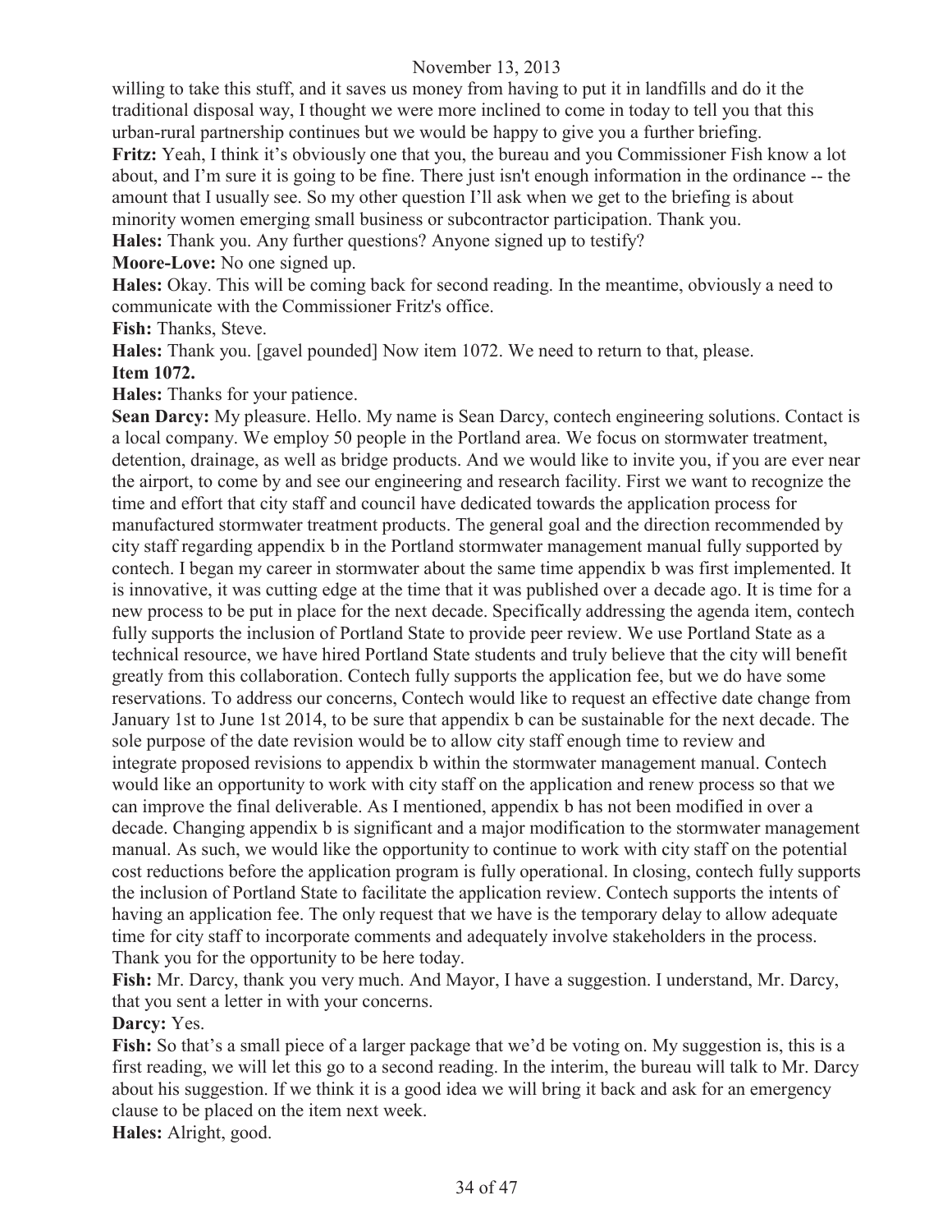willing to take this stuff, and it saves us money from having to put it in landfills and do it the traditional disposal way, I thought we were more inclined to come in today to tell you that this urban-rural partnership continues but we would be happy to give you a further briefing.

**Fritz:** Yeah, I think it's obviously one that you, the bureau and you Commissioner Fish know a lot about, and I'm sure it is going to be fine. There just isn't enough information in the ordinance -- the amount that I usually see. So my other question I'll ask when we get to the briefing is about minority women emerging small business or subcontractor participation. Thank you.

**Hales:** Thank you. Any further questions? Anyone signed up to testify?

**Moore-Love:** No one signed up.

**Hales:** Okay. This will be coming back for second reading. In the meantime, obviously a need to communicate with the Commissioner Fritz's office.

**Fish:** Thanks, Steve.

**Hales:** Thank you. [gavel pounded] Now item 1072. We need to return to that, please.

**Item 1072.**

**Hales:** Thanks for your patience.

**Sean Darcy:** My pleasure. Hello. My name is Sean Darcy, contech engineering solutions. Contact is a local company. We employ 50 people in the Portland area. We focus on stormwater treatment, detention, drainage, as well as bridge products. And we would like to invite you, if you are ever near the airport, to come by and see our engineering and research facility. First we want to recognize the time and effort that city staff and council have dedicated towards the application process for manufactured stormwater treatment products. The general goal and the direction recommended by city staff regarding appendix b in the Portland stormwater management manual fully supported by contech. I began my career in stormwater about the same time appendix b was first implemented. It is innovative, it was cutting edge at the time that it was published over a decade ago. It is time for a new process to be put in place for the next decade. Specifically addressing the agenda item, contech fully supports the inclusion of Portland State to provide peer review. We use Portland State as a technical resource, we have hired Portland State students and truly believe that the city will benefit greatly from this collaboration. Contech fully supports the application fee, but we do have some reservations. To address our concerns, Contech would like to request an effective date change from January 1st to June 1st 2014, to be sure that appendix b can be sustainable for the next decade. The sole purpose of the date revision would be to allow city staff enough time to review and integrate proposed revisions to appendix b within the stormwater management manual. Contech would like an opportunity to work with city staff on the application and renew process so that we can improve the final deliverable. As I mentioned, appendix b has not been modified in over a decade. Changing appendix b is significant and a major modification to the stormwater management manual. As such, we would like the opportunity to continue to work with city staff on the potential cost reductions before the application program is fully operational. In closing, contech fully supports the inclusion of Portland State to facilitate the application review. Contech supports the intents of having an application fee. The only request that we have is the temporary delay to allow adequate time for city staff to incorporate comments and adequately involve stakeholders in the process. Thank you for the opportunity to be here today.

**Fish:** Mr. Darcy, thank you very much. And Mayor, I have a suggestion. I understand, Mr. Darcy, that you sent a letter in with your concerns.

**Darcy:** Yes.

**Fish:** So that's a small piece of a larger package that we'd be voting on. My suggestion is, this is a first reading, we will let this go to a second reading. In the interim, the bureau will talk to Mr. Darcy about his suggestion. If we think it is a good idea we will bring it back and ask for an emergency clause to be placed on the item next week.

**Hales:** Alright, good.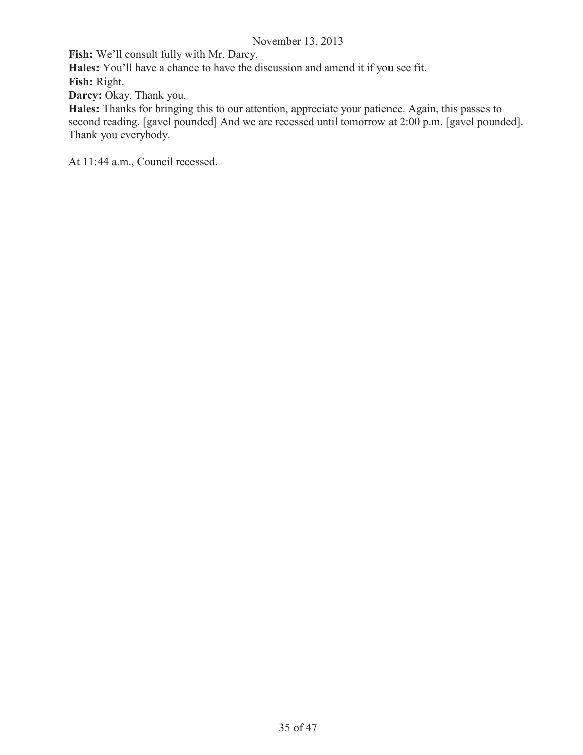**Fish:** We'll consult fully with Mr. Darcy.

**Hales:** You'll have a chance to have the discussion and amend it if you see fit.

**Fish:** Right.

**Darcy:** Okay. Thank you.

**Hales:** Thanks for bringing this to our attention, appreciate your patience. Again, this passes to second reading. [gavel pounded] And we are recessed until tomorrow at 2:00 p.m. [gavel pounded]. Thank you everybody.

At 11:44 a.m., Council recessed.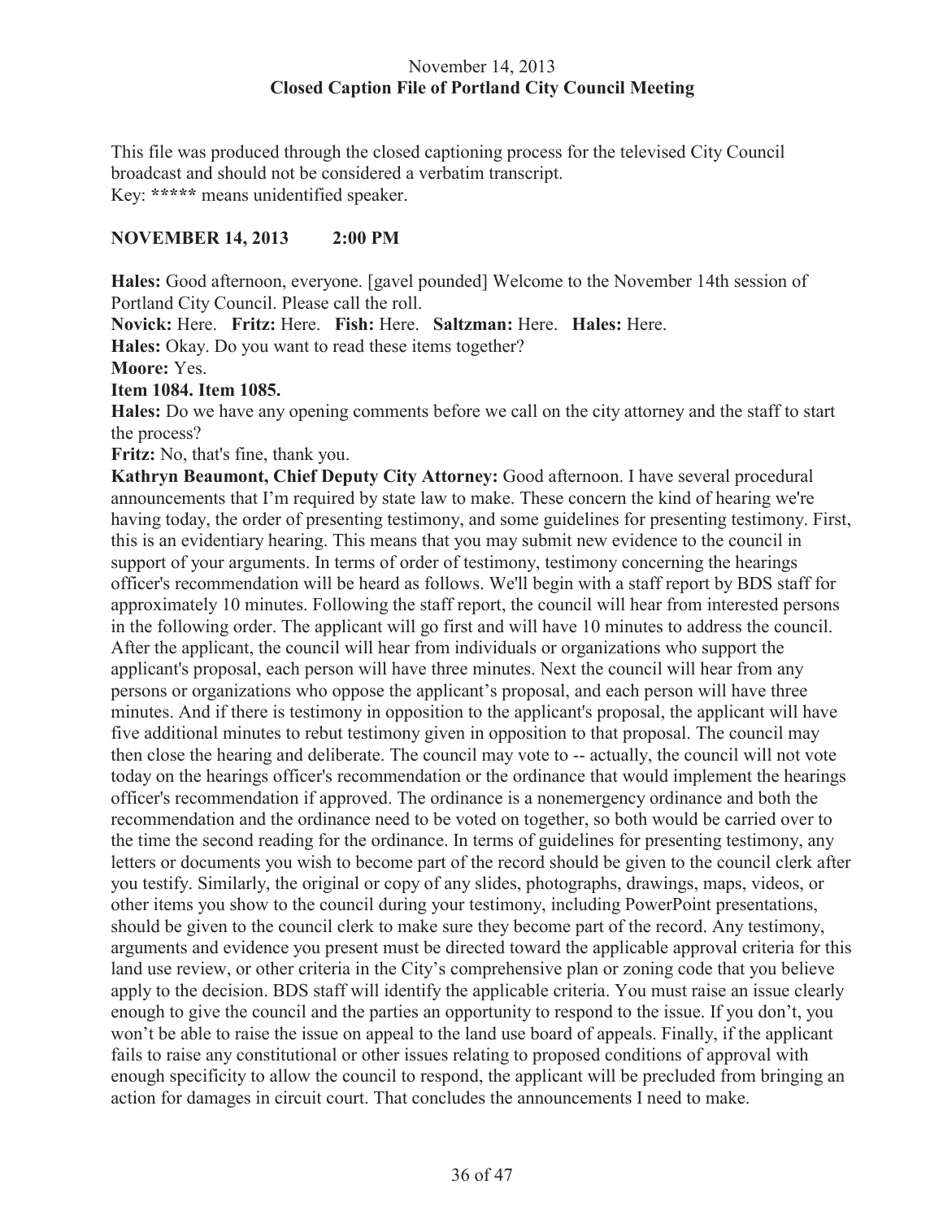November 14, 2013
**Closed Caption File of Portland City Council Meeting**

This file was produced through the closed captioning process for the televised City Council broadcast and should not be considered a verbatim transcript.
Key: **\*\*\*\*\*** means unidentified speaker.

**NOVEMBER 14, 2013 2:00 PM**

**Hales:** Good afternoon, everyone. [gavel pounded] Welcome to the November 14th session of Portland City Council. Please call the roll.

**Novick:** Here. **Fritz:** Here. **Fish:** Here. **Saltzman:** Here. **Hales:** Here.

**Hales:** Okay. Do you want to read these items together?

**Moore:** Yes.

**Item 1084. Item 1085.**

**Hales:** Do we have any opening comments before we call on the city attorney and the staff to start the process?

**Fritz:** No, that's fine, thank you.

**Kathryn Beaumont, Chief Deputy City Attorney:** Good afternoon. I have several procedural announcements that I'm required by state law to make. These concern the kind of hearing we're having today, the order of presenting testimony, and some guidelines for presenting testimony. First, this is an evidentiary hearing. This means that you may submit new evidence to the council in support of your arguments. In terms of order of testimony, testimony concerning the hearings officer's recommendation will be heard as follows. We'll begin with a staff report by BDS staff for approximately 10 minutes. Following the staff report, the council will hear from interested persons in the following order. The applicant will go first and will have 10 minutes to address the council. After the applicant, the council will hear from individuals or organizations who support the applicant's proposal, each person will have three minutes. Next the council will hear from any persons or organizations who oppose the applicant's proposal, and each person will have three minutes. And if there is testimony in opposition to the applicant's proposal, the applicant will have five additional minutes to rebut testimony given in opposition to that proposal. The council may then close the hearing and deliberate. The council may vote to -- actually, the council will not vote today on the hearings officer's recommendation or the ordinance that would implement the hearings officer's recommendation if approved. The ordinance is a nonemergency ordinance and both the recommendation and the ordinance need to be voted on together, so both would be carried over to the time the second reading for the ordinance. In terms of guidelines for presenting testimony, any letters or documents you wish to become part of the record should be given to the council clerk after you testify. Similarly, the original or copy of any slides, photographs, drawings, maps, videos, or other items you show to the council during your testimony, including PowerPoint presentations, should be given to the council clerk to make sure they become part of the record. Any testimony, arguments and evidence you present must be directed toward the applicable approval criteria for this land use review, or other criteria in the City's comprehensive plan or zoning code that you believe apply to the decision. BDS staff will identify the applicable criteria. You must raise an issue clearly enough to give the council and the parties an opportunity to respond to the issue. If you don't, you won't be able to raise the issue on appeal to the land use board of appeals. Finally, if the applicant fails to raise any constitutional or other issues relating to proposed conditions of approval with enough specificity to allow the council to respond, the applicant will be precluded from bringing an action for damages in circuit court. That concludes the announcements I need to make.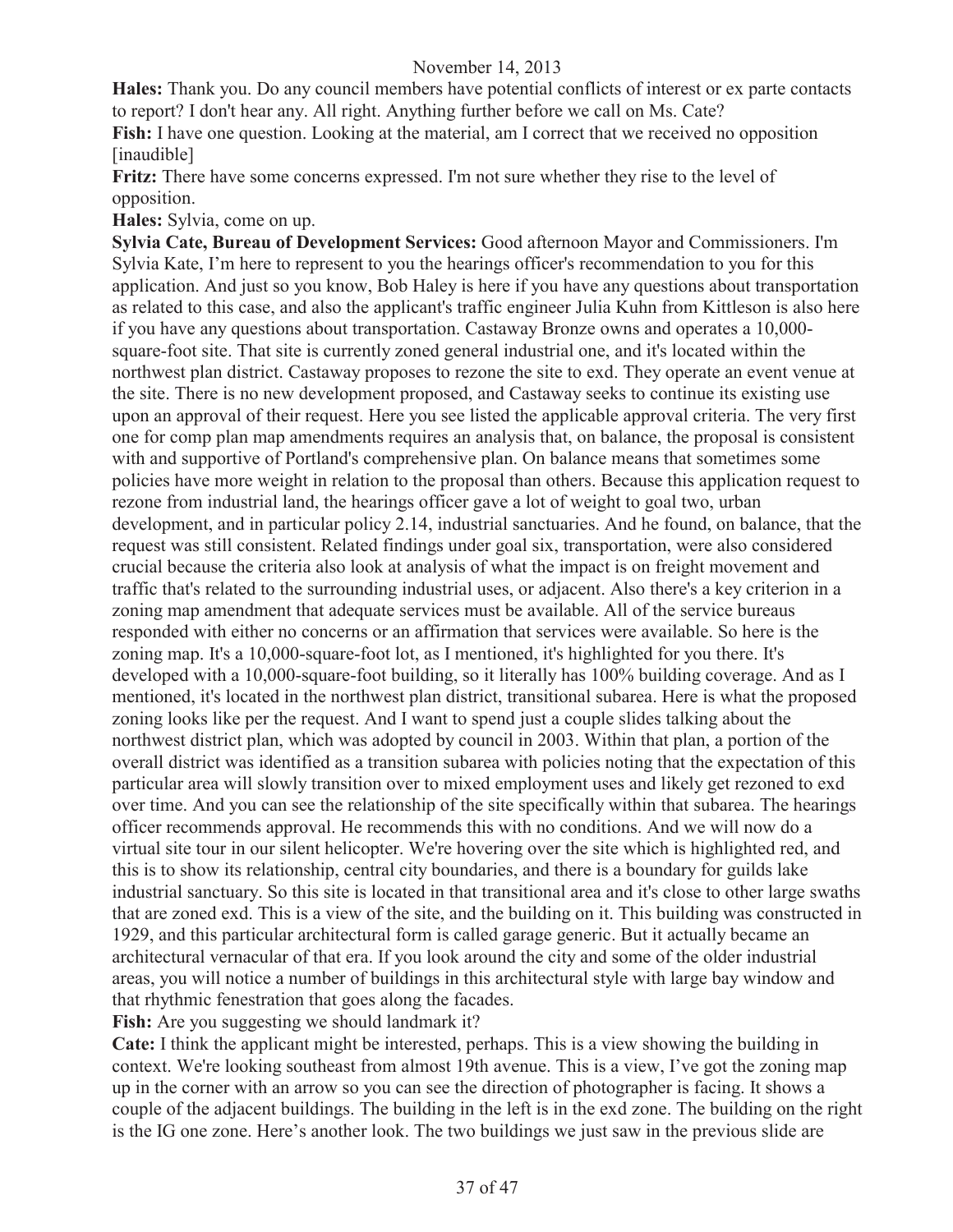**Hales:** Thank you. Do any council members have potential conflicts of interest or ex parte contacts to report? I don't hear any. All right. Anything further before we call on Ms. Cate?

**Fish:** I have one question. Looking at the material, am I correct that we received no opposition [inaudible]

**Fritz:** There have some concerns expressed. I'm not sure whether they rise to the level of opposition.

**Hales:** Sylvia, come on up.

**Sylvia Cate, Bureau of Development Services:** Good afternoon Mayor and Commissioners. I'm Sylvia Kate, I'm here to represent to you the hearings officer's recommendation to you for this application. And just so you know, Bob Haley is here if you have any questions about transportation as related to this case, and also the applicant's traffic engineer Julia Kuhn from Kittleson is also here if you have any questions about transportation. Castaway Bronze owns and operates a 10,000-square-foot site. That site is currently zoned general industrial one, and it's located within the northwest plan district. Castaway proposes to rezone the site to exd. They operate an event venue at the site. There is no new development proposed, and Castaway seeks to continue its existing use upon an approval of their request. Here you see listed the applicable approval criteria. The very first one for comp plan map amendments requires an analysis that, on balance, the proposal is consistent with and supportive of Portland's comprehensive plan. On balance means that sometimes some policies have more weight in relation to the proposal than others. Because this application request to rezone from industrial land, the hearings officer gave a lot of weight to goal two, urban development, and in particular policy 2.14, industrial sanctuaries. And he found, on balance, that the request was still consistent. Related findings under goal six, transportation, were also considered crucial because the criteria also look at analysis of what the impact is on freight movement and traffic that's related to the surrounding industrial uses, or adjacent. Also there's a key criterion in a zoning map amendment that adequate services must be available. All of the service bureaus responded with either no concerns or an affirmation that services were available. So here is the zoning map. It's a 10,000-square-foot lot, as I mentioned, it's highlighted for you there. It's developed with a 10,000-square-foot building, so it literally has 100% building coverage. And as I mentioned, it's located in the northwest plan district, transitional subarea. Here is what the proposed zoning looks like per the request. And I want to spend just a couple slides talking about the northwest district plan, which was adopted by council in 2003. Within that plan, a portion of the overall district was identified as a transition subarea with policies noting that the expectation of this particular area will slowly transition over to mixed employment uses and likely get rezoned to exd over time. And you can see the relationship of the site specifically within that subarea. The hearings officer recommends approval. He recommends this with no conditions. And we will now do a virtual site tour in our silent helicopter. We're hovering over the site which is highlighted red, and this is to show its relationship, central city boundaries, and there is a boundary for guilds lake industrial sanctuary. So this site is located in that transitional area and it's close to other large swaths that are zoned exd. This is a view of the site, and the building on it. This building was constructed in 1929, and this particular architectural form is called garage generic. But it actually became an architectural vernacular of that era. If you look around the city and some of the older industrial areas, you will notice a number of buildings in this architectural style with large bay window and that rhythmic fenestration that goes along the facades.

**Fish:** Are you suggesting we should landmark it?

**Cate:** I think the applicant might be interested, perhaps. This is a view showing the building in context. We're looking southeast from almost 19th avenue. This is a view, I've got the zoning map up in the corner with an arrow so you can see the direction of photographer is facing. It shows a couple of the adjacent buildings. The building in the left is in the exd zone. The building on the right is the IG one zone. Here's another look. The two buildings we just saw in the previous slide are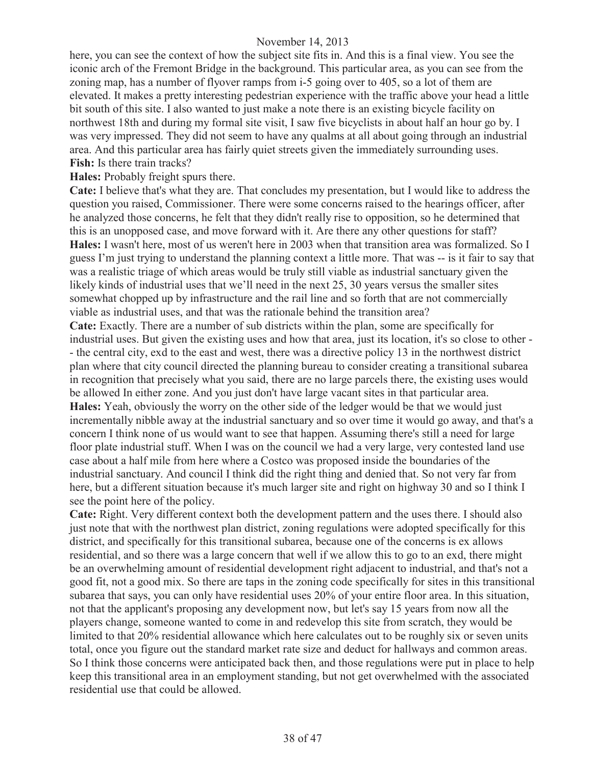here, you can see the context of how the subject site fits in. And this is a final view. You see the iconic arch of the Fremont Bridge in the background. This particular area, as you can see from the zoning map, has a number of flyover ramps from i-5 going over to 405, so a lot of them are elevated. It makes a pretty interesting pedestrian experience with the traffic above your head a little bit south of this site. I also wanted to just make a note there is an existing bicycle facility on northwest 18th and during my formal site visit, I saw five bicyclists in about half an hour go by. I was very impressed. They did not seem to have any qualms at all about going through an industrial area. And this particular area has fairly quiet streets given the immediately surrounding uses.

**Fish:** Is there train tracks?

**Hales:** Probably freight spurs there.

**Cate:** I believe that's what they are. That concludes my presentation, but I would like to address the question you raised, Commissioner. There were some concerns raised to the hearings officer, after he analyzed those concerns, he felt that they didn't really rise to opposition, so he determined that this is an unopposed case, and move forward with it. Are there any other questions for staff?

**Hales:** I wasn't here, most of us weren't here in 2003 when that transition area was formalized. So I guess I'm just trying to understand the planning context a little more. That was -- is it fair to say that was a realistic triage of which areas would be truly still viable as industrial sanctuary given the likely kinds of industrial uses that we'll need in the next 25, 30 years versus the smaller sites somewhat chopped up by infrastructure and the rail line and so forth that are not commercially viable as industrial uses, and that was the rationale behind the transition area?

**Cate:** Exactly. There are a number of sub districts within the plan, some are specifically for industrial uses. But given the existing uses and how that area, just its location, it's so close to other -- the central city, exd to the east and west, there was a directive policy 13 in the northwest district plan where that city council directed the planning bureau to consider creating a transitional subarea in recognition that precisely what you said, there are no large parcels there, the existing uses would be allowed In either zone. And you just don't have large vacant sites in that particular area.

**Hales:** Yeah, obviously the worry on the other side of the ledger would be that we would just incrementally nibble away at the industrial sanctuary and so over time it would go away, and that's a concern I think none of us would want to see that happen. Assuming there's still a need for large floor plate industrial stuff. When I was on the council we had a very large, very contested land use case about a half mile from here where a Costco was proposed inside the boundaries of the industrial sanctuary. And council I think did the right thing and denied that. So not very far from here, but a different situation because it's much larger site and right on highway 30 and so I think I see the point here of the policy.

**Cate:** Right. Very different context both the development pattern and the uses there. I should also just note that with the northwest plan district, zoning regulations were adopted specifically for this district, and specifically for this transitional subarea, because one of the concerns is ex allows residential, and so there was a large concern that well if we allow this to go to an exd, there might be an overwhelming amount of residential development right adjacent to industrial, and that's not a good fit, not a good mix. So there are taps in the zoning code specifically for sites in this transitional subarea that says, you can only have residential uses 20% of your entire floor area. In this situation, not that the applicant's proposing any development now, but let's say 15 years from now all the players change, someone wanted to come in and redevelop this site from scratch, they would be limited to that 20% residential allowance which here calculates out to be roughly six or seven units total, once you figure out the standard market rate size and deduct for hallways and common areas. So I think those concerns were anticipated back then, and those regulations were put in place to help keep this transitional area in an employment standing, but not get overwhelmed with the associated residential use that could be allowed.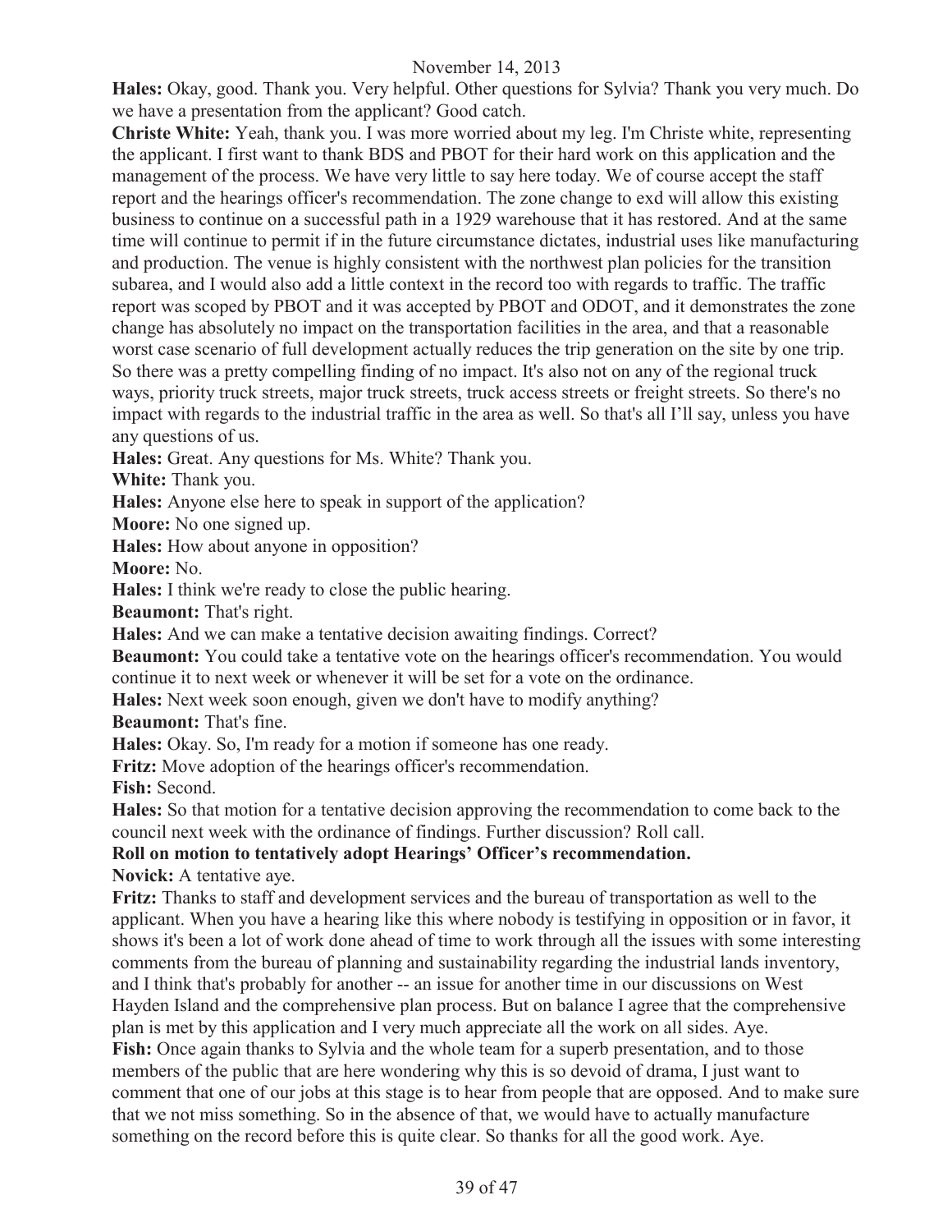**Hales:** Okay, good. Thank you. Very helpful. Other questions for Sylvia? Thank you very much. Do we have a presentation from the applicant? Good catch.

**Christe White:** Yeah, thank you. I was more worried about my leg. I'm Christe white, representing the applicant. I first want to thank BDS and PBOT for their hard work on this application and the management of the process. We have very little to say here today. We of course accept the staff report and the hearings officer's recommendation. The zone change to exd will allow this existing business to continue on a successful path in a 1929 warehouse that it has restored. And at the same time will continue to permit if in the future circumstance dictates, industrial uses like manufacturing and production. The venue is highly consistent with the northwest plan policies for the transition subarea, and I would also add a little context in the record too with regards to traffic. The traffic report was scoped by PBOT and it was accepted by PBOT and ODOT, and it demonstrates the zone change has absolutely no impact on the transportation facilities in the area, and that a reasonable worst case scenario of full development actually reduces the trip generation on the site by one trip. So there was a pretty compelling finding of no impact. It's also not on any of the regional truck ways, priority truck streets, major truck streets, truck access streets or freight streets. So there's no impact with regards to the industrial traffic in the area as well. So that's all I'll say, unless you have any questions of us.

**Hales:** Great. Any questions for Ms. White? Thank you.

**White:** Thank you.

**Hales:** Anyone else here to speak in support of the application?

**Moore:** No one signed up.

**Hales:** How about anyone in opposition?

**Moore:** No.

**Hales:** I think we're ready to close the public hearing.

**Beaumont:** That's right.

**Hales:** And we can make a tentative decision awaiting findings. Correct?

**Beaumont:** You could take a tentative vote on the hearings officer's recommendation. You would continue it to next week or whenever it will be set for a vote on the ordinance.

**Hales:** Next week soon enough, given we don't have to modify anything?

**Beaumont:** That's fine.

**Hales:** Okay. So, I'm ready for a motion if someone has one ready.

**Fritz:** Move adoption of the hearings officer's recommendation.

**Fish:** Second.

**Hales:** So that motion for a tentative decision approving the recommendation to come back to the council next week with the ordinance of findings. Further discussion? Roll call.

**Roll on motion to tentatively adopt Hearings' Officer's recommendation.**

**Novick:** A tentative aye.

**Fritz:** Thanks to staff and development services and the bureau of transportation as well to the applicant. When you have a hearing like this where nobody is testifying in opposition or in favor, it shows it's been a lot of work done ahead of time to work through all the issues with some interesting comments from the bureau of planning and sustainability regarding the industrial lands inventory, and I think that's probably for another -- an issue for another time in our discussions on West Hayden Island and the comprehensive plan process. But on balance I agree that the comprehensive plan is met by this application and I very much appreciate all the work on all sides. Aye.

**Fish:** Once again thanks to Sylvia and the whole team for a superb presentation, and to those members of the public that are here wondering why this is so devoid of drama, I just want to comment that one of our jobs at this stage is to hear from people that are opposed. And to make sure that we not miss something. So in the absence of that, we would have to actually manufacture something on the record before this is quite clear. So thanks for all the good work. Aye.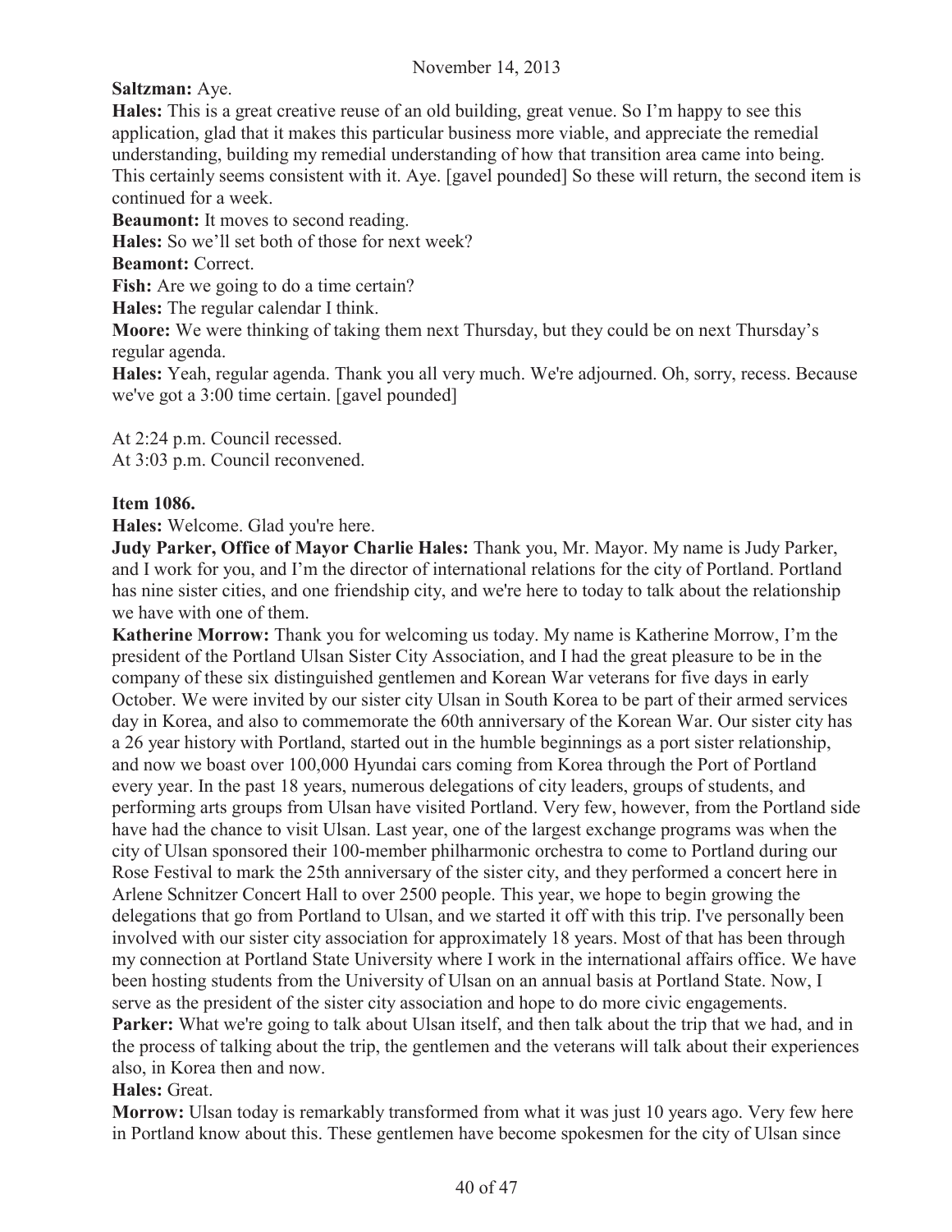**Saltzman:** Aye.

**Hales:** This is a great creative reuse of an old building, great venue. So I'm happy to see this application, glad that it makes this particular business more viable, and appreciate the remedial understanding, building my remedial understanding of how that transition area came into being. This certainly seems consistent with it. Aye. [gavel pounded] So these will return, the second item is continued for a week.

**Beaumont:** It moves to second reading.

**Hales:** So we'll set both of those for next week?

**Beamont:** Correct.

**Fish:** Are we going to do a time certain?

**Hales:** The regular calendar I think.

**Moore:** We were thinking of taking them next Thursday, but they could be on next Thursday's regular agenda.

**Hales:** Yeah, regular agenda. Thank you all very much. We're adjourned. Oh, sorry, recess. Because we've got a 3:00 time certain. [gavel pounded]

At 2:24 p.m. Council recessed.
At 3:03 p.m. Council reconvened.

**Item 1086.**

**Hales:** Welcome. Glad you're here.

**Judy Parker, Office of Mayor Charlie Hales:** Thank you, Mr. Mayor. My name is Judy Parker, and I work for you, and I'm the director of international relations for the city of Portland. Portland has nine sister cities, and one friendship city, and we're here to today to talk about the relationship we have with one of them.

**Katherine Morrow:** Thank you for welcoming us today. My name is Katherine Morrow, I'm the president of the Portland Ulsan Sister City Association, and I had the great pleasure to be in the company of these six distinguished gentlemen and Korean War veterans for five days in early October. We were invited by our sister city Ulsan in South Korea to be part of their armed services day in Korea, and also to commemorate the 60th anniversary of the Korean War. Our sister city has a 26 year history with Portland, started out in the humble beginnings as a port sister relationship, and now we boast over 100,000 Hyundai cars coming from Korea through the Port of Portland every year. In the past 18 years, numerous delegations of city leaders, groups of students, and performing arts groups from Ulsan have visited Portland. Very few, however, from the Portland side have had the chance to visit Ulsan. Last year, one of the largest exchange programs was when the city of Ulsan sponsored their 100-member philharmonic orchestra to come to Portland during our Rose Festival to mark the 25th anniversary of the sister city, and they performed a concert here in Arlene Schnitzer Concert Hall to over 2500 people. This year, we hope to begin growing the delegations that go from Portland to Ulsan, and we started it off with this trip. I've personally been involved with our sister city association for approximately 18 years. Most of that has been through my connection at Portland State University where I work in the international affairs office. We have been hosting students from the University of Ulsan on an annual basis at Portland State. Now, I serve as the president of the sister city association and hope to do more civic engagements.

**Parker:** What we're going to talk about Ulsan itself, and then talk about the trip that we had, and in the process of talking about the trip, the gentlemen and the veterans will talk about their experiences also, in Korea then and now.

**Hales:** Great.

**Morrow:** Ulsan today is remarkably transformed from what it was just 10 years ago. Very few here in Portland know about this. These gentlemen have become spokesmen for the city of Ulsan since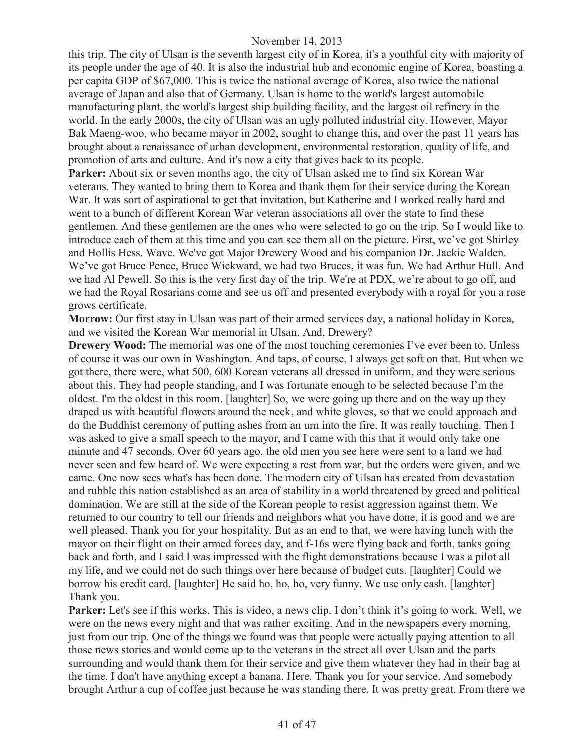this trip. The city of Ulsan is the seventh largest city of in Korea, it's a youthful city with majority of its people under the age of 40. It is also the industrial hub and economic engine of Korea, boasting a per capita GDP of $67,000. This is twice the national average of Korea, also twice the national average of Japan and also that of Germany. Ulsan is home to the world's largest automobile manufacturing plant, the world's largest ship building facility, and the largest oil refinery in the world. In the early 2000s, the city of Ulsan was an ugly polluted industrial city. However, Mayor Bak Maeng-woo, who became mayor in 2002, sought to change this, and over the past 11 years has brought about a renaissance of urban development, environmental restoration, quality of life, and promotion of arts and culture. And it's now a city that gives back to its people.

**Parker:** About six or seven months ago, the city of Ulsan asked me to find six Korean War veterans. They wanted to bring them to Korea and thank them for their service during the Korean War. It was sort of aspirational to get that invitation, but Katherine and I worked really hard and went to a bunch of different Korean War veteran associations all over the state to find these gentlemen. And these gentlemen are the ones who were selected to go on the trip. So I would like to introduce each of them at this time and you can see them all on the picture. First, we've got Shirley and Hollis Hess. Wave. We've got Major Drewery Wood and his companion Dr. Jackie Walden. We've got Bruce Pence, Bruce Wickward, we had two Bruces, it was fun. We had Arthur Hull. And we had Al Pewell. So this is the very first day of the trip. We're at PDX, we're about to go off, and we had the Royal Rosarians come and see us off and presented everybody with a royal for you a rose grows certificate.

**Morrow:** Our first stay in Ulsan was part of their armed services day, a national holiday in Korea, and we visited the Korean War memorial in Ulsan. And, Drewery?

**Drewery Wood:** The memorial was one of the most touching ceremonies I've ever been to. Unless of course it was our own in Washington. And taps, of course, I always get soft on that. But when we got there, there were, what 500, 600 Korean veterans all dressed in uniform, and they were serious about this. They had people standing, and I was fortunate enough to be selected because I'm the oldest. I'm the oldest in this room. [laughter] So, we were going up there and on the way up they draped us with beautiful flowers around the neck, and white gloves, so that we could approach and do the Buddhist ceremony of putting ashes from an urn into the fire. It was really touching. Then I was asked to give a small speech to the mayor, and I came with this that it would only take one minute and 47 seconds. Over 60 years ago, the old men you see here were sent to a land we had never seen and few heard of. We were expecting a rest from war, but the orders were given, and we came. One now sees what's has been done. The modern city of Ulsan has created from devastation and rubble this nation established as an area of stability in a world threatened by greed and political domination. We are still at the side of the Korean people to resist aggression against them. We returned to our country to tell our friends and neighbors what you have done, it is good and we are well pleased. Thank you for your hospitality. But as an end to that, we were having lunch with the mayor on their flight on their armed forces day, and f-16s were flying back and forth, tanks going back and forth, and I said I was impressed with the flight demonstrations because I was a pilot all my life, and we could not do such things over here because of budget cuts. [laughter] Could we borrow his credit card. [laughter] He said ho, ho, ho, very funny. We use only cash. [laughter] Thank you.

**Parker:** Let's see if this works. This is video, a news clip. I don't think it's going to work. Well, we were on the news every night and that was rather exciting. And in the newspapers every morning, just from our trip. One of the things we found was that people were actually paying attention to all those news stories and would come up to the veterans in the street all over Ulsan and the parts surrounding and would thank them for their service and give them whatever they had in their bag at the time. I don't have anything except a banana. Here. Thank you for your service. And somebody brought Arthur a cup of coffee just because he was standing there. It was pretty great. From there we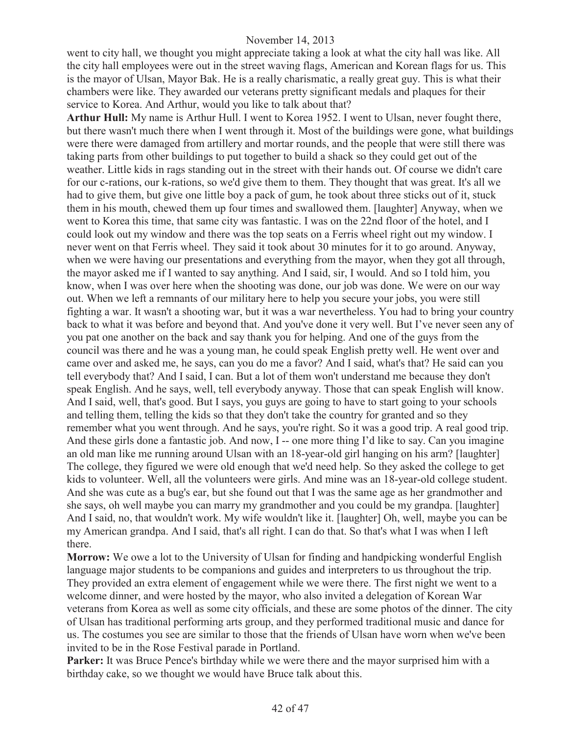went to city hall, we thought you might appreciate taking a look at what the city hall was like. All the city hall employees were out in the street waving flags, American and Korean flags for us. This is the mayor of Ulsan, Mayor Bak. He is a really charismatic, a really great guy. This is what their chambers were like. They awarded our veterans pretty significant medals and plaques for their service to Korea. And Arthur, would you like to talk about that?

**Arthur Hull:** My name is Arthur Hull. I went to Korea 1952. I went to Ulsan, never fought there, but there wasn't much there when I went through it. Most of the buildings were gone, what buildings were there were damaged from artillery and mortar rounds, and the people that were still there was taking parts from other buildings to put together to build a shack so they could get out of the weather. Little kids in rags standing out in the street with their hands out. Of course we didn't care for our c-rations, our k-rations, so we'd give them to them. They thought that was great. It's all we had to give them, but give one little boy a pack of gum, he took about three sticks out of it, stuck them in his mouth, chewed them up four times and swallowed them. [laughter] Anyway, when we went to Korea this time, that same city was fantastic. I was on the 22nd floor of the hotel, and I could look out my window and there was the top seats on a Ferris wheel right out my window. I never went on that Ferris wheel. They said it took about 30 minutes for it to go around. Anyway, when we were having our presentations and everything from the mayor, when they got all through, the mayor asked me if I wanted to say anything. And I said, sir, I would. And so I told him, you know, when I was over here when the shooting was done, our job was done. We were on our way out. When we left a remnants of our military here to help you secure your jobs, you were still fighting a war. It wasn't a shooting war, but it was a war nevertheless. You had to bring your country back to what it was before and beyond that. And you've done it very well. But I've never seen any of you pat one another on the back and say thank you for helping. And one of the guys from the council was there and he was a young man, he could speak English pretty well. He went over and came over and asked me, he says, can you do me a favor? And I said, what's that? He said can you tell everybody that? And I said, I can. But a lot of them won't understand me because they don't speak English. And he says, well, tell everybody anyway. Those that can speak English will know. And I said, well, that's good. But I says, you guys are going to have to start going to your schools and telling them, telling the kids so that they don't take the country for granted and so they remember what you went through. And he says, you're right. So it was a good trip. A real good trip. And these girls done a fantastic job. And now, I -- one more thing I'd like to say. Can you imagine an old man like me running around Ulsan with an 18-year-old girl hanging on his arm? [laughter] The college, they figured we were old enough that we'd need help. So they asked the college to get kids to volunteer. Well, all the volunteers were girls. And mine was an 18-year-old college student. And she was cute as a bug's ear, but she found out that I was the same age as her grandmother and she says, oh well maybe you can marry my grandmother and you could be my grandpa. [laughter] And I said, no, that wouldn't work. My wife wouldn't like it. [laughter] Oh, well, maybe you can be my American grandpa. And I said, that's all right. I can do that. So that's what I was when I left there.

**Morrow:** We owe a lot to the University of Ulsan for finding and handpicking wonderful English language major students to be companions and guides and interpreters to us throughout the trip. They provided an extra element of engagement while we were there. The first night we went to a welcome dinner, and were hosted by the mayor, who also invited a delegation of Korean War veterans from Korea as well as some city officials, and these are some photos of the dinner. The city of Ulsan has traditional performing arts group, and they performed traditional music and dance for us. The costumes you see are similar to those that the friends of Ulsan have worn when we've been invited to be in the Rose Festival parade in Portland.

**Parker:** It was Bruce Pence's birthday while we were there and the mayor surprised him with a birthday cake, so we thought we would have Bruce talk about this.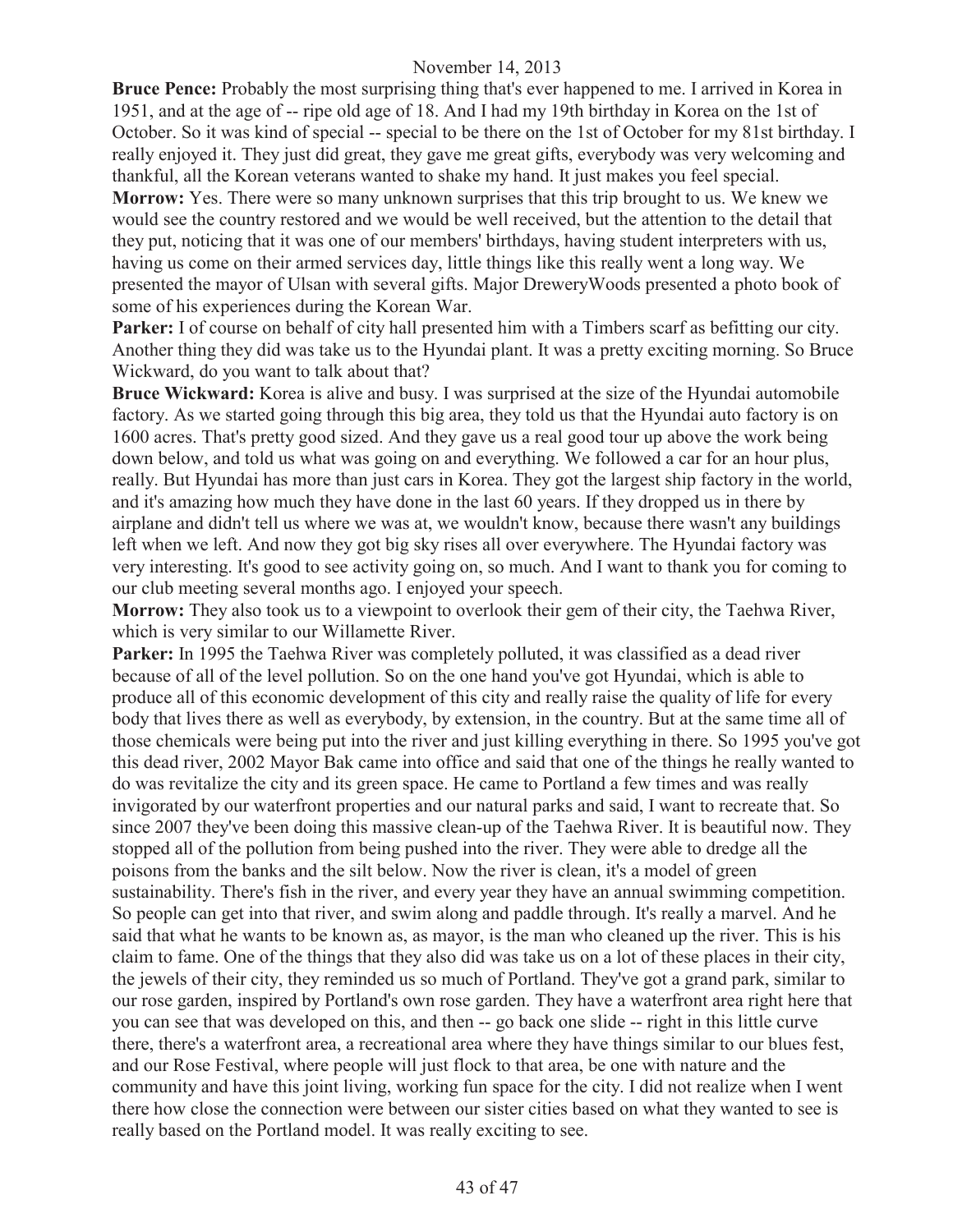**Bruce Pence:** Probably the most surprising thing that's ever happened to me. I arrived in Korea in 1951, and at the age of -- ripe old age of 18. And I had my 19th birthday in Korea on the 1st of October. So it was kind of special -- special to be there on the 1st of October for my 81st birthday. I really enjoyed it. They just did great, they gave me great gifts, everybody was very welcoming and thankful, all the Korean veterans wanted to shake my hand. It just makes you feel special.

**Morrow:** Yes. There were so many unknown surprises that this trip brought to us. We knew we would see the country restored and we would be well received, but the attention to the detail that they put, noticing that it was one of our members' birthdays, having student interpreters with us, having us come on their armed services day, little things like this really went a long way. We presented the mayor of Ulsan with several gifts. Major DreweryWoods presented a photo book of some of his experiences during the Korean War.

**Parker:** I of course on behalf of city hall presented him with a Timbers scarf as befitting our city. Another thing they did was take us to the Hyundai plant. It was a pretty exciting morning. So Bruce Wickward, do you want to talk about that?

**Bruce Wickward:** Korea is alive and busy. I was surprised at the size of the Hyundai automobile factory. As we started going through this big area, they told us that the Hyundai auto factory is on 1600 acres. That's pretty good sized. And they gave us a real good tour up above the work being down below, and told us what was going on and everything. We followed a car for an hour plus, really. But Hyundai has more than just cars in Korea. They got the largest ship factory in the world, and it's amazing how much they have done in the last 60 years. If they dropped us in there by airplane and didn't tell us where we was at, we wouldn't know, because there wasn't any buildings left when we left. And now they got big sky rises all over everywhere. The Hyundai factory was very interesting. It's good to see activity going on, so much. And I want to thank you for coming to our club meeting several months ago. I enjoyed your speech.

**Morrow:** They also took us to a viewpoint to overlook their gem of their city, the Taehwa River, which is very similar to our Willamette River.

**Parker:** In 1995 the Taehwa River was completely polluted, it was classified as a dead river because of all of the level pollution. So on the one hand you've got Hyundai, which is able to produce all of this economic development of this city and really raise the quality of life for every body that lives there as well as everybody, by extension, in the country. But at the same time all of those chemicals were being put into the river and just killing everything in there. So 1995 you've got this dead river, 2002 Mayor Bak came into office and said that one of the things he really wanted to do was revitalize the city and its green space. He came to Portland a few times and was really invigorated by our waterfront properties and our natural parks and said, I want to recreate that. So since 2007 they've been doing this massive clean-up of the Taehwa River. It is beautiful now. They stopped all of the pollution from being pushed into the river. They were able to dredge all the poisons from the banks and the silt below. Now the river is clean, it's a model of green sustainability. There's fish in the river, and every year they have an annual swimming competition. So people can get into that river, and swim along and paddle through. It's really a marvel. And he said that what he wants to be known as, as mayor, is the man who cleaned up the river. This is his claim to fame. One of the things that they also did was take us on a lot of these places in their city, the jewels of their city, they reminded us so much of Portland. They've got a grand park, similar to our rose garden, inspired by Portland's own rose garden. They have a waterfront area right here that you can see that was developed on this, and then -- go back one slide -- right in this little curve there, there's a waterfront area, a recreational area where they have things similar to our blues fest, and our Rose Festival, where people will just flock to that area, be one with nature and the community and have this joint living, working fun space for the city. I did not realize when I went there how close the connection were between our sister cities based on what they wanted to see is really based on the Portland model. It was really exciting to see.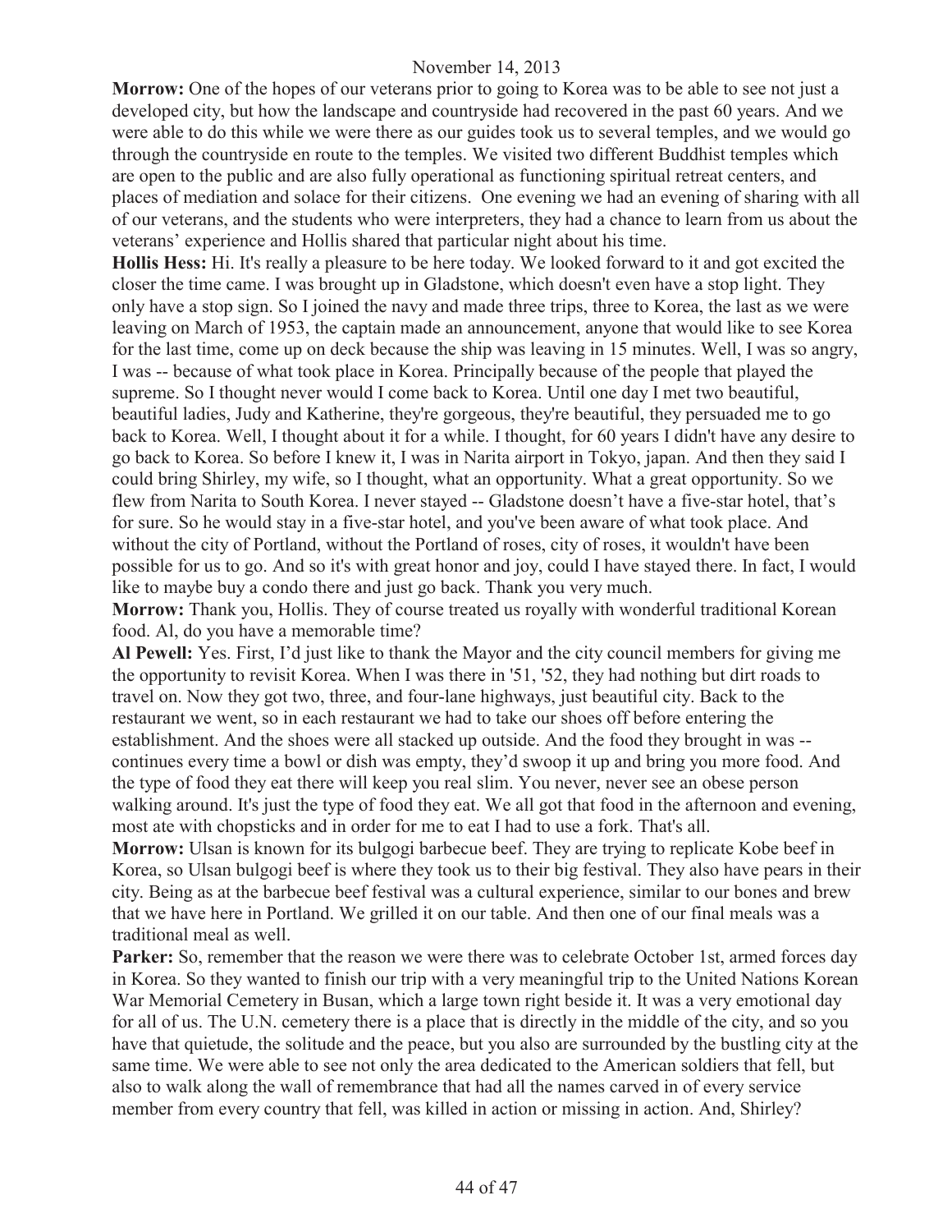**Morrow:** One of the hopes of our veterans prior to going to Korea was to be able to see not just a developed city, but how the landscape and countryside had recovered in the past 60 years. And we were able to do this while we were there as our guides took us to several temples, and we would go through the countryside en route to the temples. We visited two different Buddhist temples which are open to the public and are also fully operational as functioning spiritual retreat centers, and places of mediation and solace for their citizens. One evening we had an evening of sharing with all of our veterans, and the students who were interpreters, they had a chance to learn from us about the veterans' experience and Hollis shared that particular night about his time.

**Hollis Hess:** Hi. It's really a pleasure to be here today. We looked forward to it and got excited the closer the time came. I was brought up in Gladstone, which doesn't even have a stop light. They only have a stop sign. So I joined the navy and made three trips, three to Korea, the last as we were leaving on March of 1953, the captain made an announcement, anyone that would like to see Korea for the last time, come up on deck because the ship was leaving in 15 minutes. Well, I was so angry, I was -- because of what took place in Korea. Principally because of the people that played the supreme. So I thought never would I come back to Korea. Until one day I met two beautiful, beautiful ladies, Judy and Katherine, they're gorgeous, they're beautiful, they persuaded me to go back to Korea. Well, I thought about it for a while. I thought, for 60 years I didn't have any desire to go back to Korea. So before I knew it, I was in Narita airport in Tokyo, japan. And then they said I could bring Shirley, my wife, so I thought, what an opportunity. What a great opportunity. So we flew from Narita to South Korea. I never stayed -- Gladstone doesn't have a five-star hotel, that's for sure. So he would stay in a five-star hotel, and you've been aware of what took place. And without the city of Portland, without the Portland of roses, city of roses, it wouldn't have been possible for us to go. And so it's with great honor and joy, could I have stayed there. In fact, I would like to maybe buy a condo there and just go back. Thank you very much.

**Morrow:** Thank you, Hollis. They of course treated us royally with wonderful traditional Korean food. Al, do you have a memorable time?

**Al Pewell:** Yes. First, I'd just like to thank the Mayor and the city council members for giving me the opportunity to revisit Korea. When I was there in '51, '52, they had nothing but dirt roads to travel on. Now they got two, three, and four-lane highways, just beautiful city. Back to the restaurant we went, so in each restaurant we had to take our shoes off before entering the establishment. And the shoes were all stacked up outside. And the food they brought in was -- continues every time a bowl or dish was empty, they'd swoop it up and bring you more food. And the type of food they eat there will keep you real slim. You never, never see an obese person walking around. It's just the type of food they eat. We all got that food in the afternoon and evening, most ate with chopsticks and in order for me to eat I had to use a fork. That's all.

**Morrow:** Ulsan is known for its bulgogi barbecue beef. They are trying to replicate Kobe beef in Korea, so Ulsan bulgogi beef is where they took us to their big festival. They also have pears in their city. Being as at the barbecue beef festival was a cultural experience, similar to our bones and brew that we have here in Portland. We grilled it on our table. And then one of our final meals was a traditional meal as well.

**Parker:** So, remember that the reason we were there was to celebrate October 1st, armed forces day in Korea. So they wanted to finish our trip with a very meaningful trip to the United Nations Korean War Memorial Cemetery in Busan, which a large town right beside it. It was a very emotional day for all of us. The U.N. cemetery there is a place that is directly in the middle of the city, and so you have that quietude, the solitude and the peace, but you also are surrounded by the bustling city at the same time. We were able to see not only the area dedicated to the American soldiers that fell, but also to walk along the wall of remembrance that had all the names carved in of every service member from every country that fell, was killed in action or missing in action. And, Shirley?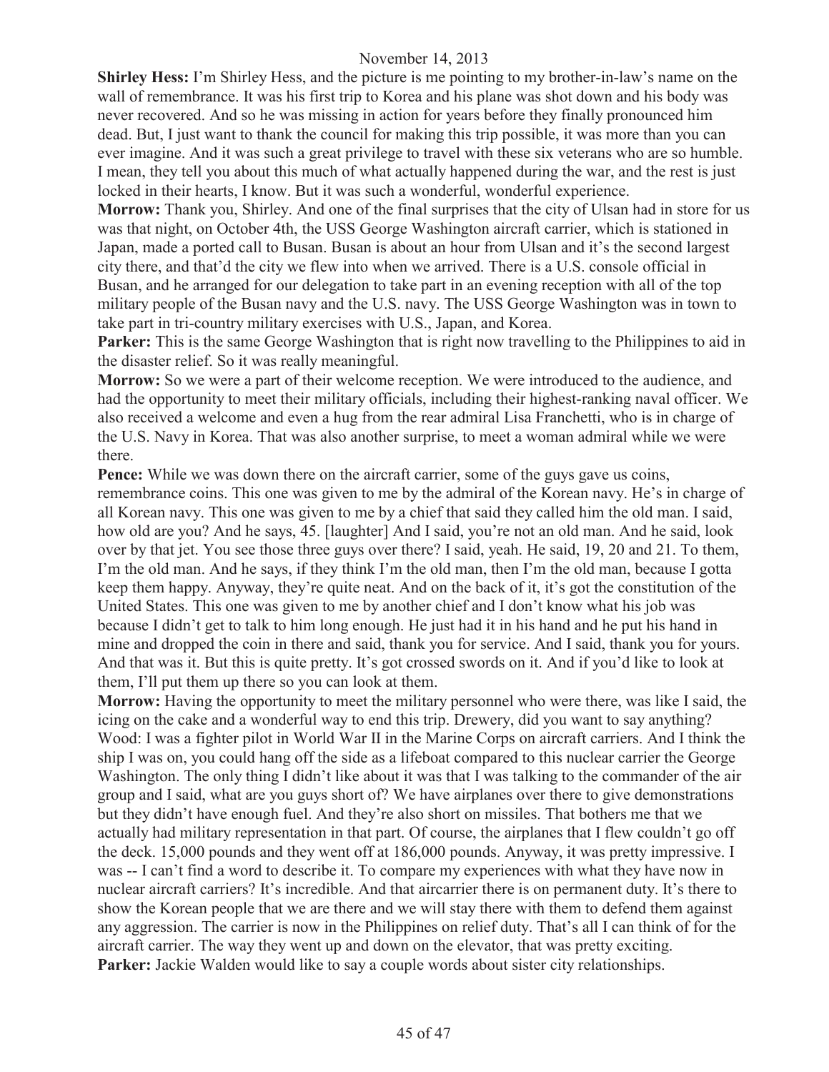**Shirley Hess:** I'm Shirley Hess, and the picture is me pointing to my brother-in-law's name on the wall of remembrance. It was his first trip to Korea and his plane was shot down and his body was never recovered. And so he was missing in action for years before they finally pronounced him dead. But, I just want to thank the council for making this trip possible, it was more than you can ever imagine. And it was such a great privilege to travel with these six veterans who are so humble. I mean, they tell you about this much of what actually happened during the war, and the rest is just locked in their hearts, I know. But it was such a wonderful, wonderful experience.

**Morrow:** Thank you, Shirley. And one of the final surprises that the city of Ulsan had in store for us was that night, on October 4th, the USS George Washington aircraft carrier, which is stationed in Japan, made a ported call to Busan. Busan is about an hour from Ulsan and it's the second largest city there, and that'd the city we flew into when we arrived. There is a U.S. console official in Busan, and he arranged for our delegation to take part in an evening reception with all of the top military people of the Busan navy and the U.S. navy. The USS George Washington was in town to take part in tri-country military exercises with U.S., Japan, and Korea.

**Parker:** This is the same George Washington that is right now travelling to the Philippines to aid in the disaster relief. So it was really meaningful.

**Morrow:** So we were a part of their welcome reception. We were introduced to the audience, and had the opportunity to meet their military officials, including their highest-ranking naval officer. We also received a welcome and even a hug from the rear admiral Lisa Franchetti, who is in charge of the U.S. Navy in Korea. That was also another surprise, to meet a woman admiral while we were there.

**Pence:** While we was down there on the aircraft carrier, some of the guys gave us coins, remembrance coins. This one was given to me by the admiral of the Korean navy. He's in charge of all Korean navy. This one was given to me by a chief that said they called him the old man. I said, how old are you? And he says, 45. [laughter] And I said, you're not an old man. And he said, look over by that jet. You see those three guys over there? I said, yeah. He said, 19, 20 and 21. To them, I'm the old man. And he says, if they think I'm the old man, then I'm the old man, because I gotta keep them happy. Anyway, they're quite neat. And on the back of it, it's got the constitution of the United States. This one was given to me by another chief and I don't know what his job was because I didn't get to talk to him long enough. He just had it in his hand and he put his hand in mine and dropped the coin in there and said, thank you for service. And I said, thank you for yours. And that was it. But this is quite pretty. It's got crossed swords on it. And if you'd like to look at them, I'll put them up there so you can look at them.

**Morrow:** Having the opportunity to meet the military personnel who were there, was like I said, the icing on the cake and a wonderful way to end this trip. Drewery, did you want to say anything?

Wood: I was a fighter pilot in World War II in the Marine Corps on aircraft carriers. And I think the ship I was on, you could hang off the side as a lifeboat compared to this nuclear carrier the George Washington. The only thing I didn't like about it was that I was talking to the commander of the air group and I said, what are you guys short of? We have airplanes over there to give demonstrations but they didn't have enough fuel. And they're also short on missiles. That bothers me that we actually had military representation in that part. Of course, the airplanes that I flew couldn't go off the deck. 15,000 pounds and they went off at 186,000 pounds. Anyway, it was pretty impressive. I was -- I can't find a word to describe it. To compare my experiences with what they have now in nuclear aircraft carriers? It's incredible. And that aircarrier there is on permanent duty. It's there to show the Korean people that we are there and we will stay there with them to defend them against any aggression. The carrier is now in the Philippines on relief duty. That's all I can think of for the aircraft carrier. The way they went up and down on the elevator, that was pretty exciting.

**Parker:** Jackie Walden would like to say a couple words about sister city relationships.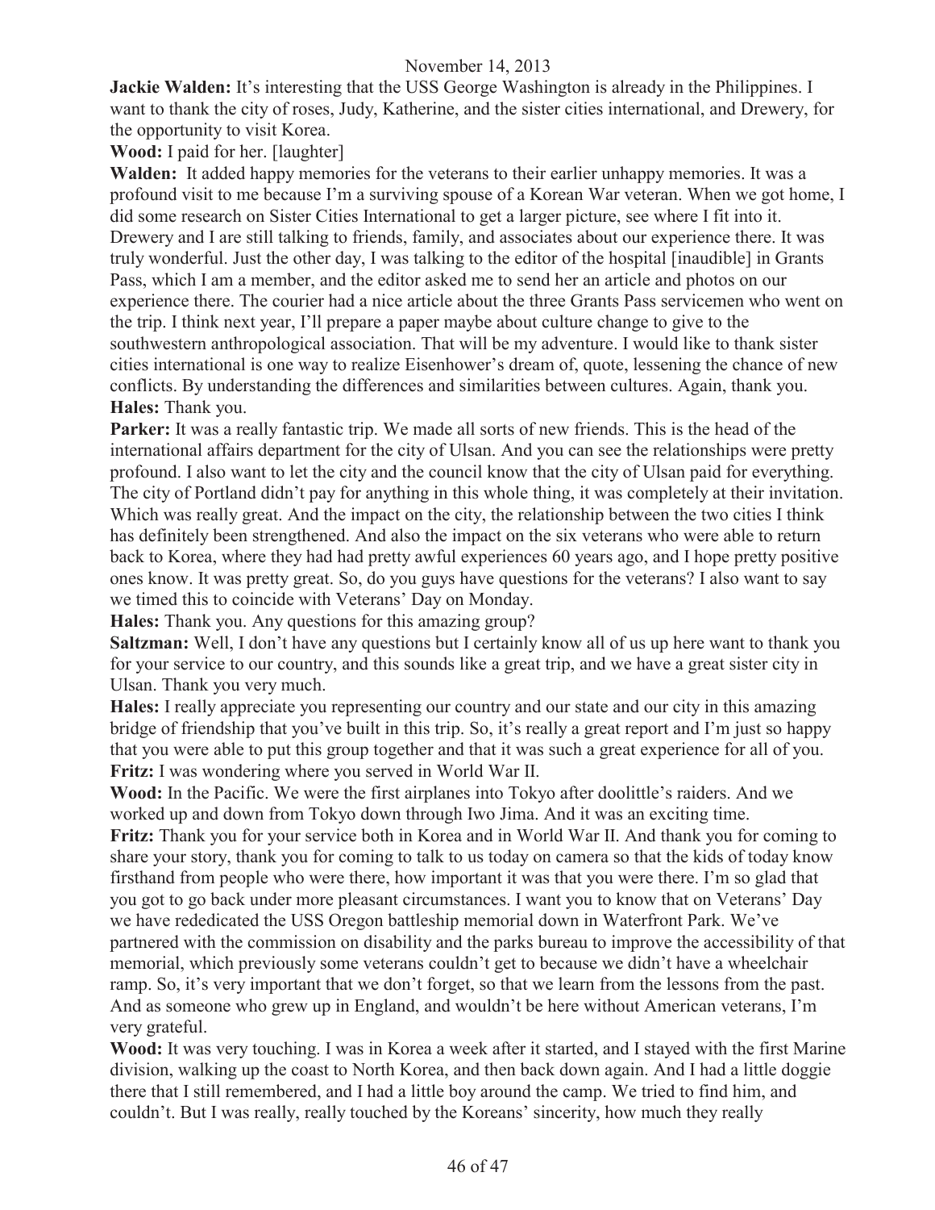**Jackie Walden:** It's interesting that the USS George Washington is already in the Philippines. I want to thank the city of roses, Judy, Katherine, and the sister cities international, and Drewery, for the opportunity to visit Korea.

**Wood:** I paid for her. [laughter]

**Walden:** It added happy memories for the veterans to their earlier unhappy memories. It was a profound visit to me because I'm a surviving spouse of a Korean War veteran. When we got home, I did some research on Sister Cities International to get a larger picture, see where I fit into it. Drewery and I are still talking to friends, family, and associates about our experience there. It was truly wonderful. Just the other day, I was talking to the editor of the hospital [inaudible] in Grants Pass, which I am a member, and the editor asked me to send her an article and photos on our experience there. The courier had a nice article about the three Grants Pass servicemen who went on the trip. I think next year, I'll prepare a paper maybe about culture change to give to the southwestern anthropological association. That will be my adventure. I would like to thank sister cities international is one way to realize Eisenhower's dream of, quote, lessening the chance of new conflicts. By understanding the differences and similarities between cultures. Again, thank you.

**Hales:** Thank you.

**Parker:** It was a really fantastic trip. We made all sorts of new friends. This is the head of the international affairs department for the city of Ulsan. And you can see the relationships were pretty profound. I also want to let the city and the council know that the city of Ulsan paid for everything. The city of Portland didn't pay for anything in this whole thing, it was completely at their invitation. Which was really great. And the impact on the city, the relationship between the two cities I think has definitely been strengthened. And also the impact on the six veterans who were able to return back to Korea, where they had had pretty awful experiences 60 years ago, and I hope pretty positive ones know. It was pretty great. So, do you guys have questions for the veterans? I also want to say we timed this to coincide with Veterans' Day on Monday.

**Hales:** Thank you. Any questions for this amazing group?

**Saltzman:** Well, I don't have any questions but I certainly know all of us up here want to thank you for your service to our country, and this sounds like a great trip, and we have a great sister city in Ulsan. Thank you very much.

**Hales:** I really appreciate you representing our country and our state and our city in this amazing bridge of friendship that you've built in this trip. So, it's really a great report and I'm just so happy that you were able to put this group together and that it was such a great experience for all of you.

**Fritz:** I was wondering where you served in World War II.

**Wood:** In the Pacific. We were the first airplanes into Tokyo after doolittle's raiders. And we worked up and down from Tokyo down through Iwo Jima. And it was an exciting time.

**Fritz:** Thank you for your service both in Korea and in World War II. And thank you for coming to share your story, thank you for coming to talk to us today on camera so that the kids of today know firsthand from people who were there, how important it was that you were there. I'm so glad that you got to go back under more pleasant circumstances. I want you to know that on Veterans' Day we have rededicated the USS Oregon battleship memorial down in Waterfront Park. We've partnered with the commission on disability and the parks bureau to improve the accessibility of that memorial, which previously some veterans couldn't get to because we didn't have a wheelchair ramp. So, it's very important that we don't forget, so that we learn from the lessons from the past. And as someone who grew up in England, and wouldn't be here without American veterans, I'm very grateful.

**Wood:** It was very touching. I was in Korea a week after it started, and I stayed with the first Marine division, walking up the coast to North Korea, and then back down again. And I had a little doggie there that I still remembered, and I had a little boy around the camp. We tried to find him, and couldn't. But I was really, really touched by the Koreans' sincerity, how much they really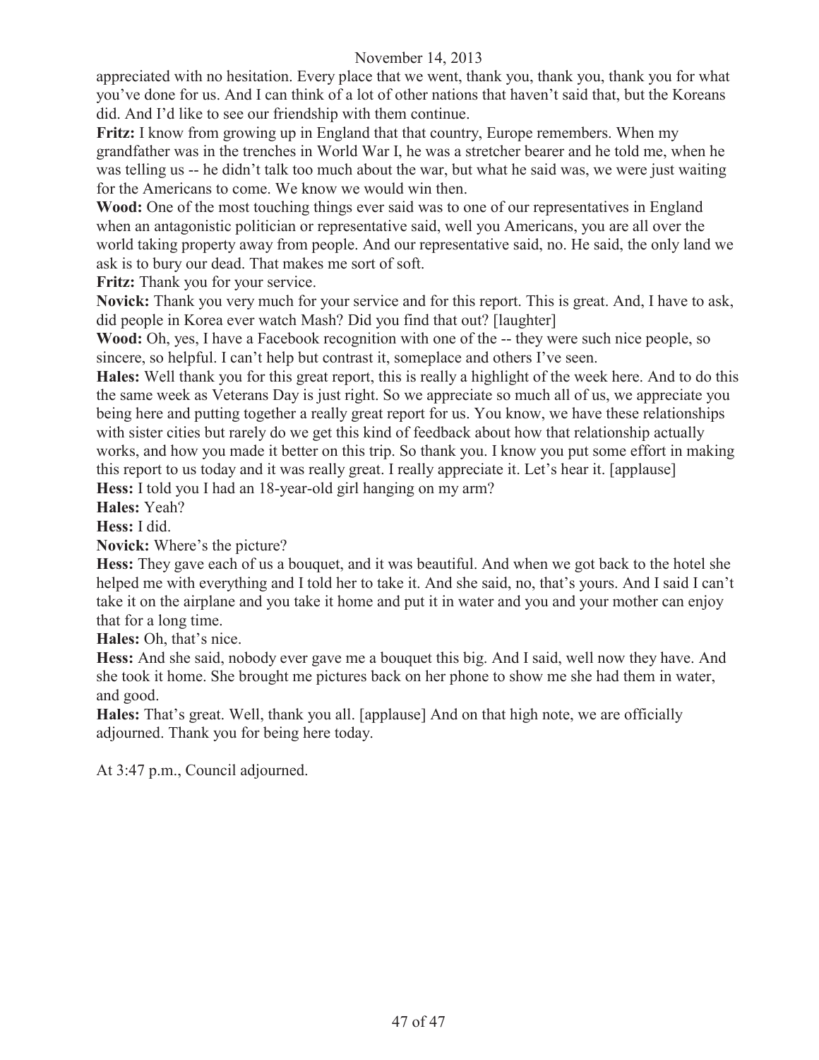appreciated with no hesitation. Every place that we went, thank you, thank you, thank you for what you've done for us. And I can think of a lot of other nations that haven't said that, but the Koreans did. And I'd like to see our friendship with them continue.

**Fritz:** I know from growing up in England that that country, Europe remembers. When my grandfather was in the trenches in World War I, he was a stretcher bearer and he told me, when he was telling us -- he didn't talk too much about the war, but what he said was, we were just waiting for the Americans to come. We know we would win then.

**Wood:** One of the most touching things ever said was to one of our representatives in England when an antagonistic politician or representative said, well you Americans, you are all over the world taking property away from people. And our representative said, no. He said, the only land we ask is to bury our dead. That makes me sort of soft.

**Fritz:** Thank you for your service.

**Novick:** Thank you very much for your service and for this report. This is great. And, I have to ask, did people in Korea ever watch Mash? Did you find that out? [laughter]

**Wood:** Oh, yes, I have a Facebook recognition with one of the -- they were such nice people, so sincere, so helpful. I can't help but contrast it, someplace and others I've seen.

**Hales:** Well thank you for this great report, this is really a highlight of the week here. And to do this the same week as Veterans Day is just right. So we appreciate so much all of us, we appreciate you being here and putting together a really great report for us. You know, we have these relationships with sister cities but rarely do we get this kind of feedback about how that relationship actually works, and how you made it better on this trip. So thank you. I know you put some effort in making this report to us today and it was really great. I really appreciate it. Let's hear it. [applause]

**Hess:** I told you I had an 18-year-old girl hanging on my arm?

**Hales:** Yeah?

**Hess:** I did.

**Novick:** Where's the picture?

**Hess:** They gave each of us a bouquet, and it was beautiful. And when we got back to the hotel she helped me with everything and I told her to take it. And she said, no, that's yours. And I said I can't take it on the airplane and you take it home and put it in water and you and your mother can enjoy that for a long time.

**Hales:** Oh, that's nice.

**Hess:** And she said, nobody ever gave me a bouquet this big. And I said, well now they have. And she took it home. She brought me pictures back on her phone to show me she had them in water, and good.

**Hales:** That's great. Well, thank you all. [applause] And on that high note, we are officially adjourned. Thank you for being here today.

At 3:47 p.m., Council adjourned.